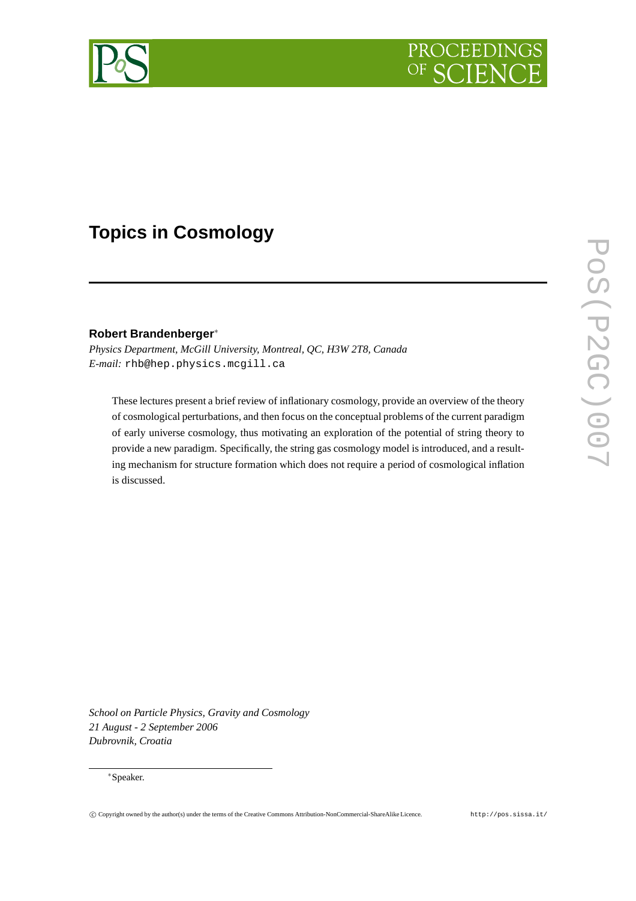# Topics in Cosmology

**Robert Brandenberger**[*]

*Physics Department, McGill University, Montreal, QC, H3W 2T8, Canada*
*E-mail:* rhb@hep.physics.mcgill.ca

These lectures present a brief review of inflationary cosmology, provide an overview of the theory of cosmological perturbations, and then focus on the conceptual problems of the current paradigm of early universe cosmology, thus motivating an exploration of the potential of string theory to provide a new paradigm. Specifically, the string gas cosmology model is introduced, and a resulting mechanism for structure formation which does not require a period of cosmological inflation is discussed.

*School on Particle Physics, Gravity and Cosmology*
*21 August - 2 September 2006*
*Dubrovnik, Croatia*

[*] Speaker.

© Copyright owned by the author(s) under the terms of the Creative Commons Attribution-NonCommercial-ShareAlike Licence. http://pos.sissa.it/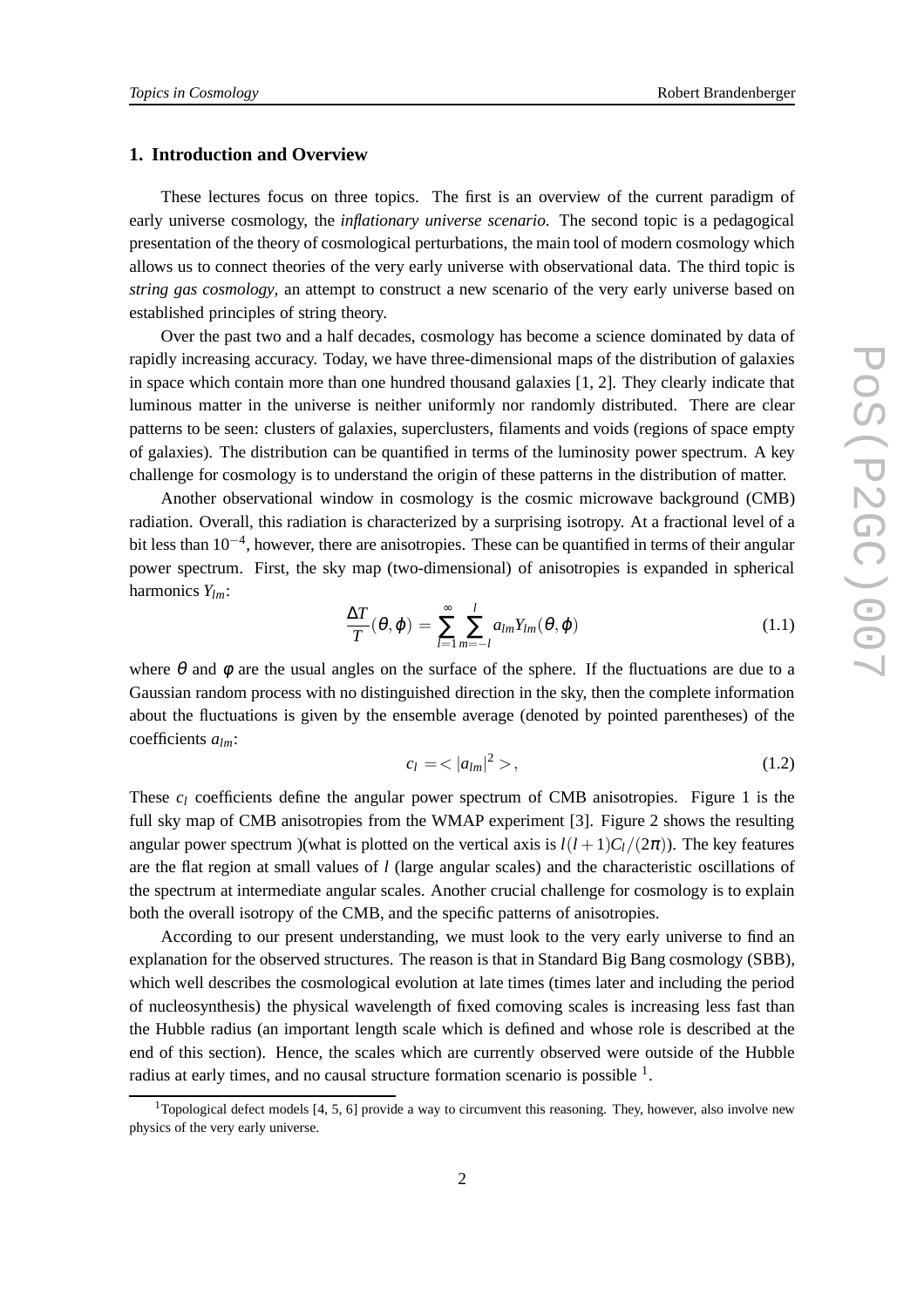## 1. Introduction and Overview

These lectures focus on three topics. The first is an overview of the current paradigm of early universe cosmology, the *inflationary universe scenario*. The second topic is a pedagogical presentation of the theory of cosmological perturbations, the main tool of modern cosmology which allows us to connect theories of the very early universe with observational data. The third topic is *string gas cosmology*, an attempt to construct a new scenario of the very early universe based on established principles of string theory.

Over the past two and a half decades, cosmology has become a science dominated by data of rapidly increasing accuracy. Today, we have three-dimensional maps of the distribution of galaxies in space which contain more than one hundred thousand galaxies [1, 2]. They clearly indicate that luminous matter in the universe is neither uniformly nor randomly distributed. There are clear patterns to be seen: clusters of galaxies, superclusters, filaments and voids (regions of space empty of galaxies). The distribution can be quantified in terms of the luminosity power spectrum. A key challenge for cosmology is to understand the origin of these patterns in the distribution of matter.

Another observational window in cosmology is the cosmic microwave background (CMB) radiation. Overall, this radiation is characterized by a surprising isotropy. At a fractional level of a bit less than $10^{-4}$, however, there are anisotropies. These can be quantified in terms of their angular power spectrum. First, the sky map (two-dimensional) of anisotropies is expanded in spherical harmonics $Y_{lm}$:

$$\frac{\Delta T}{T}(\theta,\varphi) = \sum_{l=1}^{\infty}\sum_{m=-l}^{l} a_{lm}Y_{lm}(\theta,\varphi) \tag{1.1}$$

where $\theta$ and $\phi$ are the usual angles on the surface of the sphere. If the fluctuations are due to a Gaussian random process with no distinguished direction in the sky, then the complete information about the fluctuations is given by the ensemble average (denoted by pointed parentheses) of the coefficients $a_{lm}$:

$$c_l = < |a_{lm}|^2 > , \tag{1.2}$$

These $c_l$ coefficients define the angular power spectrum of CMB anisotropies. Figure 1 is the full sky map of CMB anisotropies from the WMAP experiment [3]. Figure 2 shows the resulting angular power spectrum )(what is plotted on the vertical axis is $l(l+1)C_l/(2\pi)$). The key features are the flat region at small values of $l$ (large angular scales) and the characteristic oscillations of the spectrum at intermediate angular scales. Another crucial challenge for cosmology is to explain both the overall isotropy of the CMB, and the specific patterns of anisotropies.

According to our present understanding, we must look to the very early universe to find an explanation for the observed structures. The reason is that in Standard Big Bang cosmology (SBB), which well describes the cosmological evolution at late times (times later and including the period of nucleosynthesis) the physical wavelength of fixed comoving scales is increasing less fast than the Hubble radius (an important length scale which is defined and whose role is described at the end of this section). Hence, the scales which are currently observed were outside of the Hubble radius at early times, and no causal structure formation scenario is possible [1].

[1] Topological defect models [4, 5, 6] provide a way to circumvent this reasoning. They, however, also involve new physics of the very early universe.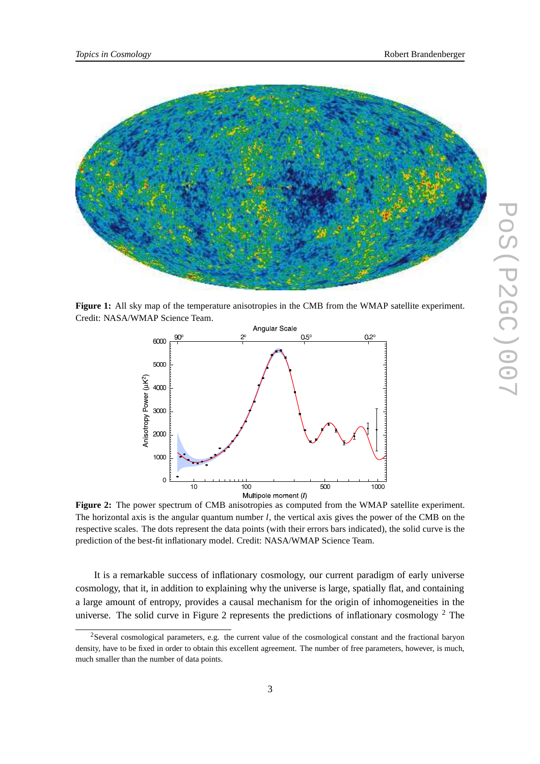**Figure 1:** All sky map of the temperature anisotropies in the CMB from the WMAP satellite experiment. Credit: NASA/WMAP Science Team.

**Figure 2:** The power spectrum of CMB anisotropies as computed from the WMAP satellite experiment. The horizontal axis is the angular quantum number $l$, the vertical axis gives the power of the CMB on the respective scales. The dots represent the data points (with their errors bars indicated), the solid curve is the prediction of the best-fit inflationary model. Credit: NASA/WMAP Science Team.

It is a remarkable success of inflationary cosmology, our current paradigm of early universe cosmology, that it, in addition to explaining why the universe is large, spatially flat, and containing a large amount of entropy, provides a causal mechanism for the origin of inhomogeneities in the universe. The solid curve in Figure 2 represents the predictions of inflationary cosmology [2] The

[2]Several cosmological parameters, e.g. the current value of the cosmological constant and the fractional baryon density, have to be fixed in order to obtain this excellent agreement. The number of free parameters, however, is much, much smaller than the number of data points.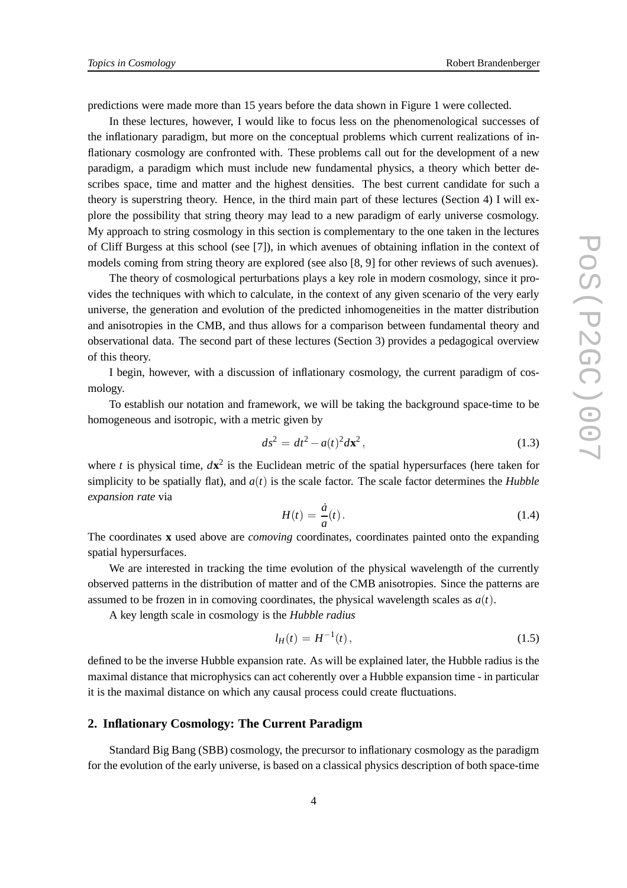predictions were made more than 15 years before the data shown in Figure 1 were collected.

In these lectures, however, I would like to focus less on the phenomenological successes of the inflationary paradigm, but more on the conceptual problems which current realizations of inflationary cosmology are confronted with. These problems call out for the development of a new paradigm, a paradigm which must include new fundamental physics, a theory which better describes space, time and matter and the highest densities. The best current candidate for such a theory is superstring theory. Hence, in the third main part of these lectures (Section 4) I will explore the possibility that string theory may lead to a new paradigm of early universe cosmology. My approach to string cosmology in this section is complementary to the one taken in the lectures of Cliff Burgess at this school (see [7]), in which avenues of obtaining inflation in the context of models coming from string theory are explored (see also [8, 9] for other reviews of such avenues).

The theory of cosmological perturbations plays a key role in modern cosmology, since it provides the techniques with which to calculate, in the context of any given scenario of the very early universe, the generation and evolution of the predicted inhomogeneities in the matter distribution and anisotropies in the CMB, and thus allows for a comparison between fundamental theory and observational data. The second part of these lectures (Section 3) provides a pedagogical overview of this theory.

I begin, however, with a discussion of inflationary cosmology, the current paradigm of cosmology.

To establish our notation and framework, we will be taking the background space-time to be homogeneous and isotropic, with a metric given by

$$ds^2 = dt^2 - a(t)^2 d\mathbf{x}^2 \,, \tag{1.3}$$

where $t$ is physical time, $d\mathbf{x}^2$ is the Euclidean metric of the spatial hypersurfaces (here taken for simplicity to be spatially flat), and $a(t)$ is the scale factor. The scale factor determines the *Hubble expansion rate* via

$$H(t) = \frac{\dot{a}}{a}(t) \,. \tag{1.4}$$

The coordinates $\mathbf{x}$ used above are *comoving* coordinates, coordinates painted onto the expanding spatial hypersurfaces.

We are interested in tracking the time evolution of the physical wavelength of the currently observed patterns in the distribution of matter and of the CMB anisotropies. Since the patterns are assumed to be frozen in in comoving coordinates, the physical wavelength scales as $a(t)$.

A key length scale in cosmology is the *Hubble radius*

$$l_H(t) = H^{-1}(t) \,, \tag{1.5}$$

defined to be the inverse Hubble expansion rate. As will be explained later, the Hubble radius is the maximal distance that microphysics can act coherently over a Hubble expansion time - in particular it is the maximal distance on which any causal process could create fluctuations.

## 2. Inflationary Cosmology: The Current Paradigm

Standard Big Bang (SBB) cosmology, the precursor to inflationary cosmology as the paradigm for the evolution of the early universe, is based on a classical physics description of both space-time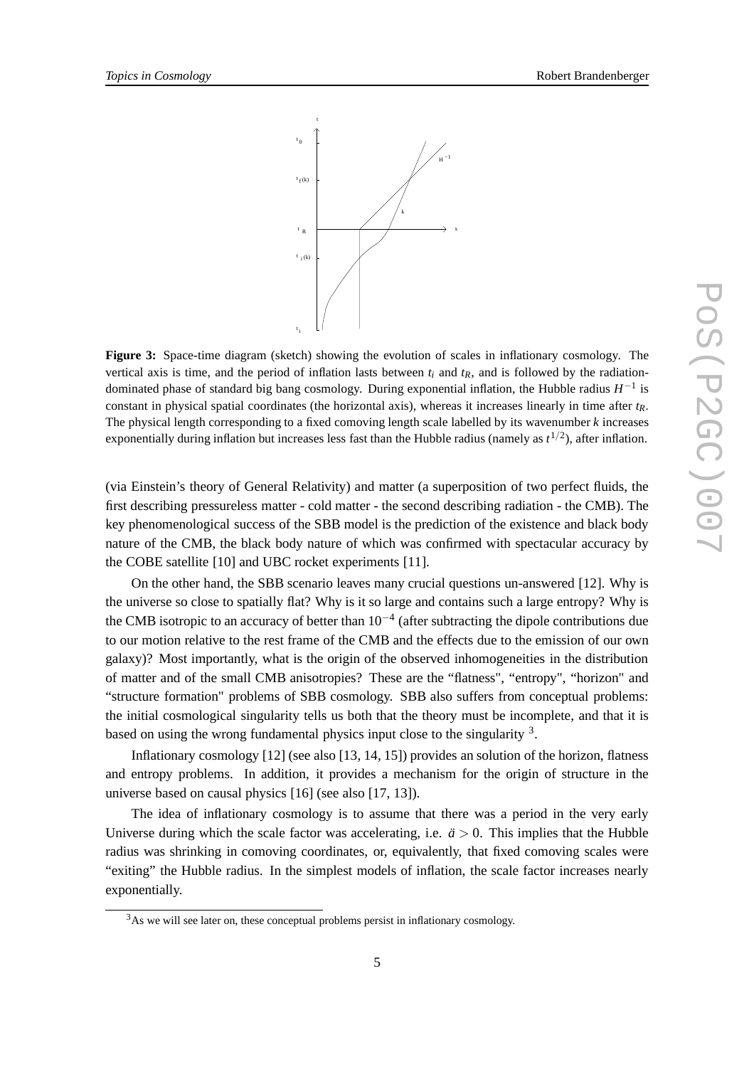**Figure 3:** Space-time diagram (sketch) showing the evolution of scales in inflationary cosmology. The vertical axis is time, and the period of inflation lasts between $t_i$ and $t_R$, and is followed by the radiation-dominated phase of standard big bang cosmology. During exponential inflation, the Hubble radius $H^{-1}$ is constant in physical spatial coordinates (the horizontal axis), whereas it increases linearly in time after $t_R$. The physical length corresponding to a fixed comoving length scale labelled by its wavenumber $k$ increases exponentially during inflation but increases less fast than the Hubble radius (namely as $t^{1/2}$), after inflation.

(via Einstein's theory of General Relativity) and matter (a superposition of two perfect fluids, the first describing pressureless matter - cold matter - the second describing radiation - the CMB). The key phenomenological success of the SBB model is the prediction of the existence and black body nature of the CMB, the black body nature of which was confirmed with spectacular accuracy by the COBE satellite [10] and UBC rocket experiments [11].

On the other hand, the SBB scenario leaves many crucial questions un-answered [12]. Why is the universe so close to spatially flat? Why is it so large and contains such a large entropy? Why is the CMB isotropic to an accuracy of better than $10^{-4}$ (after subtracting the dipole contributions due to our motion relative to the rest frame of the CMB and the effects due to the emission of our own galaxy)? Most importantly, what is the origin of the observed inhomogeneities in the distribution of matter and of the small CMB anisotropies? These are the "flatness", "entropy", "horizon" and "structure formation" problems of SBB cosmology. SBB also suffers from conceptual problems: the initial cosmological singularity tells us both that the theory must be incomplete, and that it is based on using the wrong fundamental physics input close to the singularity [3].

Inflationary cosmology [12] (see also [13, 14, 15]) provides an solution of the horizon, flatness and entropy problems. In addition, it provides a mechanism for the origin of structure in the universe based on causal physics [16] (see also [17, 13]).

The idea of inflationary cosmology is to assume that there was a period in the very early Universe during which the scale factor was accelerating, i.e. $\ddot{a} > 0$. This implies that the Hubble radius was shrinking in comoving coordinates, or, equivalently, that fixed comoving scales were "exiting" the Hubble radius. In the simplest models of inflation, the scale factor increases nearly exponentially.

[3] As we will see later on, these conceptual problems persist in inflationary cosmology.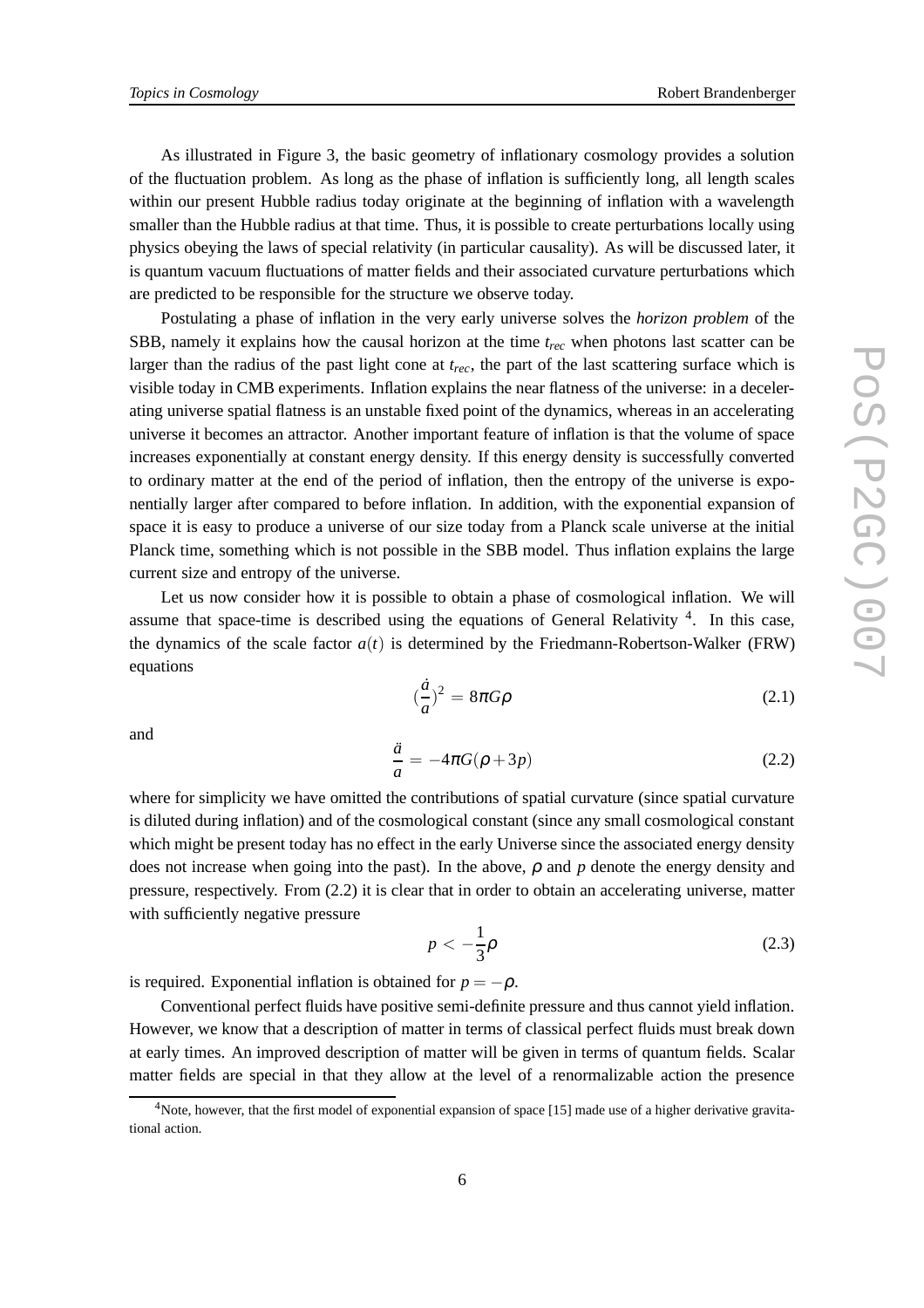As illustrated in Figure 3, the basic geometry of inflationary cosmology provides a solution of the fluctuation problem. As long as the phase of inflation is sufficiently long, all length scales within our present Hubble radius today originate at the beginning of inflation with a wavelength smaller than the Hubble radius at that time. Thus, it is possible to create perturbations locally using physics obeying the laws of special relativity (in particular causality). As will be discussed later, it is quantum vacuum fluctuations of matter fields and their associated curvature perturbations which are predicted to be responsible for the structure we observe today.

Postulating a phase of inflation in the very early universe solves the *horizon problem* of the SBB, namely it explains how the causal horizon at the time $t_{rec}$ when photons last scatter can be larger than the radius of the past light cone at $t_{rec}$, the part of the last scattering surface which is visible today in CMB experiments. Inflation explains the near flatness of the universe: in a decelerating universe spatial flatness is an unstable fixed point of the dynamics, whereas in an accelerating universe it becomes an attractor. Another important feature of inflation is that the volume of space increases exponentially at constant energy density. If this energy density is successfully converted to ordinary matter at the end of the period of inflation, then the entropy of the universe is exponentially larger after compared to before inflation. In addition, with the exponential expansion of space it is easy to produce a universe of our size today from a Planck scale universe at the initial Planck time, something which is not possible in the SBB model. Thus inflation explains the large current size and entropy of the universe.

Let us now consider how it is possible to obtain a phase of cosmological inflation. We will assume that space-time is described using the equations of General Relativity [4]. In this case, the dynamics of the scale factor $a(t)$ is determined by the Friedmann-Robertson-Walker (FRW) equations

$$\left(\frac{\dot{a}}{a}\right)^2 = 8\pi G\rho \tag{2.1}$$

and

$$\frac{\ddot{a}}{a} = -4\pi G(\rho + 3p) \tag{2.2}$$

where for simplicity we have omitted the contributions of spatial curvature (since spatial curvature is diluted during inflation) and of the cosmological constant (since any small cosmological constant which might be present today has no effect in the early Universe since the associated energy density does not increase when going into the past). In the above, $\rho$ and $p$ denote the energy density and pressure, respectively. From (2.2) it is clear that in order to obtain an accelerating universe, matter with sufficiently negative pressure

$$p < -\frac{1}{3}\rho \tag{2.3}$$

is required. Exponential inflation is obtained for $p = -\rho$.

Conventional perfect fluids have positive semi-definite pressure and thus cannot yield inflation. However, we know that a description of matter in terms of classical perfect fluids must break down at early times. An improved description of matter will be given in terms of quantum fields. Scalar matter fields are special in that they allow at the level of a renormalizable action the presence

[4] Note, however, that the first model of exponential expansion of space [15] made use of a higher derivative gravitational action.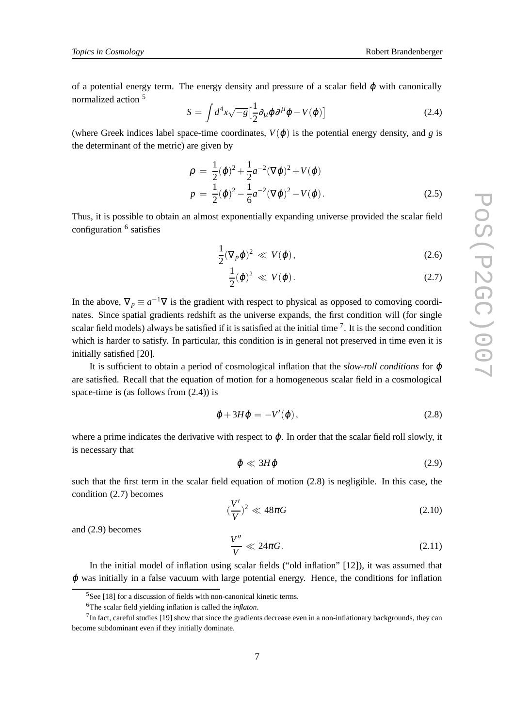of a potential energy term. The energy density and pressure of a scalar field $\varphi$ with canonically normalized action [5]

$$S = \int d^4x \sqrt{-g}\left[\frac{1}{2}\partial_\mu\varphi\partial^\mu\varphi - V(\varphi)\right] \tag{2.4}$$

(where Greek indices label space-time coordinates, $V(\varphi)$ is the potential energy density, and $g$ is the determinant of the metric) are given by

$$\begin{aligned}
\rho &= \frac{1}{2}(\dot{\varphi})^2 + \frac{1}{2}a^{-2}(\nabla\varphi)^2 + V(\varphi) \\
p &= \frac{1}{2}(\dot{\varphi})^2 - \frac{1}{6}a^{-2}(\nabla\varphi)^2 - V(\varphi).
\end{aligned} \tag{2.5}$$

Thus, it is possible to obtain an almost exponentially expanding universe provided the scalar field configuration [6] satisfies

$$\frac{1}{2}(\nabla_p\varphi)^2 \ll V(\varphi), \tag{2.6}$$

$$\frac{1}{2}(\dot{\varphi})^2 \ll V(\varphi). \tag{2.7}$$

In the above, $\nabla_p \equiv a^{-1}\nabla$ is the gradient with respect to physical as opposed to comoving coordinates. Since spatial gradients redshift as the universe expands, the first condition will (for single scalar field models) always be satisfied if it is satisfied at the initial time [7]. It is the second condition which is harder to satisfy. In particular, this condition is in general not preserved in time even it is initially satisfied [20].

It is sufficient to obtain a period of cosmological inflation that the *slow-roll conditions* for $\varphi$ are satisfied. Recall that the equation of motion for a homogeneous scalar field in a cosmological space-time is (as follows from (2.4)) is

$$\ddot{\varphi} + 3H\dot{\varphi} = -V'(\varphi), \tag{2.8}$$

where a prime indicates the derivative with respect to $\varphi$. In order that the scalar field roll slowly, it is necessary that

$$\ddot{\varphi} \ll 3H\dot{\varphi} \tag{2.9}$$

such that the first term in the scalar field equation of motion (2.8) is negligible. In this case, the condition (2.7) becomes

$$\left(\frac{V'}{V}\right)^2 \ll 48\pi G \tag{2.10}$$

and (2.9) becomes

$$\frac{V''}{V} \ll 24\pi G. \tag{2.11}$$

In the initial model of inflation using scalar fields ("old inflation" [12]), it was assumed that $\varphi$ was initially in a false vacuum with large potential energy. Hence, the conditions for inflation

[5] See [18] for a discussion of fields with non-canonical kinetic terms.

[6] The scalar field yielding inflation is called the *inflaton*.

[7] In fact, careful studies [19] show that since the gradients decrease even in a non-inflationary backgrounds, they can become subdominant even if they initially dominate.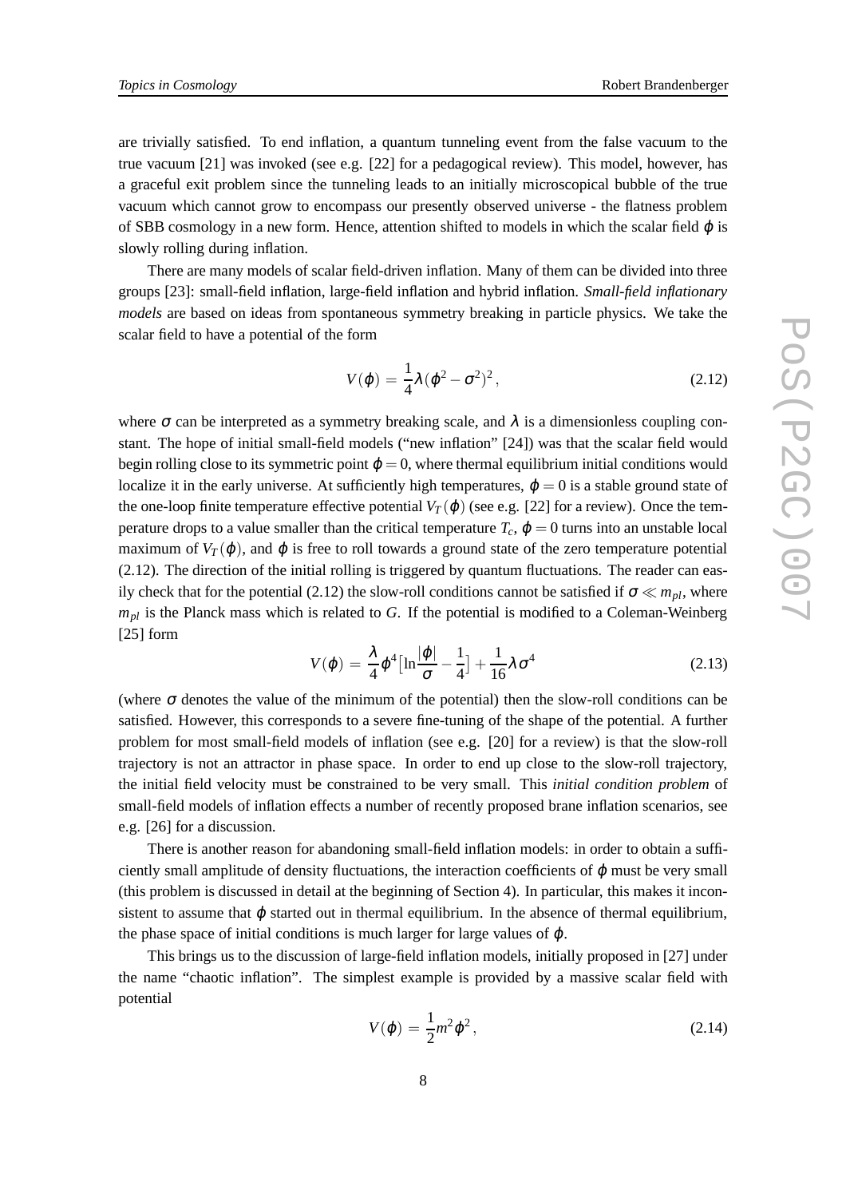are trivially satisfied. To end inflation, a quantum tunneling event from the false vacuum to the true vacuum [21] was invoked (see e.g. [22] for a pedagogical review). This model, however, has a graceful exit problem since the tunneling leads to an initially microscopical bubble of the true vacuum which cannot grow to encompass our presently observed universe - the flatness problem of SBB cosmology in a new form. Hence, attention shifted to models in which the scalar field $\varphi$ is slowly rolling during inflation.

There are many models of scalar field-driven inflation. Many of them can be divided into three groups [23]: small-field inflation, large-field inflation and hybrid inflation. *Small-field inflationary models* are based on ideas from spontaneous symmetry breaking in particle physics. We take the scalar field to have a potential of the form

$$V(\varphi) = \frac{1}{4}\lambda(\varphi^2 - \sigma^2)^2, \tag{2.12}$$

where $\sigma$ can be interpreted as a symmetry breaking scale, and $\lambda$ is a dimensionless coupling constant. The hope of initial small-field models ("new inflation" [24]) was that the scalar field would begin rolling close to its symmetric point $\varphi = 0$, where thermal equilibrium initial conditions would localize it in the early universe. At sufficiently high temperatures, $\varphi = 0$ is a stable ground state of the one-loop finite temperature effective potential $V_T(\varphi)$ (see e.g. [22] for a review). Once the temperature drops to a value smaller than the critical temperature $T_c$, $\varphi = 0$ turns into an unstable local maximum of $V_T(\varphi)$, and $\varphi$ is free to roll towards a ground state of the zero temperature potential (2.12). The direction of the initial rolling is triggered by quantum fluctuations. The reader can easily check that for the potential (2.12) the slow-roll conditions cannot be satisfied if $\sigma \ll m_{pl}$, where $m_{pl}$ is the Planck mass which is related to $G$. If the potential is modified to a Coleman-Weinberg [25] form

$$V(\varphi) = \frac{\lambda}{4}\varphi^4\left[\ln\frac{|\varphi|}{\sigma} - \frac{1}{4}\right] + \frac{1}{16}\lambda\sigma^4 \tag{2.13}$$

(where $\sigma$ denotes the value of the minimum of the potential) then the slow-roll conditions can be satisfied. However, this corresponds to a severe fine-tuning of the shape of the potential. A further problem for most small-field models of inflation (see e.g. [20] for a review) is that the slow-roll trajectory is not an attractor in phase space. In order to end up close to the slow-roll trajectory, the initial field velocity must be constrained to be very small. This *initial condition problem* of small-field models of inflation effects a number of recently proposed brane inflation scenarios, see e.g. [26] for a discussion.

There is another reason for abandoning small-field inflation models: in order to obtain a sufficiently small amplitude of density fluctuations, the interaction coefficients of $\varphi$ must be very small (this problem is discussed in detail at the beginning of Section 4). In particular, this makes it inconsistent to assume that $\varphi$ started out in thermal equilibrium. In the absence of thermal equilibrium, the phase space of initial conditions is much larger for large values of $\varphi$.

This brings us to the discussion of large-field inflation models, initially proposed in [27] under the name "chaotic inflation". The simplest example is provided by a massive scalar field with potential

$$V(\varphi) = \frac{1}{2}m^2\varphi^2, \tag{2.14}$$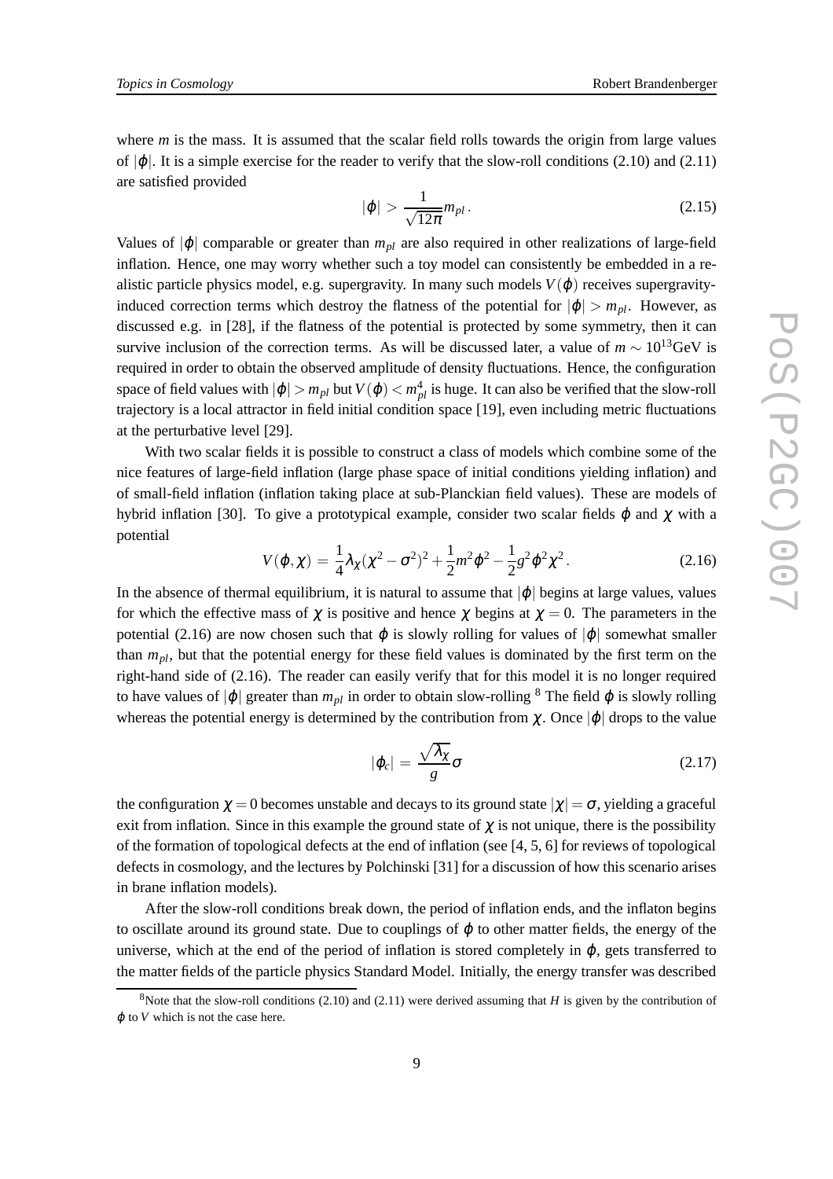where $m$ is the mass. It is assumed that the scalar field rolls towards the origin from large values of $|\varphi|$. It is a simple exercise for the reader to verify that the slow-roll conditions (2.10) and (2.11) are satisfied provided

$$|\varphi| > \frac{1}{\sqrt{12\pi}} m_{pl} \,. \tag{2.15}$$

Values of $|\varphi|$ comparable or greater than $m_{pl}$ are also required in other realizations of large-field inflation. Hence, one may worry whether such a toy model can consistently be embedded in a realistic particle physics model, e.g. supergravity. In many such models $V(\varphi)$ receives supergravity-induced correction terms which destroy the flatness of the potential for $|\varphi| > m_{pl}$. However, as discussed e.g. in [28], if the flatness of the potential is protected by some symmetry, then it can survive inclusion of the correction terms. As will be discussed later, a value of $m \sim 10^{13}$GeV is required in order to obtain the observed amplitude of density fluctuations. Hence, the configuration space of field values with $|\varphi| > m_{pl}$ but $V(\varphi) < m_{pl}^4$ is huge. It can also be verified that the slow-roll trajectory is a local attractor in field initial condition space [19], even including metric fluctuations at the perturbative level [29].

With two scalar fields it is possible to construct a class of models which combine some of the nice features of large-field inflation (large phase space of initial conditions yielding inflation) and of small-field inflation (inflation taking place at sub-Planckian field values). These are models of hybrid inflation [30]. To give a prototypical example, consider two scalar fields $\varphi$ and $\chi$ with a potential

$$V(\varphi, \chi) = \frac{1}{4}\lambda_\chi(\chi^2 - \sigma^2)^2 + \frac{1}{2}m^2\varphi^2 - \frac{1}{2}g^2\varphi^2\chi^2 \,. \tag{2.16}$$

In the absence of thermal equilibrium, it is natural to assume that $|\varphi|$ begins at large values, values for which the effective mass of $\chi$ is positive and hence $\chi$ begins at $\chi = 0$. The parameters in the potential (2.16) are now chosen such that $\varphi$ is slowly rolling for values of $|\varphi|$ somewhat smaller than $m_{pl}$, but that the potential energy for these field values is dominated by the first term on the right-hand side of (2.16). The reader can easily verify that for this model it is no longer required to have values of $|\varphi|$ greater than $m_{pl}$ in order to obtain slow-rolling [8] The field $\varphi$ is slowly rolling whereas the potential energy is determined by the contribution from $\chi$. Once $|\varphi|$ drops to the value

$$|\varphi_c| = \frac{\sqrt{\lambda_\chi}}{g}\sigma \tag{2.17}$$

the configuration $\chi = 0$ becomes unstable and decays to its ground state $|\chi| = \sigma$, yielding a graceful exit from inflation. Since in this example the ground state of $\chi$ is not unique, there is the possibility of the formation of topological defects at the end of inflation (see [4, 5, 6] for reviews of topological defects in cosmology, and the lectures by Polchinski [31] for a discussion of how this scenario arises in brane inflation models).

After the slow-roll conditions break down, the period of inflation ends, and the inflaton begins to oscillate around its ground state. Due to couplings of $\varphi$ to other matter fields, the energy of the universe, which at the end of the period of inflation is stored completely in $\varphi$, gets transferred to the matter fields of the particle physics Standard Model. Initially, the energy transfer was described

[8] Note that the slow-roll conditions (2.10) and (2.11) were derived assuming that $H$ is given by the contribution of $\varphi$ to $V$ which is not the case here.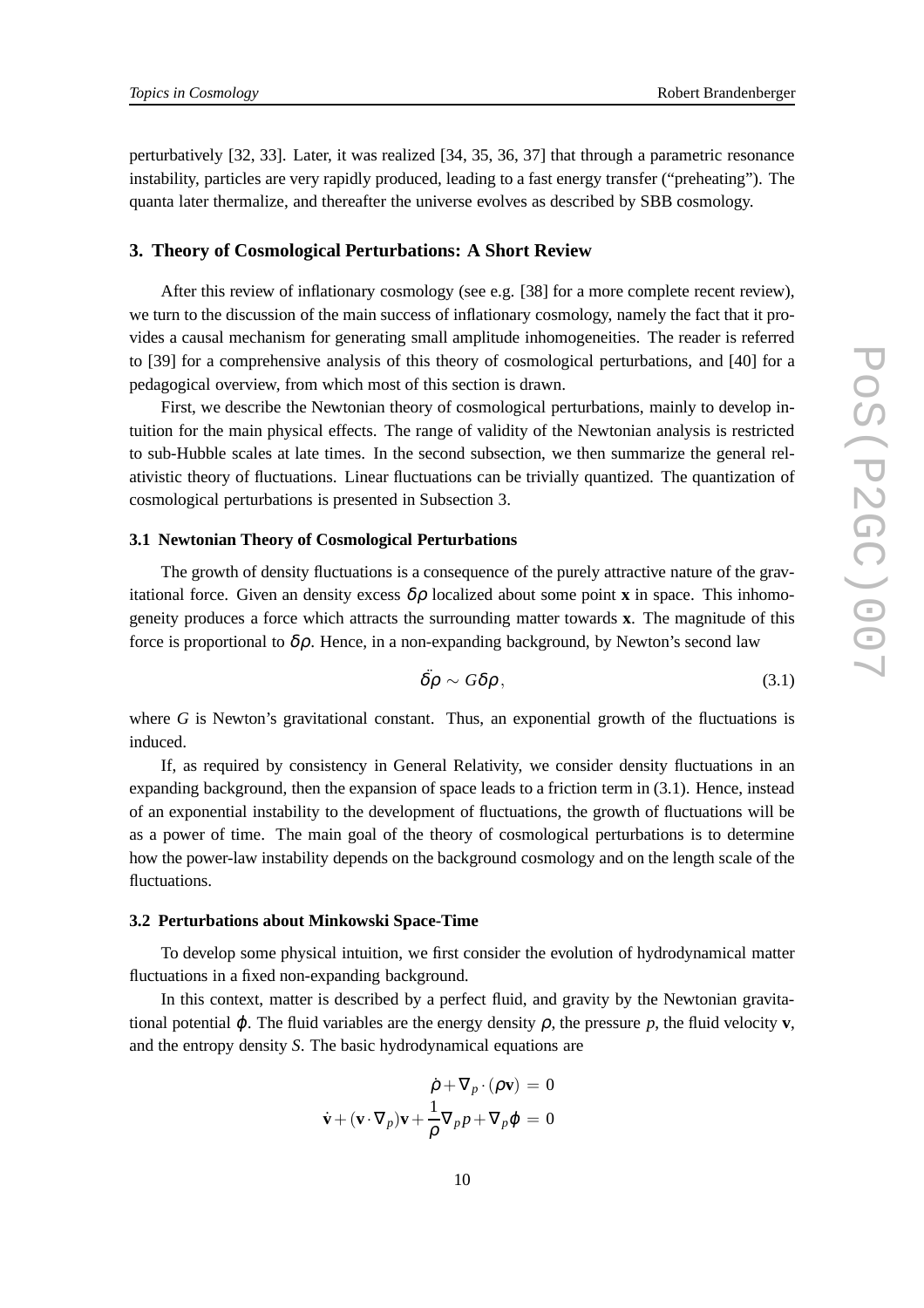perturbatively [32, 33]. Later, it was realized [34, 35, 36, 37] that through a parametric resonance instability, particles are very rapidly produced, leading to a fast energy transfer ("preheating"). The quanta later thermalize, and thereafter the universe evolves as described by SBB cosmology.

## 3. Theory of Cosmological Perturbations: A Short Review

After this review of inflationary cosmology (see e.g. [38] for a more complete recent review), we turn to the discussion of the main success of inflationary cosmology, namely the fact that it provides a causal mechanism for generating small amplitude inhomogeneities. The reader is referred to [39] for a comprehensive analysis of this theory of cosmological perturbations, and [40] for a pedagogical overview, from which most of this section is drawn.

First, we describe the Newtonian theory of cosmological perturbations, mainly to develop intuition for the main physical effects. The range of validity of the Newtonian analysis is restricted to sub-Hubble scales at late times. In the second subsection, we then summarize the general relativistic theory of fluctuations. Linear fluctuations can be trivially quantized. The quantization of cosmological perturbations is presented in Subsection 3.

### 3.1 Newtonian Theory of Cosmological Perturbations

The growth of density fluctuations is a consequence of the purely attractive nature of the gravitational force. Given an density excess $\delta\rho$ localized about some point $\mathbf{x}$ in space. This inhomogeneity produces a force which attracts the surrounding matter towards $\mathbf{x}$. The magnitude of this force is proportional to $\delta\rho$. Hence, in a non-expanding background, by Newton's second law

$$\ddot{\delta\rho} \sim G\delta\rho\,, \tag{3.1}$$

where $G$ is Newton's gravitational constant. Thus, an exponential growth of the fluctuations is induced.

If, as required by consistency in General Relativity, we consider density fluctuations in an expanding background, then the expansion of space leads to a friction term in (3.1). Hence, instead of an exponential instability to the development of fluctuations, the growth of fluctuations will be as a power of time. The main goal of the theory of cosmological perturbations is to determine how the power-law instability depends on the background cosmology and on the length scale of the fluctuations.

### 3.2 Perturbations about Minkowski Space-Time

To develop some physical intuition, we first consider the evolution of hydrodynamical matter fluctuations in a fixed non-expanding background.

In this context, matter is described by a perfect fluid, and gravity by the Newtonian gravitational potential $\varphi$. The fluid variables are the energy density $\rho$, the pressure $p$, the fluid velocity $\mathbf{v}$, and the entropy density $S$. The basic hydrodynamical equations are

$$\begin{aligned}
\dot{\rho} + \nabla_p \cdot (\rho \mathbf{v}) &= 0 \\
\dot{\mathbf{v}} + (\mathbf{v}\cdot\nabla_p)\mathbf{v} + \frac{1}{\rho}\nabla_p p + \nabla_p \varphi &= 0
\end{aligned}$$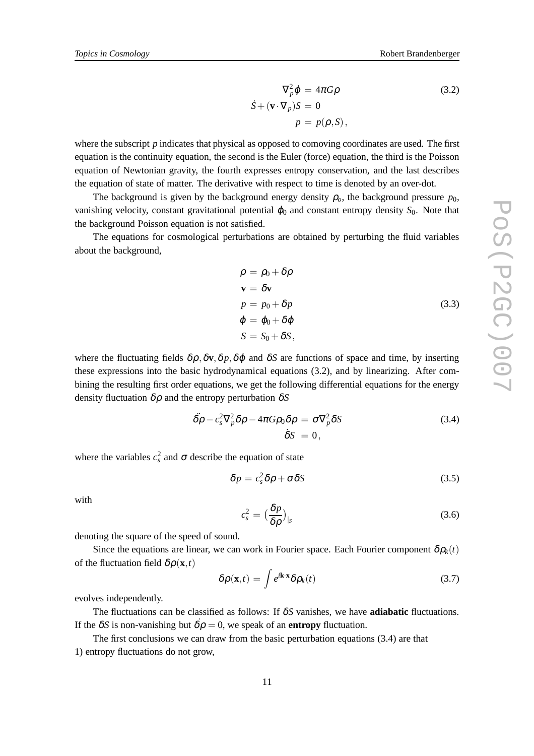$$
\begin{aligned}
\nabla_p^2 \varphi &= 4\pi G \rho \\
\dot{S} + (\mathbf{v} \cdot \nabla_p) S &= 0 \\
p &= p(\rho, S),
\end{aligned}
\tag{3.2}
$$

where the subscript $p$ indicates that physical as opposed to comoving coordinates are used. The first equation is the continuity equation, the second is the Euler (force) equation, the third is the Poisson equation of Newtonian gravity, the fourth expresses entropy conservation, and the last describes the equation of state of matter. The derivative with respect to time is denoted by an over-dot.

The background is given by the background energy density $\rho_o$, the background pressure $p_0$, vanishing velocity, constant gravitational potential $\varphi_0$ and constant entropy density $S_0$. Note that the background Poisson equation is not satisfied.

The equations for cosmological perturbations are obtained by perturbing the fluid variables about the background,

$$
\begin{aligned}
\rho &= \rho_0 + \delta\rho \\
\mathbf{v} &= \delta\mathbf{v} \\
p &= p_0 + \delta p \\
\varphi &= \varphi_0 + \delta\varphi \\
S &= S_0 + \delta S,
\end{aligned}
\tag{3.3}
$$

where the fluctuating fields $\delta\rho, \delta\mathbf{v}, \delta p, \delta\varphi$ and $\delta S$ are functions of space and time, by inserting these expressions into the basic hydrodynamical equations (3.2), and by linearizing. After combining the resulting first order equations, we get the following differential equations for the energy density fluctuation $\delta\rho$ and the entropy perturbation $\delta S$

$$
\begin{aligned}
\ddot{\delta\rho} - c_s^2 \nabla_p^2 \delta\rho - 4\pi G \rho_0 \delta\rho &= \sigma \nabla_p^2 \delta S \\
\dot{\delta S} &= 0,
\end{aligned}
\tag{3.4}
$$

where the variables $c_s^2$ and $\sigma$ describe the equation of state

$$
\delta p = c_s^2 \delta\rho + \sigma \delta S \tag{3.5}
$$

with

$$
c_s^2 = \left(\frac{\delta p}{\delta\rho}\right)_{|s} \tag{3.6}
$$

denoting the square of the speed of sound.

Since the equations are linear, we can work in Fourier space. Each Fourier component $\delta\rho_k(t)$ of the fluctuation field $\delta\rho(\mathbf{x}, t)$

$$
\delta\rho(\mathbf{x}, t) = \int e^{i\mathbf{k}\cdot\mathbf{x}} \delta\rho_k(t) \tag{3.7}
$$

evolves independently.

The fluctuations can be classified as follows: If $\delta S$ vanishes, we have **adiabatic** fluctuations. If the $\delta S$ is non-vanishing but $\dot{\delta\rho} = 0$, we speak of an **entropy** fluctuation.

The first conclusions we can draw from the basic perturbation equations (3.4) are that

1) entropy fluctuations do not grow,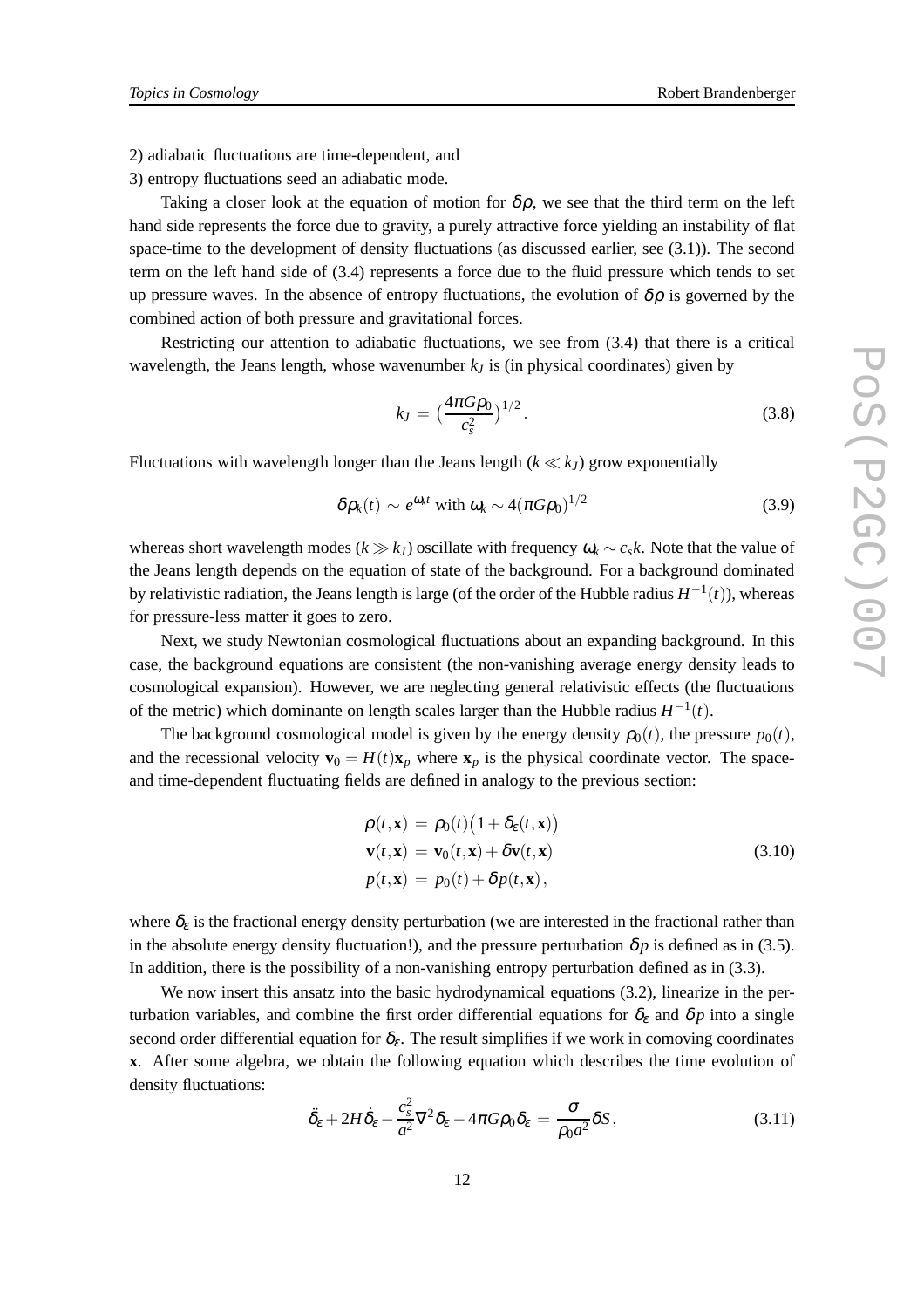2) adiabatic fluctuations are time-dependent, and

3) entropy fluctuations seed an adiabatic mode.

Taking a closer look at the equation of motion for $\delta\rho$, we see that the third term on the left hand side represents the force due to gravity, a purely attractive force yielding an instability of flat space-time to the development of density fluctuations (as discussed earlier, see (3.1)). The second term on the left hand side of (3.4) represents a force due to the fluid pressure which tends to set up pressure waves. In the absence of entropy fluctuations, the evolution of $\delta\rho$ is governed by the combined action of both pressure and gravitational forces.

Restricting our attention to adiabatic fluctuations, we see from (3.4) that there is a critical wavelength, the Jeans length, whose wavenumber $k_J$ is (in physical coordinates) given by

$$k_J = \left(\frac{4\pi G\rho_0}{c_s^2}\right)^{1/2}. \tag{3.8}$$

Fluctuations with wavelength longer than the Jeans length ($k \ll k_J$) grow exponentially

$$\delta\rho_k(t) \sim e^{\omega_k t} \text{ with } \omega_k \sim 4(\pi G\rho_0)^{1/2} \tag{3.9}$$

whereas short wavelength modes ($k \gg k_J$) oscillate with frequency $\omega_k \sim c_s k$. Note that the value of the Jeans length depends on the equation of state of the background. For a background dominated by relativistic radiation, the Jeans length is large (of the order of the Hubble radius $H^{-1}(t)$), whereas for pressure-less matter it goes to zero.

Next, we study Newtonian cosmological fluctuations about an expanding background. In this case, the background equations are consistent (the non-vanishing average energy density leads to cosmological expansion). However, we are neglecting general relativistic effects (the fluctuations of the metric) which dominante on length scales larger than the Hubble radius $H^{-1}(t)$.

The background cosmological model is given by the energy density $\rho_0(t)$, the pressure $p_0(t)$, and the recessional velocity $\mathbf{v}_0 = H(t)\mathbf{x}_p$ where $\mathbf{x}_p$ is the physical coordinate vector. The space- and time-dependent fluctuating fields are defined in analogy to the previous section:

$$\begin{aligned}
\rho(t,\mathbf{x}) &= \rho_0(t)\big(1+\delta_\varepsilon(t,\mathbf{x})\big) \\
\mathbf{v}(t,\mathbf{x}) &= \mathbf{v}_0(t,\mathbf{x}) + \delta\mathbf{v}(t,\mathbf{x}) \\
p(t,\mathbf{x}) &= p_0(t) + \delta p(t,\mathbf{x}),
\end{aligned} \tag{3.10}$$

where $\delta_\varepsilon$ is the fractional energy density perturbation (we are interested in the fractional rather than in the absolute energy density fluctuation!), and the pressure perturbation $\delta p$ is defined as in (3.5). In addition, there is the possibility of a non-vanishing entropy perturbation defined as in (3.3).

We now insert this ansatz into the basic hydrodynamical equations (3.2), linearize in the perturbation variables, and combine the first order differential equations for $\delta_\varepsilon$ and $\delta p$ into a single second order differential equation for $\delta_\varepsilon$. The result simplifies if we work in comoving coordinates $\mathbf{x}$. After some algebra, we obtain the following equation which describes the time evolution of density fluctuations:

$$\ddot{\delta}_\varepsilon + 2H\dot{\delta}_\varepsilon - \frac{c_s^2}{a^2}\nabla^2\delta_\varepsilon - 4\pi G\rho_0\delta_\varepsilon = \frac{\sigma}{\rho_0 a^2}\delta S, \tag{3.11}$$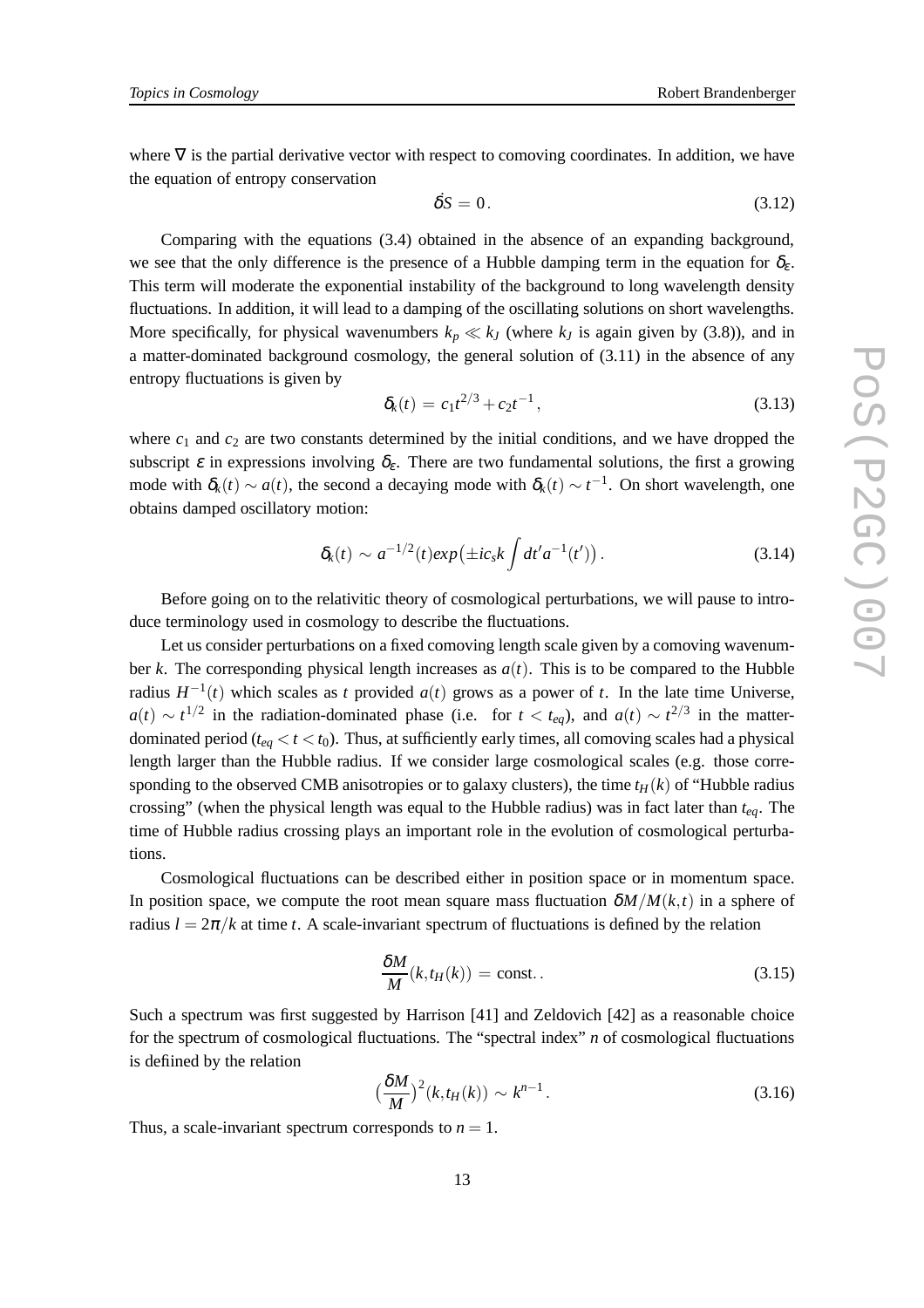where $\nabla$ is the partial derivative vector with respect to comoving coordinates. In addition, we have the equation of entropy conservation

$$\dot{\delta S} = 0. \tag{3.12}$$

Comparing with the equations (3.4) obtained in the absence of an expanding background, we see that the only difference is the presence of a Hubble damping term in the equation for $\delta_\varepsilon$. This term will moderate the exponential instability of the background to long wavelength density fluctuations. In addition, it will lead to a damping of the oscillating solutions on short wavelengths. More specifically, for physical wavenumbers $k_p \ll k_J$ (where $k_J$ is again given by (3.8)), and in a matter-dominated background cosmology, the general solution of (3.11) in the absence of any entropy fluctuations is given by

$$\delta_k(t) = c_1 t^{2/3} + c_2 t^{-1}, \tag{3.13}$$

where $c_1$ and $c_2$ are two constants determined by the initial conditions, and we have dropped the subscript $\varepsilon$ in expressions involving $\delta_\varepsilon$. There are two fundamental solutions, the first a growing mode with $\delta_k(t) \sim a(t)$, the second a decaying mode with $\delta_k(t) \sim t^{-1}$. On short wavelength, one obtains damped oscillatory motion:

$$\delta_k(t) \sim a^{-1/2}(t) exp\big(\pm i c_s k \int dt' a^{-1}(t')\big). \tag{3.14}$$

Before going on to the relativitic theory of cosmological perturbations, we will pause to introduce terminology used in cosmology to describe the fluctuations.

Let us consider perturbations on a fixed comoving length scale given by a comoving wavenumber $k$. The corresponding physical length increases as $a(t)$. This is to be compared to the Hubble radius $H^{-1}(t)$ which scales as $t$ provided $a(t)$ grows as a power of $t$. In the late time Universe, $a(t) \sim t^{1/2}$ in the radiation-dominated phase (i.e. for $t < t_{eq}$), and $a(t) \sim t^{2/3}$ in the matter-dominated period ($t_{eq} < t < t_0$). Thus, at sufficiently early times, all comoving scales had a physical length larger than the Hubble radius. If we consider large cosmological scales (e.g. those corresponding to the observed CMB anisotropies or to galaxy clusters), the time $t_H(k)$ of "Hubble radius crossing" (when the physical length was equal to the Hubble radius) was in fact later than $t_{eq}$. The time of Hubble radius crossing plays an important role in the evolution of cosmological perturbations.

Cosmological fluctuations can be described either in position space or in momentum space. In position space, we compute the root mean square mass fluctuation $\delta M/M(k,t)$ in a sphere of radius $l = 2\pi/k$ at time $t$. A scale-invariant spectrum of fluctuations is defined by the relation

$$\frac{\delta M}{M}(k, t_H(k)) = \text{const.}. \tag{3.15}$$

Such a spectrum was first suggested by Harrison [41] and Zeldovich [42] as a reasonable choice for the spectrum of cosmological fluctuations. The "spectral index" $n$ of cosmological fluctuations is defiined by the relation

$$\big(\frac{\delta M}{M}\big)^2(k, t_H(k)) \sim k^{n-1}. \tag{3.16}$$

Thus, a scale-invariant spectrum corresponds to $n = 1$.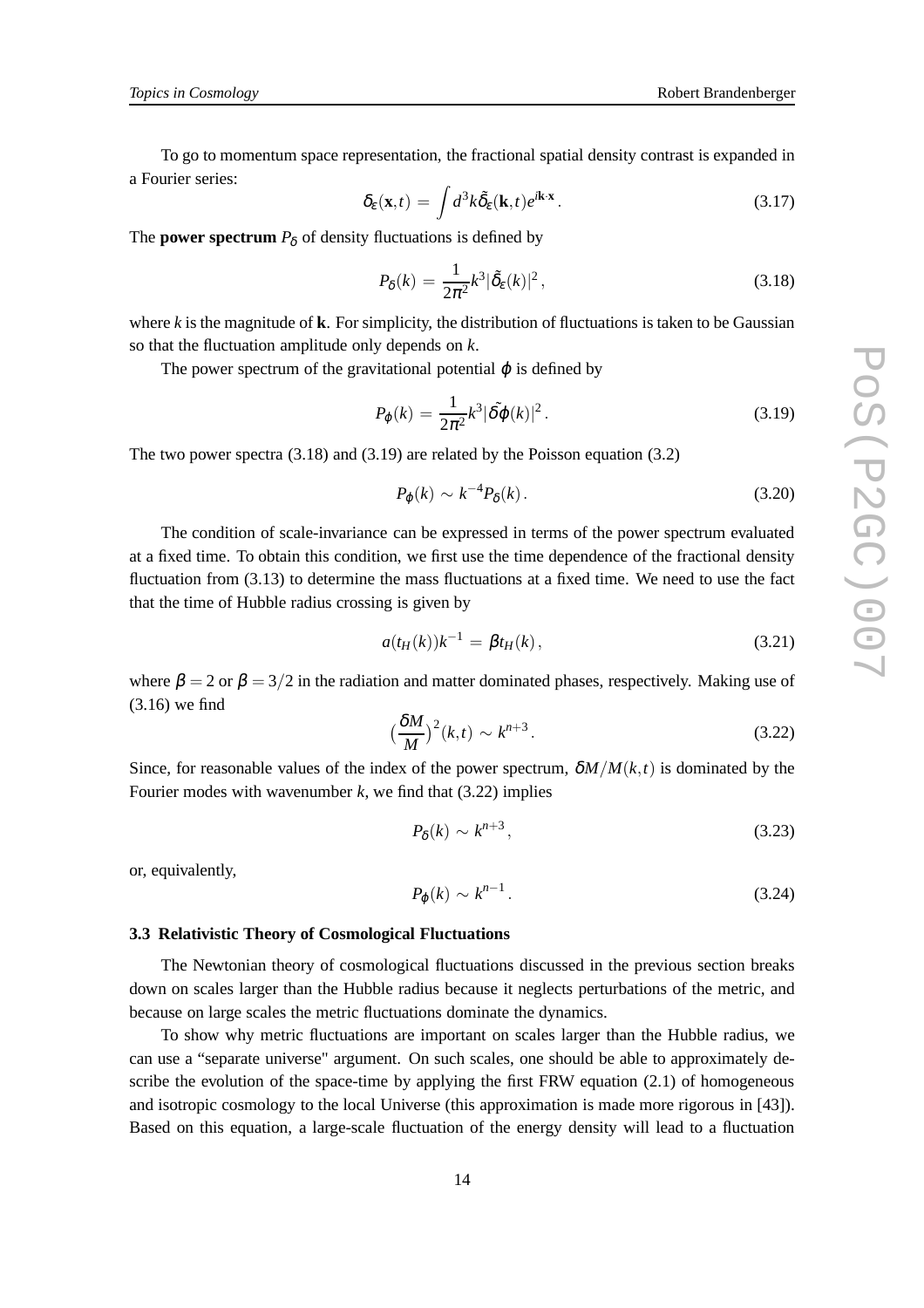To go to momentum space representation, the fractional spatial density contrast is expanded in a Fourier series:

$$\delta_\varepsilon(\mathbf{x},t) = \int d^3k \tilde{\delta}_\varepsilon(\mathbf{k},t) e^{i\mathbf{k}\cdot\mathbf{x}} . \tag{3.17}$$

The **power spectrum** $P_\delta$ of density fluctuations is defined by

$$P_\delta(k) = \frac{1}{2\pi^2} k^3 |\tilde{\delta}_\varepsilon(k)|^2 , \tag{3.18}$$

where $k$ is the magnitude of $\mathbf{k}$. For simplicity, the distribution of fluctuations is taken to be Gaussian so that the fluctuation amplitude only depends on $k$.

The power spectrum of the gravitational potential $\varphi$ is defined by

$$P_\varphi(k) = \frac{1}{2\pi^2} k^3 |\tilde{\delta\varphi}(k)|^2 . \tag{3.19}$$

The two power spectra (3.18) and (3.19) are related by the Poisson equation (3.2)

$$P_\varphi(k) \sim k^{-4} P_\delta(k) . \tag{3.20}$$

The condition of scale-invariance can be expressed in terms of the power spectrum evaluated at a fixed time. To obtain this condition, we first use the time dependence of the fractional density fluctuation from (3.13) to determine the mass fluctuations at a fixed time. We need to use the fact that the time of Hubble radius crossing is given by

$$a(t_H(k))k^{-1} = \beta t_H(k) , \tag{3.21}$$

where $\beta = 2$ or $\beta = 3/2$ in the radiation and matter dominated phases, respectively. Making use of (3.16) we find

$$\left(\frac{\delta M}{M}\right)^2(k,t) \sim k^{n+3} . \tag{3.22}$$

Since, for reasonable values of the index of the power spectrum, $\delta M/M(k,t)$ is dominated by the Fourier modes with wavenumber $k$, we find that (3.22) implies

$$P_\delta(k) \sim k^{n+3} , \tag{3.23}$$

or, equivalently,

$$P_\varphi(k) \sim k^{n-1} . \tag{3.24}$$

### 3.3 Relativistic Theory of Cosmological Fluctuations

The Newtonian theory of cosmological fluctuations discussed in the previous section breaks down on scales larger than the Hubble radius because it neglects perturbations of the metric, and because on large scales the metric fluctuations dominate the dynamics.

To show why metric fluctuations are important on scales larger than the Hubble radius, we can use a "separate universe" argument. On such scales, one should be able to approximately describe the evolution of the space-time by applying the first FRW equation (2.1) of homogeneous and isotropic cosmology to the local Universe (this approximation is made more rigorous in [43]). Based on this equation, a large-scale fluctuation of the energy density will lead to a fluctuation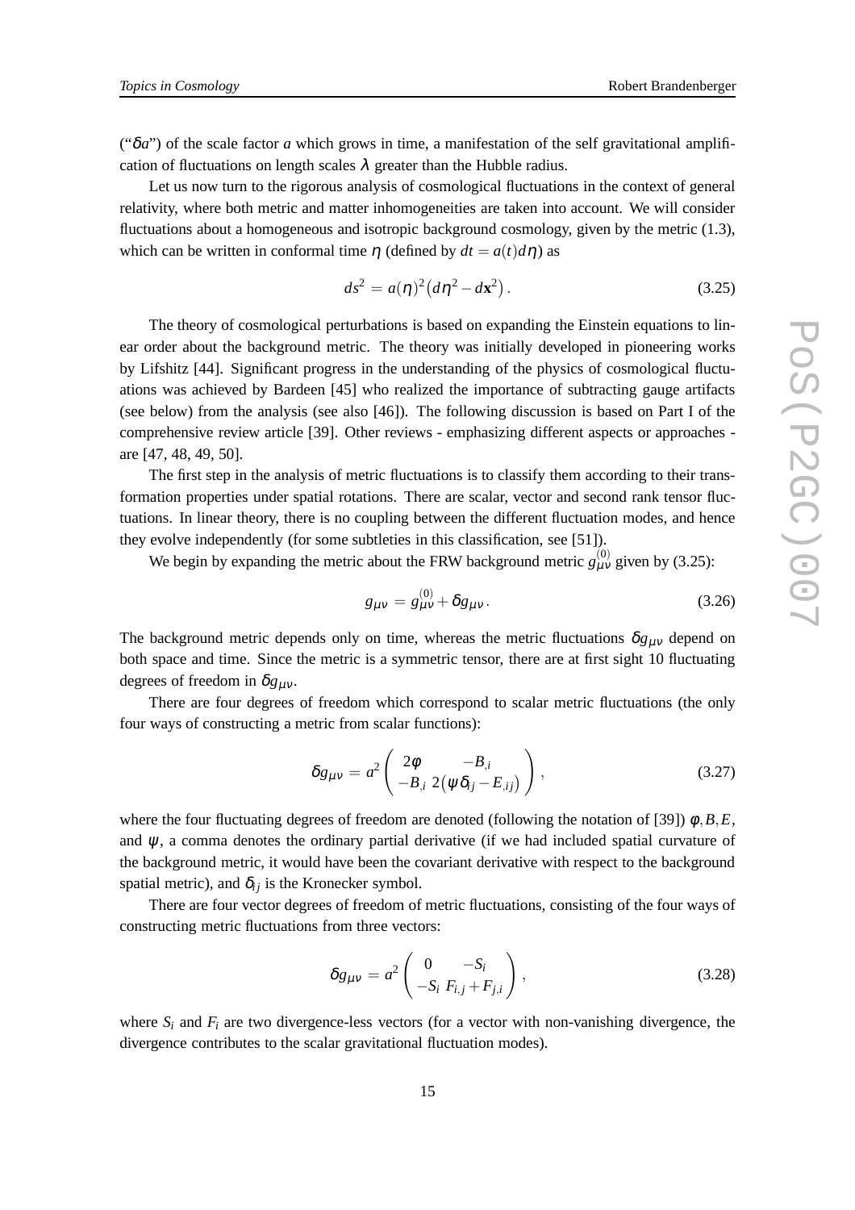("$\delta a$") of the scale factor $a$ which grows in time, a manifestation of the self gravitational amplification of fluctuations on length scales $\lambda$ greater than the Hubble radius.

Let us now turn to the rigorous analysis of cosmological fluctuations in the context of general relativity, where both metric and matter inhomogeneities are taken into account. We will consider fluctuations about a homogeneous and isotropic background cosmology, given by the metric (1.3), which can be written in conformal time $\eta$ (defined by $dt = a(t)d\eta$) as

$$ds^2 = a(\eta)^2 \left(d\eta^2 - d\mathbf{x}^2\right). \tag{3.25}$$

The theory of cosmological perturbations is based on expanding the Einstein equations to linear order about the background metric. The theory was initially developed in pioneering works by Lifshitz [44]. Significant progress in the understanding of the physics of cosmological fluctuations was achieved by Bardeen [45] who realized the importance of subtracting gauge artifacts (see below) from the analysis (see also [46]). The following discussion is based on Part I of the comprehensive review article [39]. Other reviews - emphasizing different aspects or approaches - are [47, 48, 49, 50].

The first step in the analysis of metric fluctuations is to classify them according to their transformation properties under spatial rotations. There are scalar, vector and second rank tensor fluctuations. In linear theory, there is no coupling between the different fluctuation modes, and hence they evolve independently (for some subtleties in this classification, see [51]).

We begin by expanding the metric about the FRW background metric $g^{(0)}_{\mu\nu}$ given by (3.25):

$$g_{\mu\nu} = g^{(0)}_{\mu\nu} + \delta g_{\mu\nu}. \tag{3.26}$$

The background metric depends only on time, whereas the metric fluctuations $\delta g_{\mu\nu}$ depend on both space and time. Since the metric is a symmetric tensor, there are at first sight 10 fluctuating degrees of freedom in $\delta g_{\mu\nu}$.

There are four degrees of freedom which correspond to scalar metric fluctuations (the only four ways of constructing a metric from scalar functions):

$$\delta g_{\mu\nu} = a^2 \begin{pmatrix} 2\phi & -B_{,i} \\ -B_{,i} & 2\left(\psi\delta_{ij} - E_{,ij}\right) \end{pmatrix}, \tag{3.27}$$

where the four fluctuating degrees of freedom are denoted (following the notation of [39]) $\phi, B, E$, and $\psi$, a comma denotes the ordinary partial derivative (if we had included spatial curvature of the background metric, it would have been the covariant derivative with respect to the background spatial metric), and $\delta_{ij}$ is the Kronecker symbol.

There are four vector degrees of freedom of metric fluctuations, consisting of the four ways of constructing metric fluctuations from three vectors:

$$\delta g_{\mu\nu} = a^2 \begin{pmatrix} 0 & -S_i \\ -S_i & F_{i,j} + F_{j,i} \end{pmatrix}, \tag{3.28}$$

where $S_i$ and $F_i$ are two divergence-less vectors (for a vector with non-vanishing divergence, the divergence contributes to the scalar gravitational fluctuation modes).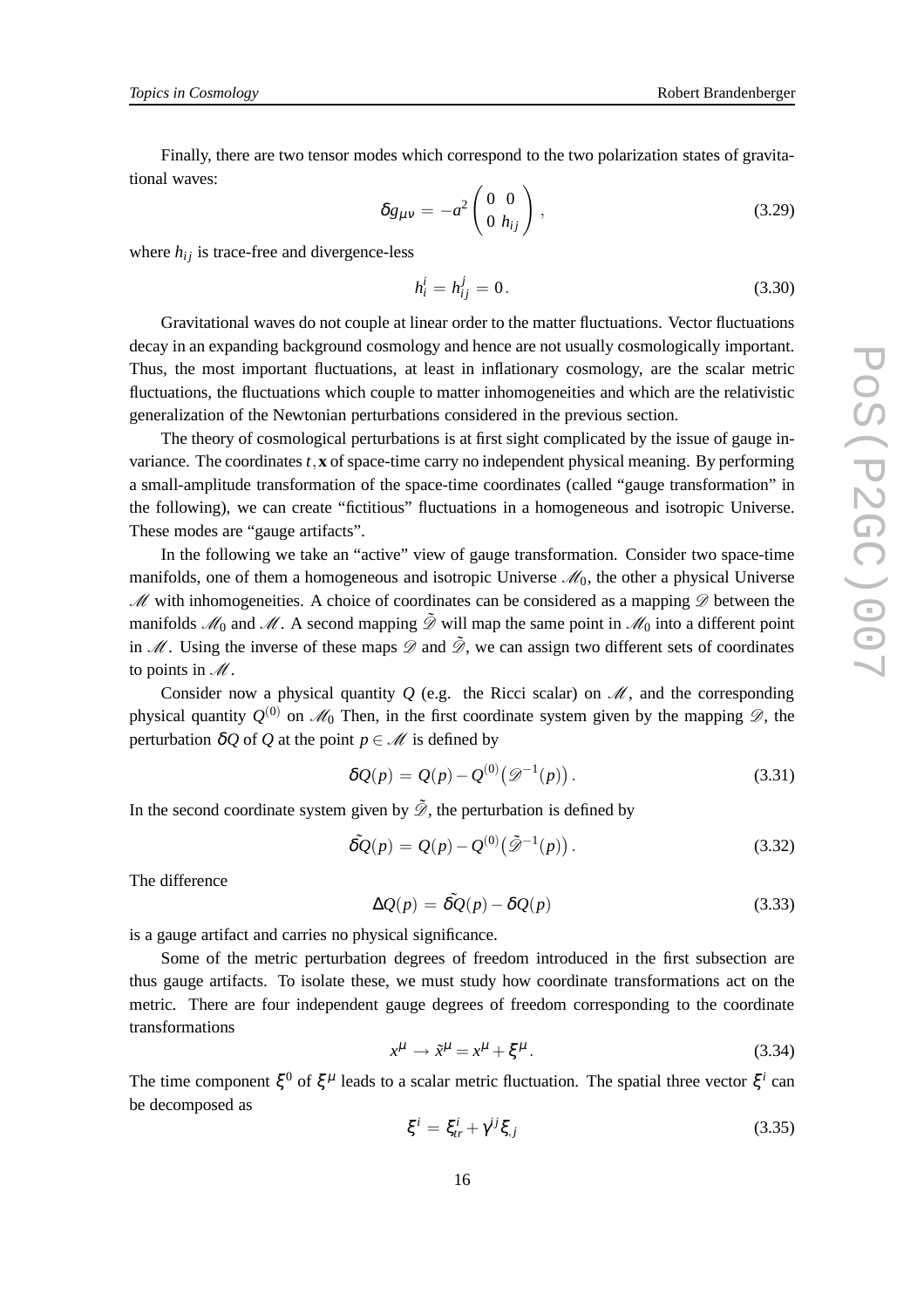Finally, there are two tensor modes which correspond to the two polarization states of gravitational waves:

$$
\delta g_{\mu\nu} = -a^2 \begin{pmatrix} 0 & 0 \\ 0 & h_{ij} \end{pmatrix} , \tag{3.29}
$$

where $h_{ij}$ is trace-free and divergence-less

$$
h^i_i = h^j_{ij} = 0 . \tag{3.30}
$$

Gravitational waves do not couple at linear order to the matter fluctuations. Vector fluctuations decay in an expanding background cosmology and hence are not usually cosmologically important. Thus, the most important fluctuations, at least in inflationary cosmology, are the scalar metric fluctuations, the fluctuations which couple to matter inhomogeneities and which are the relativistic generalization of the Newtonian perturbations considered in the previous section.

The theory of cosmological perturbations is at first sight complicated by the issue of gauge invariance. The coordinates $t, \mathbf{x}$ of space-time carry no independent physical meaning. By performing a small-amplitude transformation of the space-time coordinates (called "gauge transformation" in the following), we can create "fictitious" fluctuations in a homogeneous and isotropic Universe. These modes are "gauge artifacts".

In the following we take an "active" view of gauge transformation. Consider two space-time manifolds, one of them a homogeneous and isotropic Universe $\mathcal{M}_0$, the other a physical Universe $\mathcal{M}$ with inhomogeneities. A choice of coordinates can be considered as a mapping $\mathcal{D}$ between the manifolds $\mathcal{M}_0$ and $\mathcal{M}$. A second mapping $\tilde{\mathcal{D}}$ will map the same point in $\mathcal{M}_0$ into a different point in $\mathcal{M}$. Using the inverse of these maps $\mathcal{D}$ and $\tilde{\mathcal{D}}$, we can assign two different sets of coordinates to points in $\mathcal{M}$.

Consider now a physical quantity $Q$ (e.g. the Ricci scalar) on $\mathcal{M}$, and the corresponding physical quantity $Q^{(0)}$ on $\mathcal{M}_0$ Then, in the first coordinate system given by the mapping $\mathcal{D}$, the perturbation $\delta Q$ of $Q$ at the point $p \in \mathcal{M}$ is defined by

$$
\delta Q(p) = Q(p) - Q^{(0)}\big(\mathcal{D}^{-1}(p)\big) . \tag{3.31}
$$

In the second coordinate system given by $\tilde{\mathcal{D}}$, the perturbation is defined by

$$
\tilde{\delta Q}(p) = Q(p) - Q^{(0)}\big(\tilde{\mathcal{D}}^{-1}(p)\big) . \tag{3.32}
$$

The difference

$$
\Delta Q(p) = \tilde{\delta Q}(p) - \delta Q(p) \tag{3.33}
$$

is a gauge artifact and carries no physical significance.

Some of the metric perturbation degrees of freedom introduced in the first subsection are thus gauge artifacts. To isolate these, we must study how coordinate transformations act on the metric. There are four independent gauge degrees of freedom corresponding to the coordinate transformations

$$
x^\mu \rightarrow \tilde{x}^\mu = x^\mu + \xi^\mu . \tag{3.34}
$$

The time component $\xi^0$ of $\xi^\mu$ leads to a scalar metric fluctuation. The spatial three vector $\xi^i$ can be decomposed as

$$
\xi^i = \xi^i_{tr} + \gamma^{ij} \xi_{,j} \tag{3.35}
$$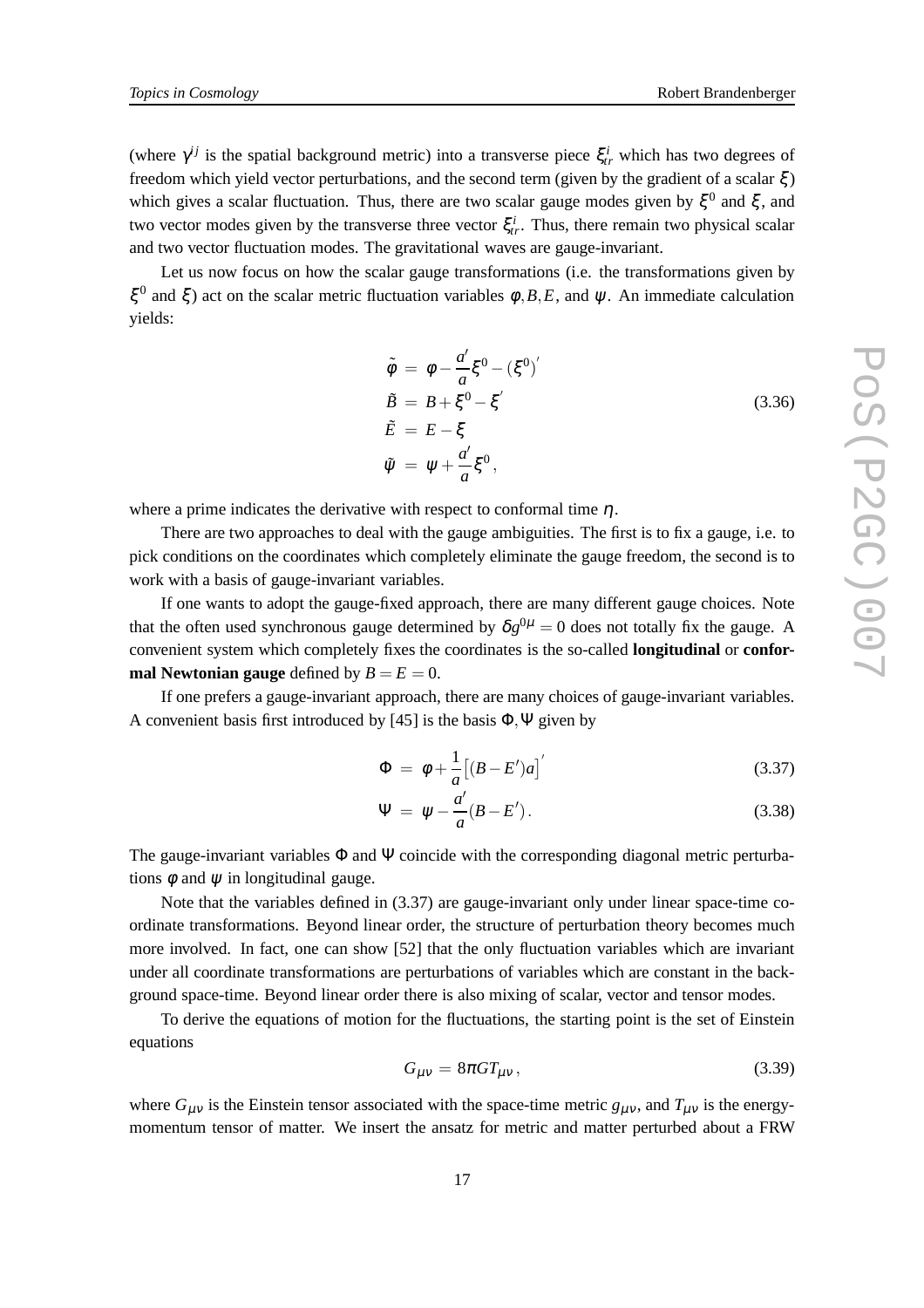(where $\gamma^{ij}$ is the spatial background metric) into a transverse piece $\xi^i_{tr}$ which has two degrees of freedom which yield vector perturbations, and the second term (given by the gradient of a scalar $\xi$) which gives a scalar fluctuation. Thus, there are two scalar gauge modes given by $\xi^0$ and $\xi$, and two vector modes given by the transverse three vector $\xi^i_{tr}$. Thus, there remain two physical scalar and two vector fluctuation modes. The gravitational waves are gauge-invariant.

Let us now focus on how the scalar gauge transformations (i.e. the transformations given by $\xi^0$ and $\xi$) act on the scalar metric fluctuation variables $\phi, B, E$, and $\psi$. An immediate calculation yields:

$$
\begin{aligned}
\tilde{\phi} &= \phi - \frac{a'}{a}\xi^0 - (\xi^0)' \\
\tilde{B} &= B + \xi^0 - \xi' \\
\tilde{E} &= E - \xi \\
\tilde{\psi} &= \psi + \frac{a'}{a}\xi^0 ,
\end{aligned}
\tag{3.36}
$$

where a prime indicates the derivative with respect to conformal time $\eta$.

There are two approaches to deal with the gauge ambiguities. The first is to fix a gauge, i.e. to pick conditions on the coordinates which completely eliminate the gauge freedom, the second is to work with a basis of gauge-invariant variables.

If one wants to adopt the gauge-fixed approach, there are many different gauge choices. Note that the often used synchronous gauge determined by $\delta g^{0\mu} = 0$ does not totally fix the gauge. A convenient system which completely fixes the coordinates is the so-called **longitudinal** or **conformal Newtonian gauge** defined by $B = E = 0$.

If one prefers a gauge-invariant approach, there are many choices of gauge-invariant variables. A convenient basis first introduced by [45] is the basis $\Phi, \Psi$ given by

$$
\Phi = \phi + \frac{1}{a}\left[(B - E')a\right]' \tag{3.37}
$$

$$
\Psi = \psi - \frac{a'}{a}(B - E') . \tag{3.38}
$$

The gauge-invariant variables $\Phi$ and $\Psi$ coincide with the corresponding diagonal metric perturbations $\phi$ and $\psi$ in longitudinal gauge.

Note that the variables defined in (3.37) are gauge-invariant only under linear space-time coordinate transformations. Beyond linear order, the structure of perturbation theory becomes much more involved. In fact, one can show [52] that the only fluctuation variables which are invariant under all coordinate transformations are perturbations of variables which are constant in the background space-time. Beyond linear order there is also mixing of scalar, vector and tensor modes.

To derive the equations of motion for the fluctuations, the starting point is the set of Einstein equations

$$
G_{\mu\nu} = 8\pi G T_{\mu\nu} , \tag{3.39}
$$

where $G_{\mu\nu}$ is the Einstein tensor associated with the space-time metric $g_{\mu\nu}$, and $T_{\mu\nu}$ is the energy-momentum tensor of matter. We insert the ansatz for metric and matter perturbed about a FRW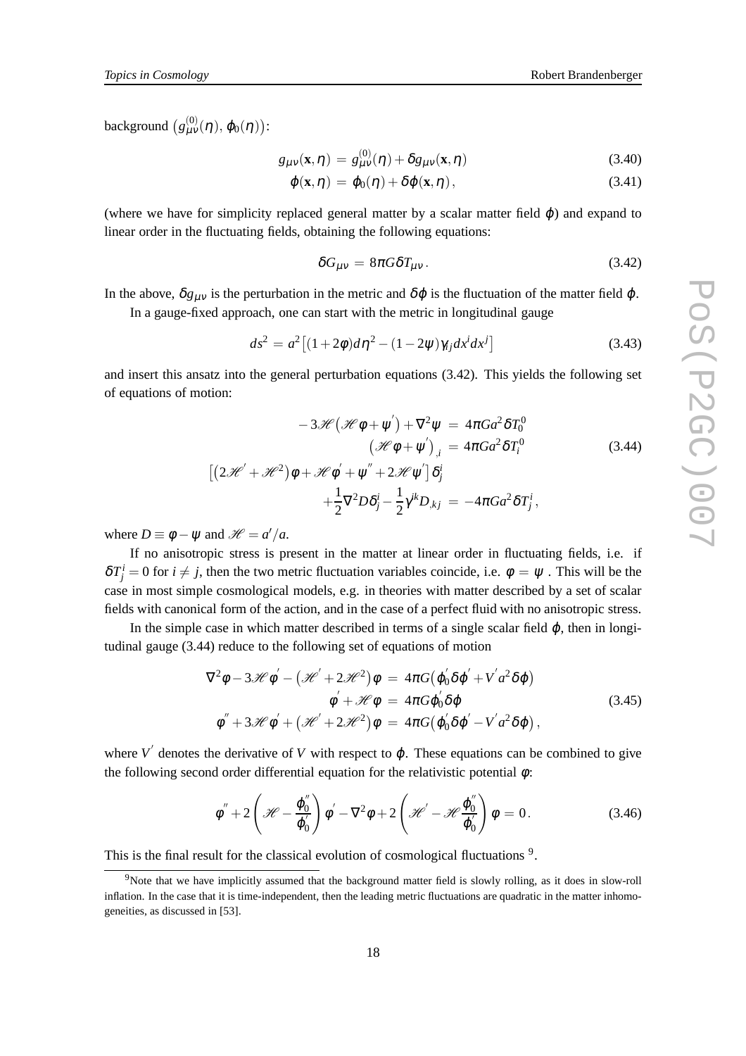background $\left(g^{(0)}_{\mu\nu}(\eta),\, \varphi_0(\eta)\right)$:

$$g_{\mu\nu}(\mathbf{x},\eta) \,=\, g^{(0)}_{\mu\nu}(\eta) + \delta g_{\mu\nu}(\mathbf{x},\eta) \tag{3.40}$$

$$\varphi(\mathbf{x},\eta) \,=\, \varphi_0(\eta) + \delta\varphi(\mathbf{x},\eta)\,, \tag{3.41}$$

(where we have for simplicity replaced general matter by a scalar matter field $\varphi$) and expand to linear order in the fluctuating fields, obtaining the following equations:

$$\delta G_{\mu\nu} \,=\, 8\pi G \delta T_{\mu\nu}\,. \tag{3.42}$$

In the above, $\delta g_{\mu\nu}$ is the perturbation in the metric and $\delta\varphi$ is the fluctuation of the matter field $\varphi$.

In a gauge-fixed approach, one can start with the metric in longitudinal gauge

$$ds^2 \,=\, a^2\left[(1+2\phi)d\eta^2 - (1-2\psi)\gamma_{ij}dx^i dx^j\right] \tag{3.43}$$

and insert this ansatz into the general perturbation equations (3.42). This yields the following set of equations of motion:

$$\begin{aligned}
-3\mathcal{H}\left(\mathcal{H}\phi + \psi'\right) + \nabla^2\psi \,&=\, 4\pi G a^2 \delta T^0_0 \\
\left(\mathcal{H}\phi + \psi'\right)_{,i} \,&=\, 4\pi G a^2 \delta T^0_i \\
\left[\left(2\mathcal{H}' + \mathcal{H}^2\right)\phi + \mathcal{H}\phi' + \psi'' + 2\mathcal{H}\psi'\right]\delta^i_j & \\
+\frac{1}{2}\nabla^2 D\delta^i_j - \frac{1}{2}\gamma^{ik}D_{,kj} \,&=\, -4\pi G a^2 \delta T^i_j\,,
\end{aligned} \tag{3.44}$$

where $D \equiv \phi - \psi$ and $\mathcal{H} = a'/a$.

If no anisotropic stress is present in the matter at linear order in fluctuating fields, i.e. if $\delta T^i_j = 0$ for $i \neq j$, then the two metric fluctuation variables coincide, i.e. $\phi = \psi$ . This will be the case in most simple cosmological models, e.g. in theories with matter described by a set of scalar fields with canonical form of the action, and in the case of a perfect fluid with no anisotropic stress.

In the simple case in which matter described in terms of a single scalar field $\varphi$, then in longitudinal gauge (3.44) reduce to the following set of equations of motion

$$\begin{aligned}
\nabla^2\phi - 3\mathcal{H}\phi' - \left(\mathcal{H}' + 2\mathcal{H}^2\right)\phi \,&=\, 4\pi G\left(\varphi_0'\delta\varphi' + V' a^2\delta\varphi\right) \\
\phi' + \mathcal{H}\phi \,&=\, 4\pi G\varphi_0'\delta\varphi \\
\phi'' + 3\mathcal{H}\phi' + \left(\mathcal{H}' + 2\mathcal{H}^2\right)\phi \,&=\, 4\pi G\left(\varphi_0'\delta\varphi' - V' a^2\delta\varphi\right),
\end{aligned} \tag{3.45}$$

where $V'$ denotes the derivative of $V$ with respect to $\varphi$. These equations can be combined to give the following second order differential equation for the relativistic potential $\phi$:

$$\phi'' + 2\left(\mathcal{H} - \frac{\varphi_0''}{\varphi_0'}\right)\phi' - \nabla^2\phi + 2\left(\mathcal{H}' - \mathcal{H}\frac{\varphi_0''}{\varphi_0'}\right)\phi \,=\, 0\,. \tag{3.46}$$

This is the final result for the classical evolution of cosmological fluctuations [9].

[9] Note that we have implicitly assumed that the background matter field is slowly rolling, as it does in slow-roll inflation. In the case that it is time-independent, then the leading metric fluctuations are quadratic in the matter inhomogeneities, as discussed in [53].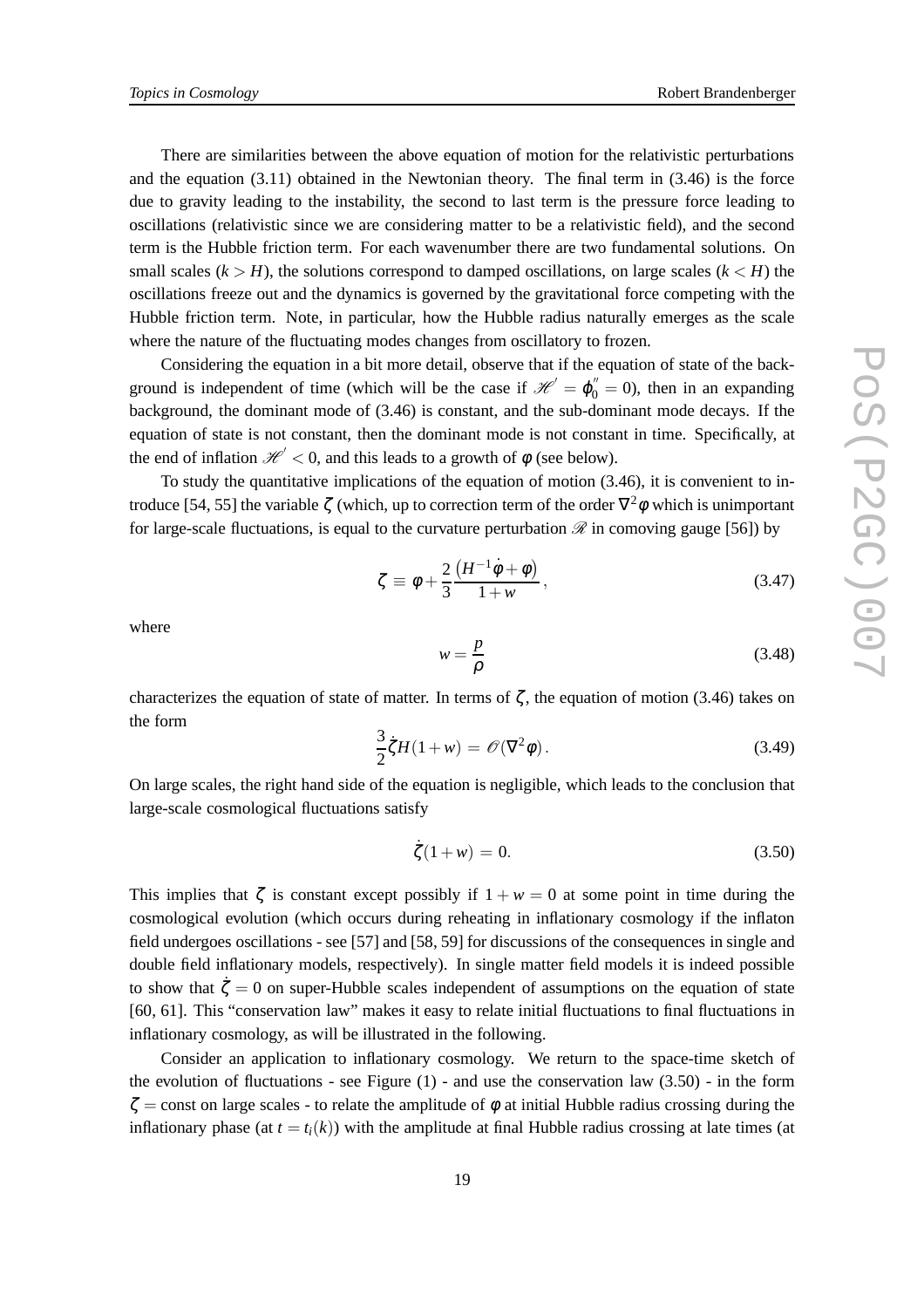There are similarities between the above equation of motion for the relativistic perturbations and the equation (3.11) obtained in the Newtonian theory. The final term in (3.46) is the force due to gravity leading to the instability, the second to last term is the pressure force leading to oscillations (relativistic since we are considering matter to be a relativistic field), and the second term is the Hubble friction term. For each wavenumber there are two fundamental solutions. On small scales ($k > H$), the solutions correspond to damped oscillations, on large scales ($k < H$) the oscillations freeze out and the dynamics is governed by the gravitational force competing with the Hubble friction term. Note, in particular, how the Hubble radius naturally emerges as the scale where the nature of the fluctuating modes changes from oscillatory to frozen.

Considering the equation in a bit more detail, observe that if the equation of state of the background is independent of time (which will be the case if $\mathscr{H}' = \varphi_0'' = 0$), then in an expanding background, the dominant mode of (3.46) is constant, and the sub-dominant mode decays. If the equation of state is not constant, then the dominant mode is not constant in time. Specifically, at the end of inflation $\mathscr{H}' < 0$, and this leads to a growth of $\phi$ (see below).

To study the quantitative implications of the equation of motion (3.46), it is convenient to introduce [54, 55] the variable $\zeta$ (which, up to correction term of the order $\nabla^2\phi$ which is unimportant for large-scale fluctuations, is equal to the curvature perturbation $\mathscr{R}$ in comoving gauge [56]) by

$$\zeta \equiv \phi + \frac{2}{3}\frac{\left(H^{-1}\dot{\phi} + \phi\right)}{1+w}\,, \tag{3.47}$$

where

$$w = \frac{p}{\rho} \tag{3.48}$$

characterizes the equation of state of matter. In terms of $\zeta$, the equation of motion (3.46) takes on the form

$$\frac{3}{2}\dot{\zeta}H(1+w) \,=\, \mathscr{O}(\nabla^2\phi)\,. \tag{3.49}$$

On large scales, the right hand side of the equation is negligible, which leads to the conclusion that large-scale cosmological fluctuations satisfy

$$\dot{\zeta}(1+w) \,=\, 0. \tag{3.50}$$

This implies that $\zeta$ is constant except possibly if $1 + w = 0$ at some point in time during the cosmological evolution (which occurs during reheating in inflationary cosmology if the inflaton field undergoes oscillations - see [57] and [58, 59] for discussions of the consequences in single and double field inflationary models, respectively). In single matter field models it is indeed possible to show that $\dot{\zeta} = 0$ on super-Hubble scales independent of assumptions on the equation of state [60, 61]. This "conservation law" makes it easy to relate initial fluctuations to final fluctuations in inflationary cosmology, as will be illustrated in the following.

Consider an application to inflationary cosmology. We return to the space-time sketch of the evolution of fluctuations - see Figure (1) - and use the conservation law (3.50) - in the form $\zeta = $ const on large scales - to relate the amplitude of $\phi$ at initial Hubble radius crossing during the inflationary phase (at $t = t_i(k)$) with the amplitude at final Hubble radius crossing at late times (at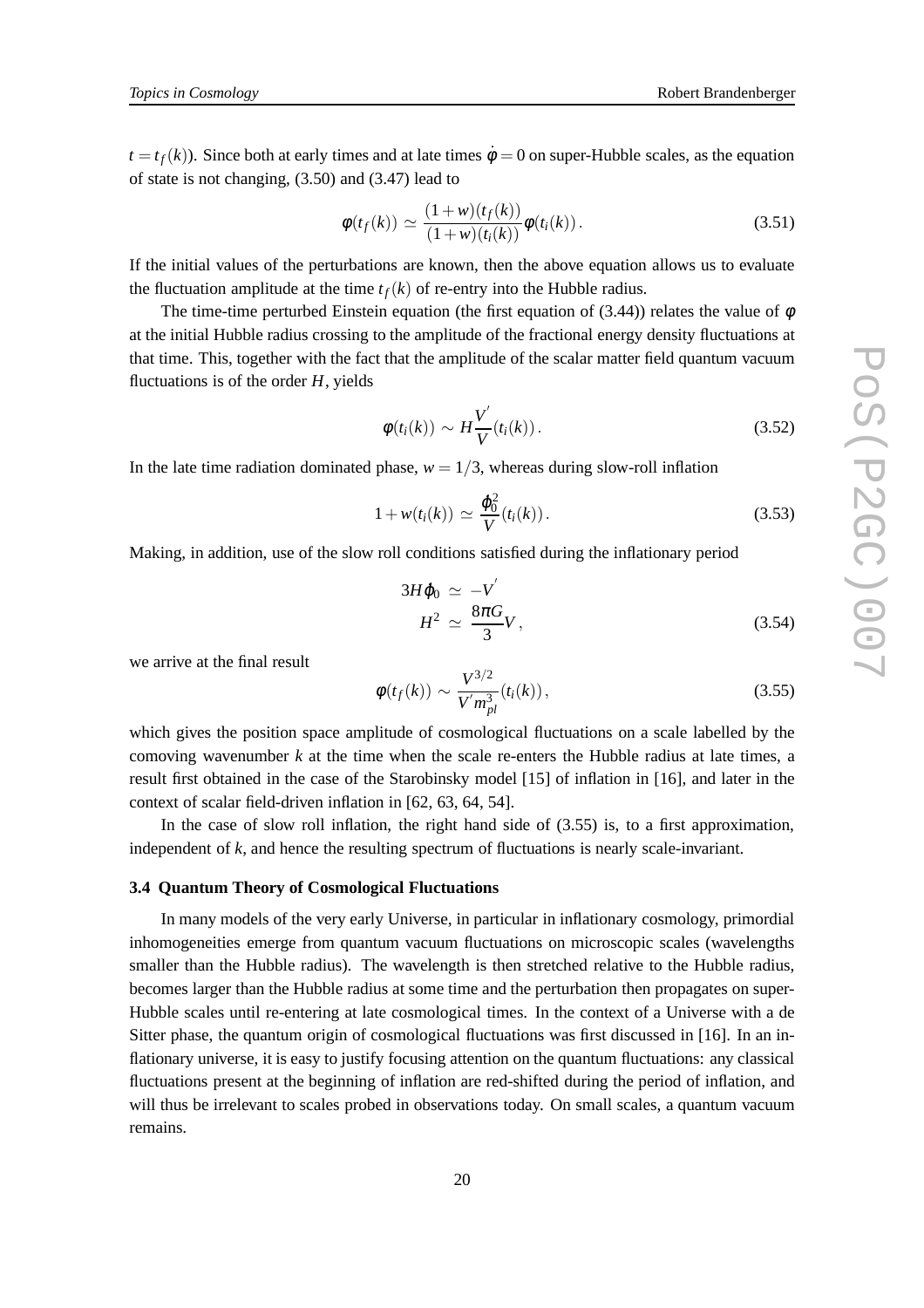$t = t_f(k)$). Since both at early times and at late times $\dot{\phi} = 0$ on super-Hubble scales, as the equation of state is not changing, (3.50) and (3.47) lead to

$$\phi(t_f(k)) \simeq \frac{(1+w)(t_f(k))}{(1+w)(t_i(k))}\phi(t_i(k)). \tag{3.51}$$

If the initial values of the perturbations are known, then the above equation allows us to evaluate the fluctuation amplitude at the time $t_f(k)$ of re-entry into the Hubble radius.

The time-time perturbed Einstein equation (the first equation of (3.44)) relates the value of $\phi$ at the initial Hubble radius crossing to the amplitude of the fractional energy density fluctuations at that time. This, together with the fact that the amplitude of the scalar matter field quantum vacuum fluctuations is of the order $H$, yields

$$\phi(t_i(k)) \sim H\frac{V^{'}}{V}(t_i(k)). \tag{3.52}$$

In the late time radiation dominated phase, $w = 1/3$, whereas during slow-roll inflation

$$1 + w(t_i(k)) \simeq \frac{\dot{\varphi}_0^2}{V}(t_i(k)). \tag{3.53}$$

Making, in addition, use of the slow roll conditions satisfied during the inflationary period

$$\begin{aligned} 3H\dot{\varphi}_0 &\simeq -V^{'} \\ H^2 &\simeq \frac{8\pi G}{3}V, \end{aligned} \tag{3.54}$$

we arrive at the final result

$$\phi(t_f(k)) \sim \frac{V^{3/2}}{V^{'}m_{pl}^3}(t_i(k)), \tag{3.55}$$

which gives the position space amplitude of cosmological fluctuations on a scale labelled by the comoving wavenumber $k$ at the time when the scale re-enters the Hubble radius at late times, a result first obtained in the case of the Starobinsky model [15] of inflation in [16], and later in the context of scalar field-driven inflation in [62, 63, 64, 54].

In the case of slow roll inflation, the right hand side of (3.55) is, to a first approximation, independent of $k$, and hence the resulting spectrum of fluctuations is nearly scale-invariant.

### 3.4 Quantum Theory of Cosmological Fluctuations

In many models of the very early Universe, in particular in inflationary cosmology, primordial inhomogeneities emerge from quantum vacuum fluctuations on microscopic scales (wavelengths smaller than the Hubble radius). The wavelength is then stretched relative to the Hubble radius, becomes larger than the Hubble radius at some time and the perturbation then propagates on super-Hubble scales until re-entering at late cosmological times. In the context of a Universe with a de Sitter phase, the quantum origin of cosmological fluctuations was first discussed in [16]. In an inflationary universe, it is easy to justify focusing attention on the quantum fluctuations: any classical fluctuations present at the beginning of inflation are red-shifted during the period of inflation, and will thus be irrelevant to scales probed in observations today. On small scales, a quantum vacuum remains.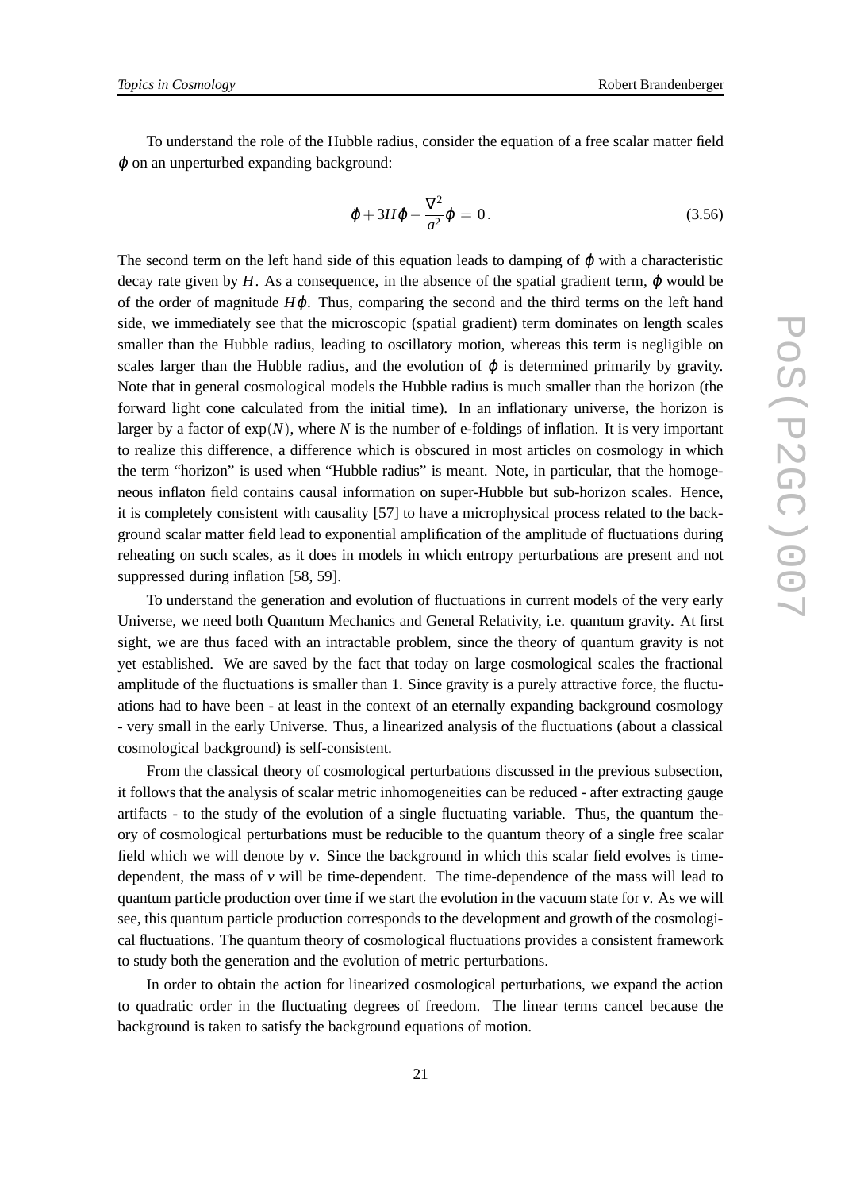To understand the role of the Hubble radius, consider the equation of a free scalar matter field $\varphi$ on an unperturbed expanding background:

$$\ddot{\varphi} + 3H\dot{\varphi} - \frac{\nabla^2}{a^2}\varphi \,=\, 0\,. \tag{3.56}$$

The second term on the left hand side of this equation leads to damping of $\varphi$ with a characteristic decay rate given by $H$. As a consequence, in the absence of the spatial gradient term, $\ddot{\varphi}$ would be of the order of magnitude $H\dot{\varphi}$. Thus, comparing the second and the third terms on the left hand side, we immediately see that the microscopic (spatial gradient) term dominates on length scales smaller than the Hubble radius, leading to oscillatory motion, whereas this term is negligible on scales larger than the Hubble radius, and the evolution of $\varphi$ is determined primarily by gravity. Note that in general cosmological models the Hubble radius is much smaller than the horizon (the forward light cone calculated from the initial time). In an inflationary universe, the horizon is larger by a factor of $\exp(N)$, where $N$ is the number of e-foldings of inflation. It is very important to realize this difference, a difference which is obscured in most articles on cosmology in which the term "horizon" is used when "Hubble radius" is meant. Note, in particular, that the homogeneous inflaton field contains causal information on super-Hubble but sub-horizon scales. Hence, it is completely consistent with causality [57] to have a microphysical process related to the background scalar matter field lead to exponential amplification of the amplitude of fluctuations during reheating on such scales, as it does in models in which entropy perturbations are present and not suppressed during inflation [58, 59].

To understand the generation and evolution of fluctuations in current models of the very early Universe, we need both Quantum Mechanics and General Relativity, i.e. quantum gravity. At first sight, we are thus faced with an intractable problem, since the theory of quantum gravity is not yet established. We are saved by the fact that today on large cosmological scales the fractional amplitude of the fluctuations is smaller than 1. Since gravity is a purely attractive force, the fluctuations had to have been - at least in the context of an eternally expanding background cosmology - very small in the early Universe. Thus, a linearized analysis of the fluctuations (about a classical cosmological background) is self-consistent.

From the classical theory of cosmological perturbations discussed in the previous subsection, it follows that the analysis of scalar metric inhomogeneities can be reduced - after extracting gauge artifacts - to the study of the evolution of a single fluctuating variable. Thus, the quantum theory of cosmological perturbations must be reducible to the quantum theory of a single free scalar field which we will denote by $v$. Since the background in which this scalar field evolves is time-dependent, the mass of $v$ will be time-dependent. The time-dependence of the mass will lead to quantum particle production over time if we start the evolution in the vacuum state for $v$. As we will see, this quantum particle production corresponds to the development and growth of the cosmological fluctuations. The quantum theory of cosmological fluctuations provides a consistent framework to study both the generation and the evolution of metric perturbations.

In order to obtain the action for linearized cosmological perturbations, we expand the action to quadratic order in the fluctuating degrees of freedom. The linear terms cancel because the background is taken to satisfy the background equations of motion.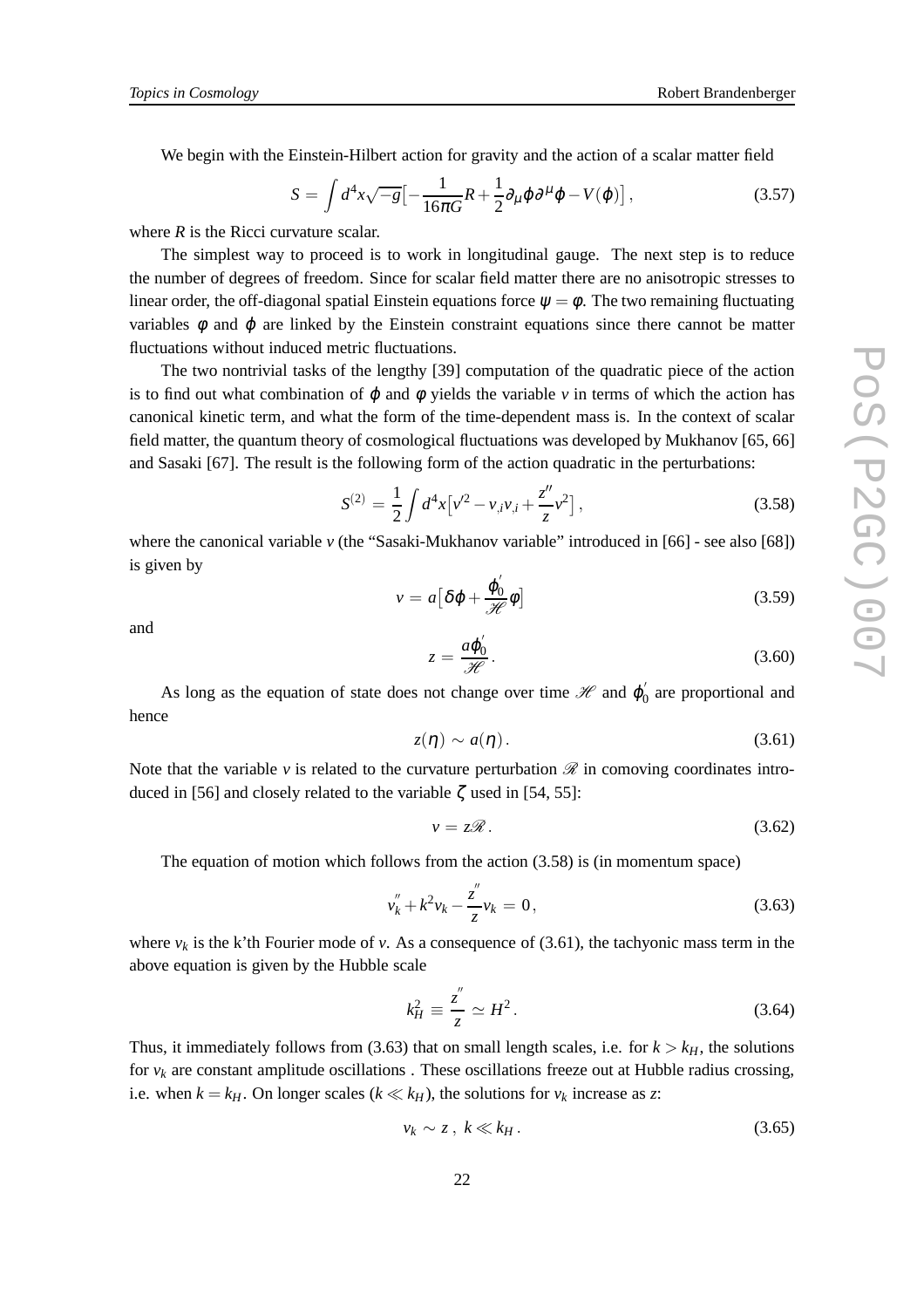We begin with the Einstein-Hilbert action for gravity and the action of a scalar matter field

$$S = \int d^4x \sqrt{-g} \big[ -\frac{1}{16\pi G} R + \frac{1}{2} \partial_\mu \varphi \partial^\mu \varphi - V(\varphi) \big] , \tag{3.57}$$

where $R$ is the Ricci curvature scalar.

The simplest way to proceed is to work in longitudinal gauge. The next step is to reduce the number of degrees of freedom. Since for scalar field matter there are no anisotropic stresses to linear order, the off-diagonal spatial Einstein equations force $\psi = \phi$. The two remaining fluctuating variables $\phi$ and $\varphi$ are linked by the Einstein constraint equations since there cannot be matter fluctuations without induced metric fluctuations.

The two nontrivial tasks of the lengthy [39] computation of the quadratic piece of the action is to find out what combination of $\varphi$ and $\phi$ yields the variable $v$ in terms of which the action has canonical kinetic term, and what the form of the time-dependent mass is. In the context of scalar field matter, the quantum theory of cosmological fluctuations was developed by Mukhanov [65, 66] and Sasaki [67]. The result is the following form of the action quadratic in the perturbations:

$$S^{(2)} = \frac{1}{2} \int d^4x \big[ v'^2 - v_{,i} v_{,i} + \frac{z''}{z} v^2 \big] , \tag{3.58}$$

where the canonical variable $v$ (the "Sasaki-Mukhanov variable" introduced in [66] - see also [68]) is given by

$$v = a \big[ \delta\varphi + \frac{\varphi_0'}{\mathcal{H}} \phi \big] \tag{3.59}$$

and

$$z = \frac{a \varphi_0'}{\mathcal{H}} . \tag{3.60}$$

As long as the equation of state does not change over time $\mathcal{H}$ and $\varphi_0'$ are proportional and hence

$$z(\eta) \sim a(\eta) . \tag{3.61}$$

Note that the variable $v$ is related to the curvature perturbation $\mathcal{R}$ in comoving coordinates introduced in [56] and closely related to the variable $\zeta$ used in [54, 55]:

$$v = z \mathcal{R} . \tag{3.62}$$

The equation of motion which follows from the action (3.58) is (in momentum space)

$$v_k'' + k^2 v_k - \frac{z''}{z} v_k = 0 , \tag{3.63}$$

where $v_k$ is the k'th Fourier mode of $v$. As a consequence of (3.61), the tachyonic mass term in the above equation is given by the Hubble scale

$$k_H^2 \equiv \frac{z''}{z} \simeq H^2 . \tag{3.64}$$

Thus, it immediately follows from (3.63) that on small length scales, i.e. for $k > k_H$, the solutions for $v_k$ are constant amplitude oscillations . These oscillations freeze out at Hubble radius crossing, i.e. when $k = k_H$. On longer scales ($k \ll k_H$), the solutions for $v_k$ increase as $z$:

$$v_k \sim z \, , \;\; k \ll k_H . \tag{3.65}$$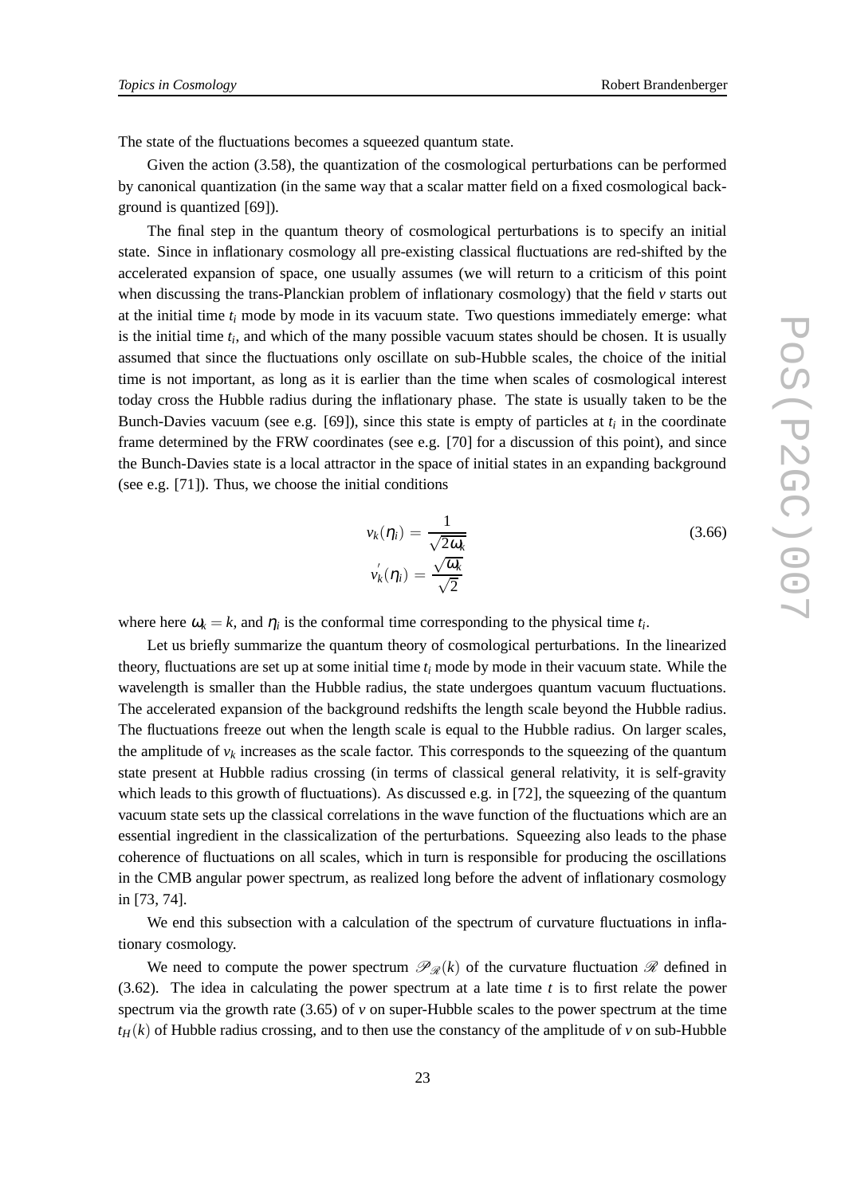The state of the fluctuations becomes a squeezed quantum state.

Given the action (3.58), the quantization of the cosmological perturbations can be performed by canonical quantization (in the same way that a scalar matter field on a fixed cosmological background is quantized [69]).

The final step in the quantum theory of cosmological perturbations is to specify an initial state. Since in inflationary cosmology all pre-existing classical fluctuations are red-shifted by the accelerated expansion of space, one usually assumes (we will return to a criticism of this point when discussing the trans-Planckian problem of inflationary cosmology) that the field $v$ starts out at the initial time $t_i$ mode by mode in its vacuum state. Two questions immediately emerge: what is the initial time $t_i$, and which of the many possible vacuum states should be chosen. It is usually assumed that since the fluctuations only oscillate on sub-Hubble scales, the choice of the initial time is not important, as long as it is earlier than the time when scales of cosmological interest today cross the Hubble radius during the inflationary phase. The state is usually taken to be the Bunch-Davies vacuum (see e.g. [69]), since this state is empty of particles at $t_i$ in the coordinate frame determined by the FRW coordinates (see e.g. [70] for a discussion of this point), and since the Bunch-Davies state is a local attractor in the space of initial states in an expanding background (see e.g. [71]). Thus, we choose the initial conditions

$$
\begin{aligned}
v_k(\eta_i) &= \frac{1}{\sqrt{2\omega_k}} \\
v_k^{'}(\eta_i) &= \frac{\sqrt{\omega_k}}{\sqrt{2}}
\end{aligned}
\tag{3.66}
$$

where here $\omega_k = k$, and $\eta_i$ is the conformal time corresponding to the physical time $t_i$.

Let us briefly summarize the quantum theory of cosmological perturbations. In the linearized theory, fluctuations are set up at some initial time $t_i$ mode by mode in their vacuum state. While the wavelength is smaller than the Hubble radius, the state undergoes quantum vacuum fluctuations. The accelerated expansion of the background redshifts the length scale beyond the Hubble radius. The fluctuations freeze out when the length scale is equal to the Hubble radius. On larger scales, the amplitude of $v_k$ increases as the scale factor. This corresponds to the squeezing of the quantum state present at Hubble radius crossing (in terms of classical general relativity, it is self-gravity which leads to this growth of fluctuations). As discussed e.g. in [72], the squeezing of the quantum vacuum state sets up the classical correlations in the wave function of the fluctuations which are an essential ingredient in the classicalization of the perturbations. Squeezing also leads to the phase coherence of fluctuations on all scales, which in turn is responsible for producing the oscillations in the CMB angular power spectrum, as realized long before the advent of inflationary cosmology in [73, 74].

We end this subsection with a calculation of the spectrum of curvature fluctuations in inflationary cosmology.

We need to compute the power spectrum $\mathscr{P}_{\mathscr{R}}(k)$ of the curvature fluctuation $\mathscr{R}$ defined in (3.62). The idea in calculating the power spectrum at a late time $t$ is to first relate the power spectrum via the growth rate (3.65) of $v$ on super-Hubble scales to the power spectrum at the time $t_H(k)$ of Hubble radius crossing, and to then use the constancy of the amplitude of $v$ on sub-Hubble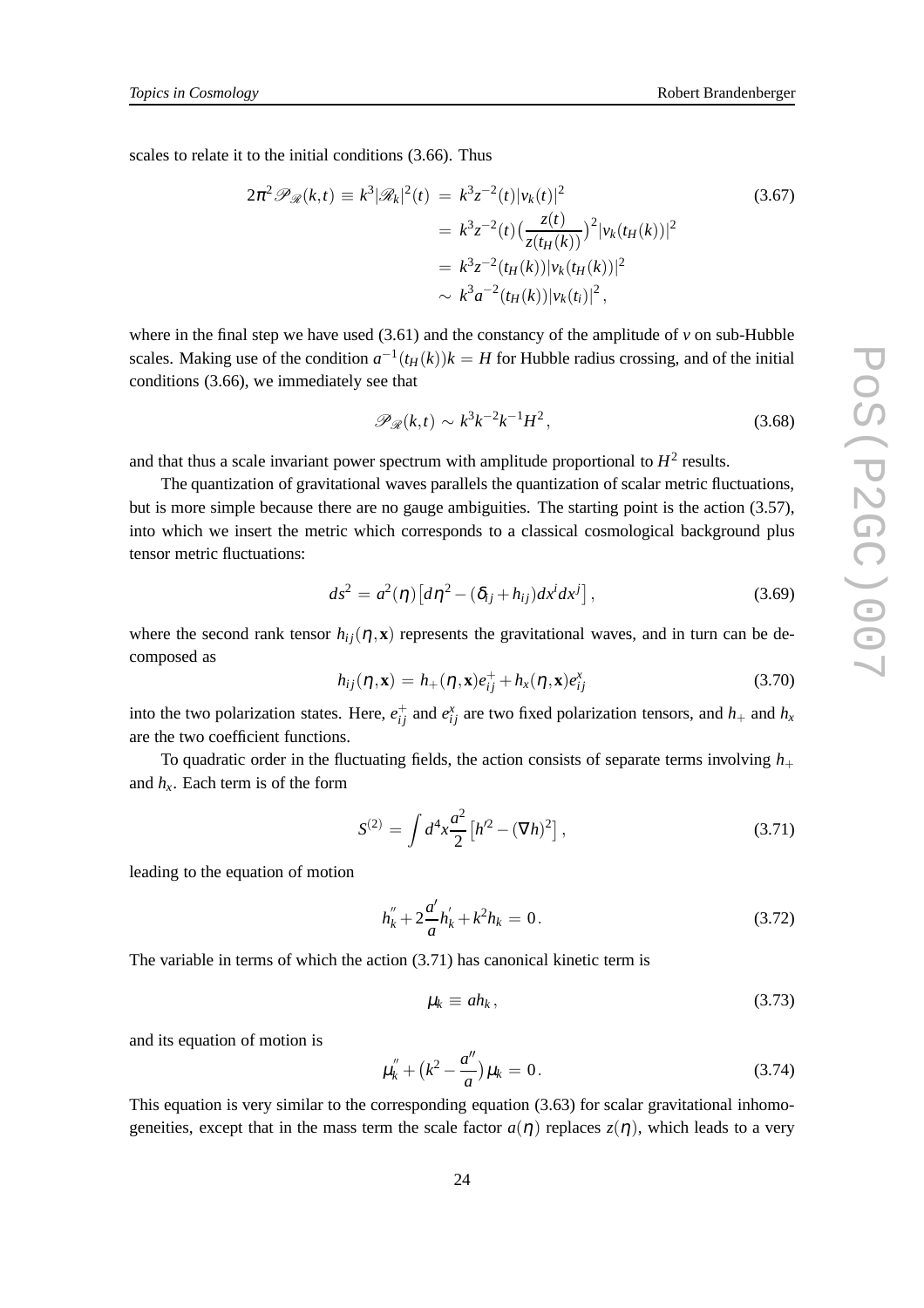scales to relate it to the initial conditions (3.66). Thus

$$
\begin{aligned}
2\pi^2 \mathscr{P}_{\mathscr{R}}(k,t) \equiv k^3 |\mathscr{R}_k|^2(t) &= k^3 z^{-2}(t) |v_k(t)|^2 \\
&= k^3 z^{-2}(t) \big(\frac{z(t)}{z(t_H(k))}\big)^2 |v_k(t_H(k))|^2 \\
&= k^3 z^{-2}(t_H(k)) |v_k(t_H(k))|^2 \\
&\sim k^3 a^{-2}(t_H(k)) |v_k(t_i)|^2 ,
\end{aligned}
\tag{3.67}
$$

where in the final step we have used (3.61) and the constancy of the amplitude of $v$ on sub-Hubble scales. Making use of the condition $a^{-1}(t_H(k))k = H$ for Hubble radius crossing, and of the initial conditions (3.66), we immediately see that

$$
\mathscr{P}_{\mathscr{R}}(k,t) \sim k^3 k^{-2} k^{-1} H^2 ,
\tag{3.68}
$$

and that thus a scale invariant power spectrum with amplitude proportional to $H^2$ results.

The quantization of gravitational waves parallels the quantization of scalar metric fluctuations, but is more simple because there are no gauge ambiguities. The starting point is the action (3.57), into which we insert the metric which corresponds to a classical cosmological background plus tensor metric fluctuations:

$$
ds^2 = a^2(\eta) \big[ d\eta^2 - (\delta_{ij} + h_{ij}) dx^i dx^j \big] ,
\tag{3.69}
$$

where the second rank tensor $h_{ij}(\eta, \mathbf{x})$ represents the gravitational waves, and in turn can be decomposed as

$$
h_{ij}(\eta, \mathbf{x}) = h_+(\eta, \mathbf{x}) e^+_{ij} + h_x(\eta, \mathbf{x}) e^x_{ij}
\tag{3.70}
$$

into the two polarization states. Here, $e^+_{ij}$ and $e^x_{ij}$ are two fixed polarization tensors, and $h_+$ and $h_x$ are the two coefficient functions.

To quadratic order in the fluctuating fields, the action consists of separate terms involving $h_+$ and $h_x$. Each term is of the form

$$
S^{(2)} = \int d^4x \frac{a^2}{2} \big[ h'^2 - (\nabla h)^2 \big] ,
\tag{3.71}
$$

leading to the equation of motion

$$
h_k^{''} + 2\frac{a'}{a} h_k^{'} + k^2 h_k = 0 .
\tag{3.72}
$$

The variable in terms of which the action (3.71) has canonical kinetic term is

$$
\mu_k \equiv a h_k ,
\tag{3.73}
$$

and its equation of motion is

$$
\mu_k^{''} + \big(k^2 - \frac{a''}{a}\big) \mu_k = 0 .
\tag{3.74}
$$

This equation is very similar to the corresponding equation (3.63) for scalar gravitational inhomogeneities, except that in the mass term the scale factor $a(\eta)$ replaces $z(\eta)$, which leads to a very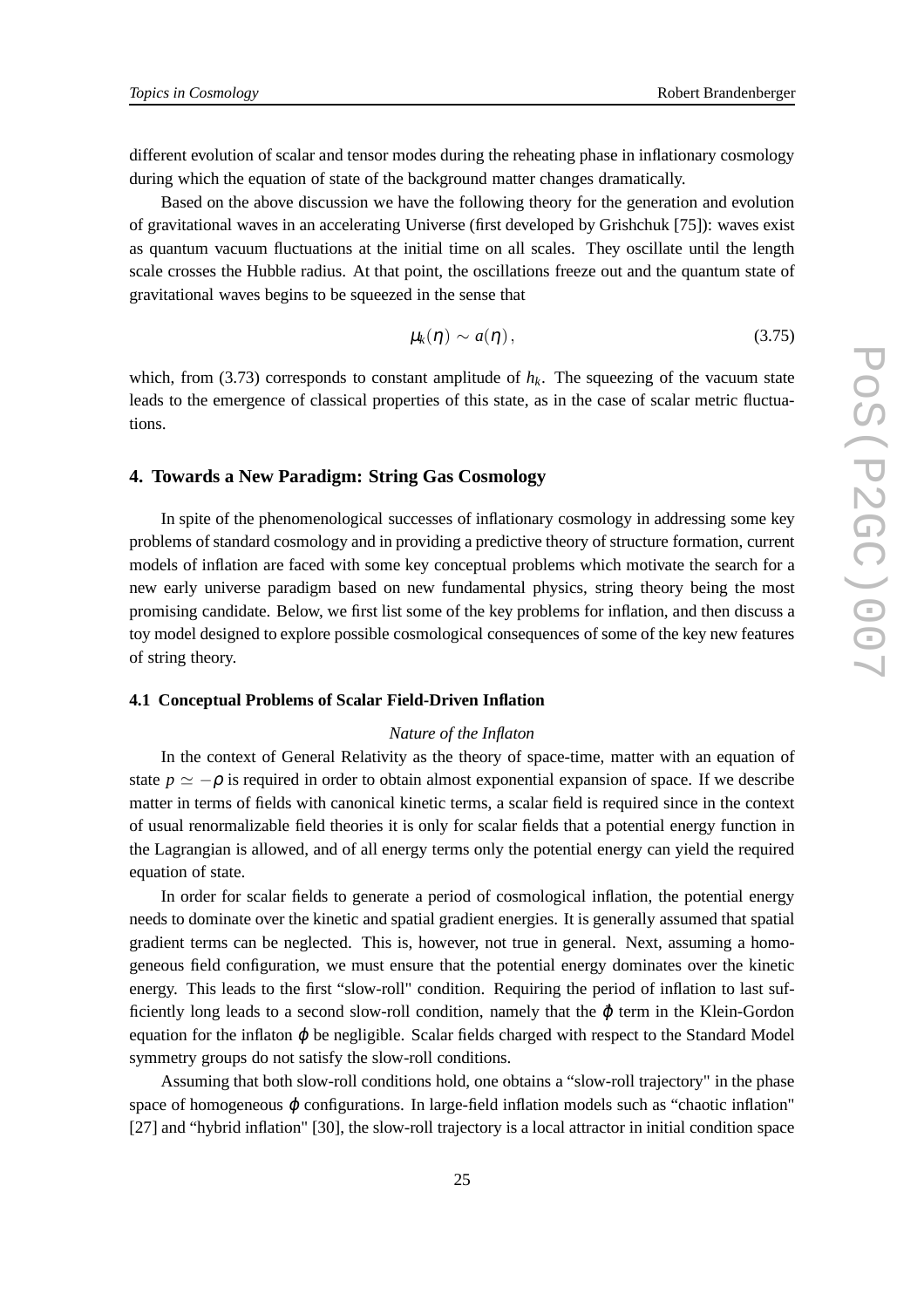different evolution of scalar and tensor modes during the reheating phase in inflationary cosmology during which the equation of state of the background matter changes dramatically.

Based on the above discussion we have the following theory for the generation and evolution of gravitational waves in an accelerating Universe (first developed by Grishchuk [75]): waves exist as quantum vacuum fluctuations at the initial time on all scales. They oscillate until the length scale crosses the Hubble radius. At that point, the oscillations freeze out and the quantum state of gravitational waves begins to be squeezed in the sense that

$$\mu_k(\eta) \sim a(\eta), \tag{3.75}$$

which, from (3.73) corresponds to constant amplitude of $h_k$. The squeezing of the vacuum state leads to the emergence of classical properties of this state, as in the case of scalar metric fluctuations.

## 4. Towards a New Paradigm: String Gas Cosmology

In spite of the phenomenological successes of inflationary cosmology in addressing some key problems of standard cosmology and in providing a predictive theory of structure formation, current models of inflation are faced with some key conceptual problems which motivate the search for a new early universe paradigm based on new fundamental physics, string theory being the most promising candidate. Below, we first list some of the key problems for inflation, and then discuss a toy model designed to explore possible cosmological consequences of some of the key new features of string theory.

### 4.1 Conceptual Problems of Scalar Field-Driven Inflation

*Nature of the Inflaton*

In the context of General Relativity as the theory of space-time, matter with an equation of state $p \simeq -\rho$ is required in order to obtain almost exponential expansion of space. If we describe matter in terms of fields with canonical kinetic terms, a scalar field is required since in the context of usual renormalizable field theories it is only for scalar fields that a potential energy function in the Lagrangian is allowed, and of all energy terms only the potential energy can yield the required equation of state.

In order for scalar fields to generate a period of cosmological inflation, the potential energy needs to dominate over the kinetic and spatial gradient energies. It is generally assumed that spatial gradient terms can be neglected. This is, however, not true in general. Next, assuming a homogeneous field configuration, we must ensure that the potential energy dominates over the kinetic energy. This leads to the first "slow-roll" condition. Requiring the period of inflation to last sufficiently long leads to a second slow-roll condition, namely that the $\ddot{\varphi}$ term in the Klein-Gordon equation for the inflaton $\varphi$ be negligible. Scalar fields charged with respect to the Standard Model symmetry groups do not satisfy the slow-roll conditions.

Assuming that both slow-roll conditions hold, one obtains a "slow-roll trajectory" in the phase space of homogeneous $\varphi$ configurations. In large-field inflation models such as "chaotic inflation" [27] and "hybrid inflation" [30], the slow-roll trajectory is a local attractor in initial condition space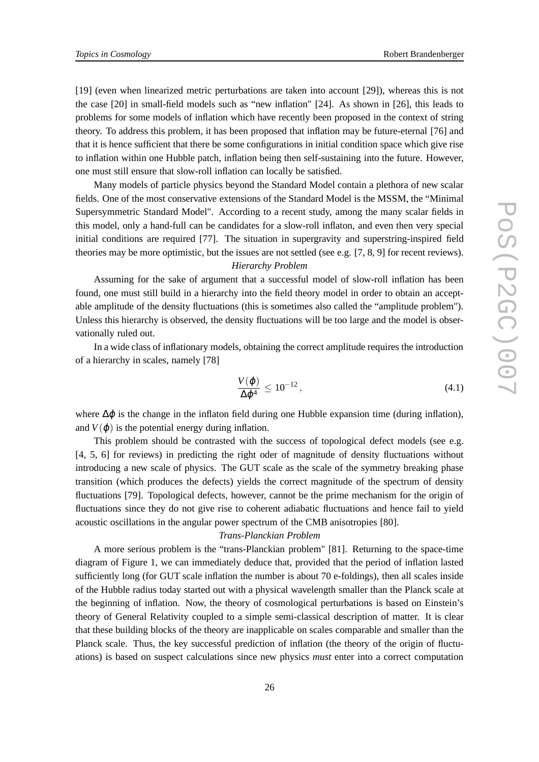[19] (even when linearized metric perturbations are taken into account [29]), whereas this is not the case [20] in small-field models such as "new inflation" [24]. As shown in [26], this leads to problems for some models of inflation which have recently been proposed in the context of string theory. To address this problem, it has been proposed that inflation may be future-eternal [76] and that it is hence sufficient that there be some configurations in initial condition space which give rise to inflation within one Hubble patch, inflation being then self-sustaining into the future. However, one must still ensure that slow-roll inflation can locally be satisfied.

Many models of particle physics beyond the Standard Model contain a plethora of new scalar fields. One of the most conservative extensions of the Standard Model is the MSSM, the "Minimal Supersymmetric Standard Model". According to a recent study, among the many scalar fields in this model, only a hand-full can be candidates for a slow-roll inflaton, and even then very special initial conditions are required [77]. The situation in supergravity and superstring-inspired field theories may be more optimistic, but the issues are not settled (see e.g. [7, 8, 9] for recent reviews).

*Hierarchy Problem*

Assuming for the sake of argument that a successful model of slow-roll inflation has been found, one must still build in a hierarchy into the field theory model in order to obtain an acceptable amplitude of the density fluctuations (this is sometimes also called the "amplitude problem"). Unless this hierarchy is observed, the density fluctuations will be too large and the model is observationally ruled out.

In a wide class of inflationary models, obtaining the correct amplitude requires the introduction of a hierarchy in scales, namely [78]

$$\frac{V(\varphi)}{\Delta\varphi^4} \leq 10^{-12}\,, \tag{4.1}$$

where $\Delta\varphi$ is the change in the inflaton field during one Hubble expansion time (during inflation), and $V(\varphi)$ is the potential energy during inflation.

This problem should be contrasted with the success of topological defect models (see e.g. [4, 5, 6] for reviews) in predicting the right oder of magnitude of density fluctuations without introducing a new scale of physics. The GUT scale as the scale of the symmetry breaking phase transition (which produces the defects) yields the correct magnitude of the spectrum of density fluctuations [79]. Topological defects, however, cannot be the prime mechanism for the origin of fluctuations since they do not give rise to coherent adiabatic fluctuations and hence fail to yield acoustic oscillations in the angular power spectrum of the CMB anisotropies [80].

*Trans-Planckian Problem*

A more serious problem is the "trans-Planckian problem" [81]. Returning to the space-time diagram of Figure 1, we can immediately deduce that, provided that the period of inflation lasted sufficiently long (for GUT scale inflation the number is about 70 e-foldings), then all scales inside of the Hubble radius today started out with a physical wavelength smaller than the Planck scale at the beginning of inflation. Now, the theory of cosmological perturbations is based on Einstein's theory of General Relativity coupled to a simple semi-classical description of matter. It is clear that these building blocks of the theory are inapplicable on scales comparable and smaller than the Planck scale. Thus, the key successful prediction of inflation (the theory of the origin of fluctuations) is based on suspect calculations since new physics *must* enter into a correct computation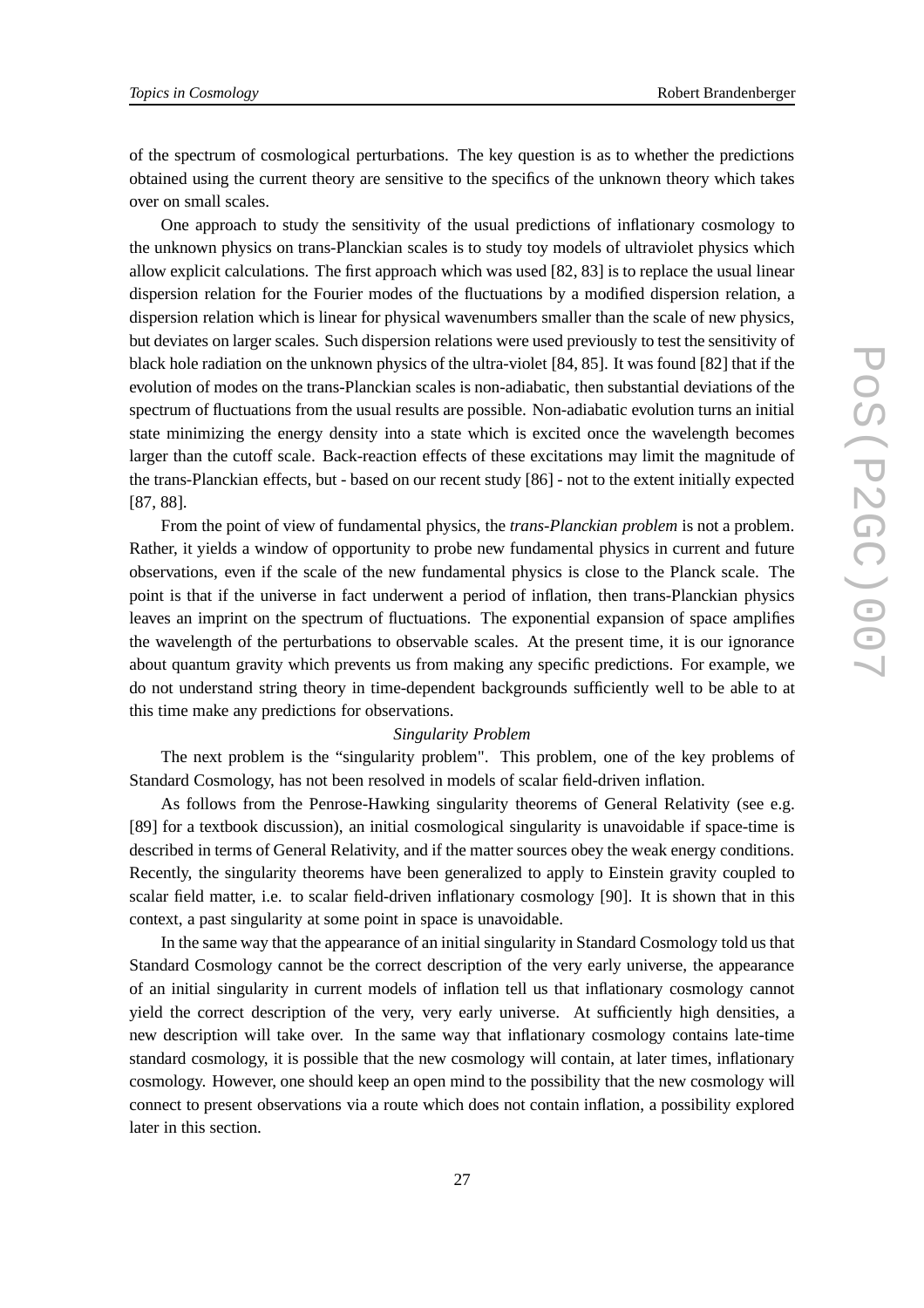of the spectrum of cosmological perturbations. The key question is as to whether the predictions obtained using the current theory are sensitive to the specifics of the unknown theory which takes over on small scales.

One approach to study the sensitivity of the usual predictions of inflationary cosmology to the unknown physics on trans-Planckian scales is to study toy models of ultraviolet physics which allow explicit calculations. The first approach which was used [82, 83] is to replace the usual linear dispersion relation for the Fourier modes of the fluctuations by a modified dispersion relation, a dispersion relation which is linear for physical wavenumbers smaller than the scale of new physics, but deviates on larger scales. Such dispersion relations were used previously to test the sensitivity of black hole radiation on the unknown physics of the ultra-violet [84, 85]. It was found [82] that if the evolution of modes on the trans-Planckian scales is non-adiabatic, then substantial deviations of the spectrum of fluctuations from the usual results are possible. Non-adiabatic evolution turns an initial state minimizing the energy density into a state which is excited once the wavelength becomes larger than the cutoff scale. Back-reaction effects of these excitations may limit the magnitude of the trans-Planckian effects, but - based on our recent study [86] - not to the extent initially expected [87, 88].

From the point of view of fundamental physics, the *trans-Planckian problem* is not a problem. Rather, it yields a window of opportunity to probe new fundamental physics in current and future observations, even if the scale of the new fundamental physics is close to the Planck scale. The point is that if the universe in fact underwent a period of inflation, then trans-Planckian physics leaves an imprint on the spectrum of fluctuations. The exponential expansion of space amplifies the wavelength of the perturbations to observable scales. At the present time, it is our ignorance about quantum gravity which prevents us from making any specific predictions. For example, we do not understand string theory in time-dependent backgrounds sufficiently well to be able to at this time make any predictions for observations.

*Singularity Problem*

The next problem is the "singularity problem". This problem, one of the key problems of Standard Cosmology, has not been resolved in models of scalar field-driven inflation.

As follows from the Penrose-Hawking singularity theorems of General Relativity (see e.g. [89] for a textbook discussion), an initial cosmological singularity is unavoidable if space-time is described in terms of General Relativity, and if the matter sources obey the weak energy conditions. Recently, the singularity theorems have been generalized to apply to Einstein gravity coupled to scalar field matter, i.e. to scalar field-driven inflationary cosmology [90]. It is shown that in this context, a past singularity at some point in space is unavoidable.

In the same way that the appearance of an initial singularity in Standard Cosmology told us that Standard Cosmology cannot be the correct description of the very early universe, the appearance of an initial singularity in current models of inflation tell us that inflationary cosmology cannot yield the correct description of the very, very early universe. At sufficiently high densities, a new description will take over. In the same way that inflationary cosmology contains late-time standard cosmology, it is possible that the new cosmology will contain, at later times, inflationary cosmology. However, one should keep an open mind to the possibility that the new cosmology will connect to present observations via a route which does not contain inflation, a possibility explored later in this section.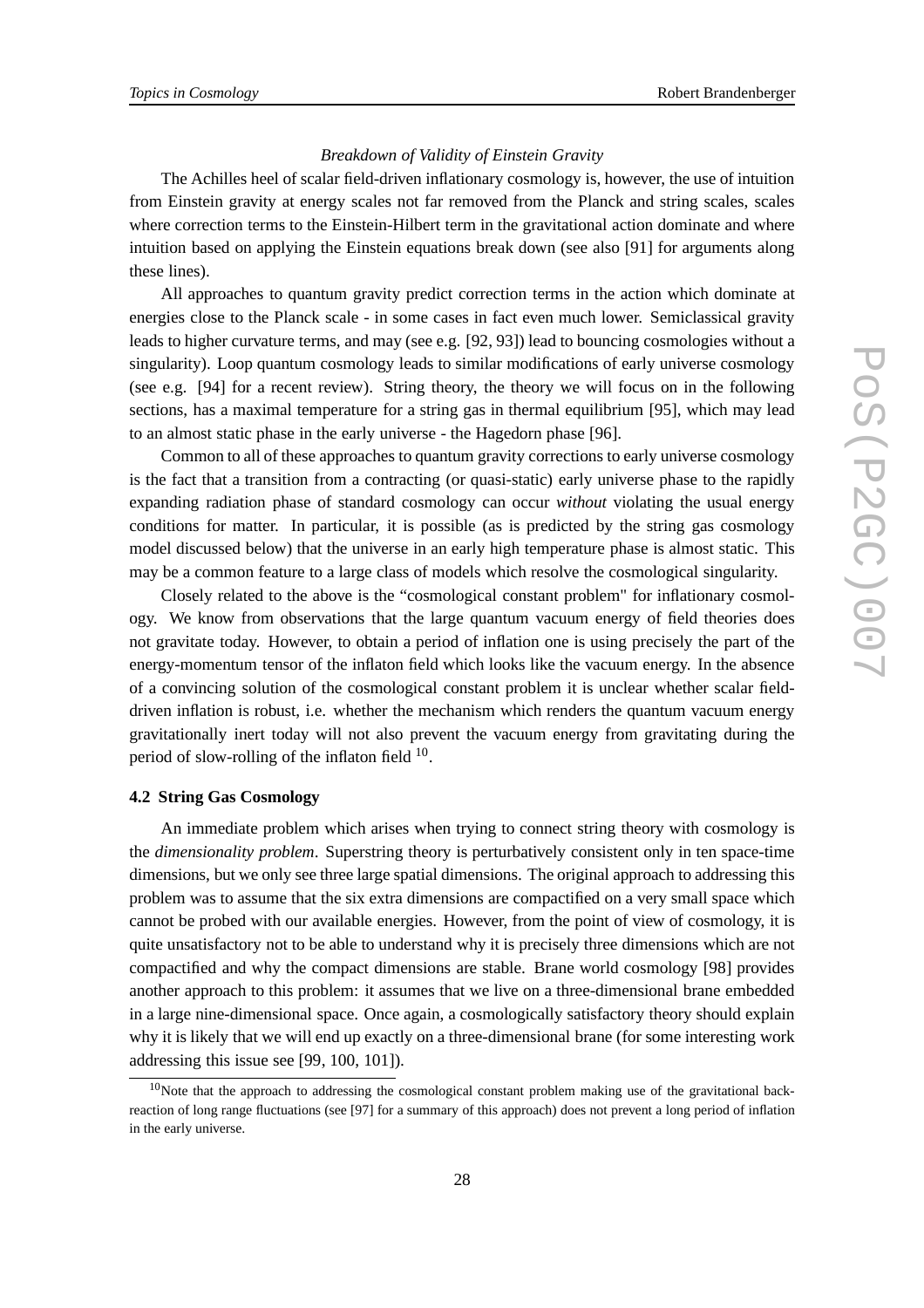*Breakdown of Validity of Einstein Gravity*

The Achilles heel of scalar field-driven inflationary cosmology is, however, the use of intuition from Einstein gravity at energy scales not far removed from the Planck and string scales, scales where correction terms to the Einstein-Hilbert term in the gravitational action dominate and where intuition based on applying the Einstein equations break down (see also [91] for arguments along these lines).

All approaches to quantum gravity predict correction terms in the action which dominate at energies close to the Planck scale - in some cases in fact even much lower. Semiclassical gravity leads to higher curvature terms, and may (see e.g. [92, 93]) lead to bouncing cosmologies without a singularity). Loop quantum cosmology leads to similar modifications of early universe cosmology (see e.g. [94] for a recent review). String theory, the theory we will focus on in the following sections, has a maximal temperature for a string gas in thermal equilibrium [95], which may lead to an almost static phase in the early universe - the Hagedorn phase [96].

Common to all of these approaches to quantum gravity corrections to early universe cosmology is the fact that a transition from a contracting (or quasi-static) early universe phase to the rapidly expanding radiation phase of standard cosmology can occur *without* violating the usual energy conditions for matter. In particular, it is possible (as is predicted by the string gas cosmology model discussed below) that the universe in an early high temperature phase is almost static. This may be a common feature to a large class of models which resolve the cosmological singularity.

Closely related to the above is the "cosmological constant problem" for inflationary cosmology. We know from observations that the large quantum vacuum energy of field theories does not gravitate today. However, to obtain a period of inflation one is using precisely the part of the energy-momentum tensor of the inflaton field which looks like the vacuum energy. In the absence of a convincing solution of the cosmological constant problem it is unclear whether scalar field-driven inflation is robust, i.e. whether the mechanism which renders the quantum vacuum energy gravitationally inert today will not also prevent the vacuum energy from gravitating during the period of slow-rolling of the inflaton field [10].

### 4.2 String Gas Cosmology

An immediate problem which arises when trying to connect string theory with cosmology is the *dimensionality problem*. Superstring theory is perturbatively consistent only in ten space-time dimensions, but we only see three large spatial dimensions. The original approach to addressing this problem was to assume that the six extra dimensions are compactified on a very small space which cannot be probed with our available energies. However, from the point of view of cosmology, it is quite unsatisfactory not to be able to understand why it is precisely three dimensions which are not compactified and why the compact dimensions are stable. Brane world cosmology [98] provides another approach to this problem: it assumes that we live on a three-dimensional brane embedded in a large nine-dimensional space. Once again, a cosmologically satisfactory theory should explain why it is likely that we will end up exactly on a three-dimensional brane (for some interesting work addressing this issue see [99, 100, 101]).

[10] Note that the approach to addressing the cosmological constant problem making use of the gravitational back-reaction of long range fluctuations (see [97] for a summary of this approach) does not prevent a long period of inflation in the early universe.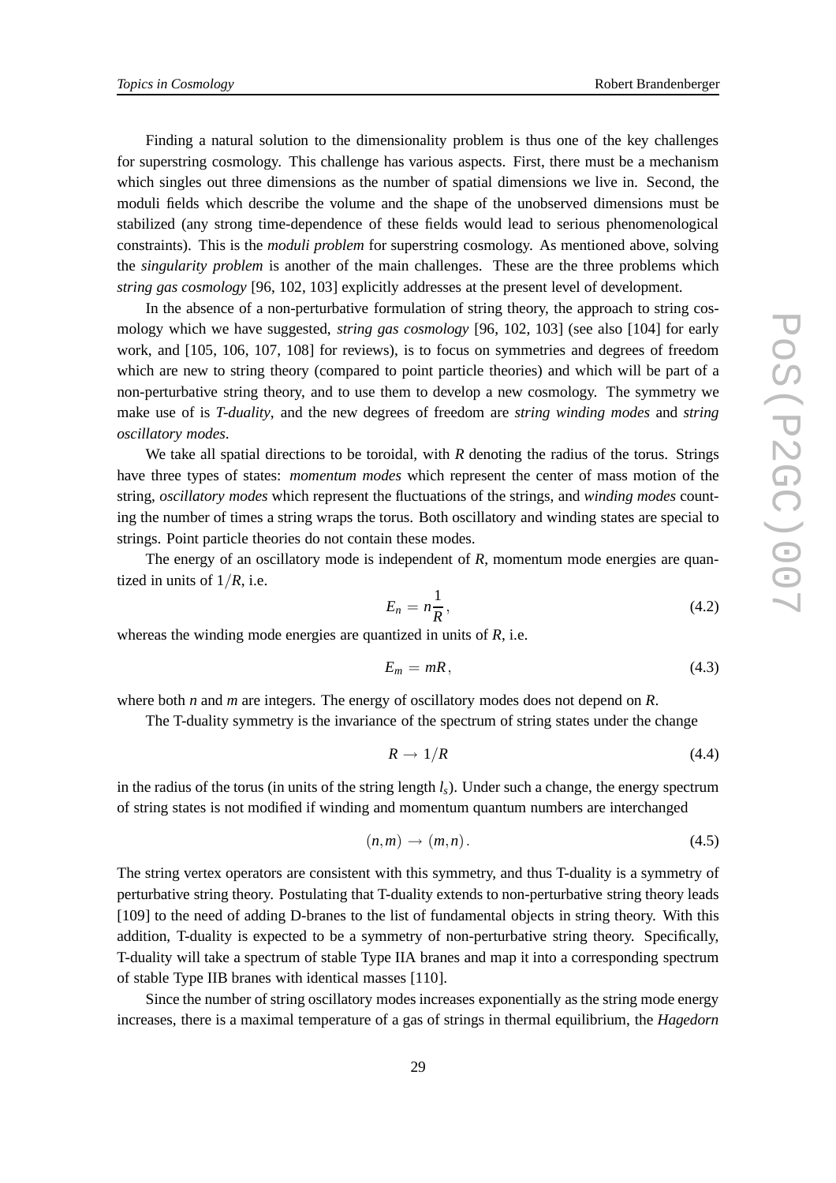Finding a natural solution to the dimensionality problem is thus one of the key challenges for superstring cosmology. This challenge has various aspects. First, there must be a mechanism which singles out three dimensions as the number of spatial dimensions we live in. Second, the moduli fields which describe the volume and the shape of the unobserved dimensions must be stabilized (any strong time-dependence of these fields would lead to serious phenomenological constraints). This is the *moduli problem* for superstring cosmology. As mentioned above, solving the *singularity problem* is another of the main challenges. These are the three problems which *string gas cosmology* [96, 102, 103] explicitly addresses at the present level of development.

In the absence of a non-perturbative formulation of string theory, the approach to string cosmology which we have suggested, *string gas cosmology* [96, 102, 103] (see also [104] for early work, and [105, 106, 107, 108] for reviews), is to focus on symmetries and degrees of freedom which are new to string theory (compared to point particle theories) and which will be part of a non-perturbative string theory, and to use them to develop a new cosmology. The symmetry we make use of is *T-duality*, and the new degrees of freedom are *string winding modes* and *string oscillatory modes*.

We take all spatial directions to be toroidal, with $R$ denoting the radius of the torus. Strings have three types of states: *momentum modes* which represent the center of mass motion of the string, *oscillatory modes* which represent the fluctuations of the strings, and *winding modes* counting the number of times a string wraps the torus. Both oscillatory and winding states are special to strings. Point particle theories do not contain these modes.

The energy of an oscillatory mode is independent of $R$, momentum mode energies are quantized in units of $1/R$, i.e.

$$E_n = n\frac{1}{R}, \tag{4.2}$$

whereas the winding mode energies are quantized in units of $R$, i.e.

$$E_m = mR, \tag{4.3}$$

where both $n$ and $m$ are integers. The energy of oscillatory modes does not depend on $R$.

The T-duality symmetry is the invariance of the spectrum of string states under the change

$$R \to 1/R \tag{4.4}$$

in the radius of the torus (in units of the string length $l_s$). Under such a change, the energy spectrum of string states is not modified if winding and momentum quantum numbers are interchanged

$$(n, m) \to (m, n). \tag{4.5}$$

The string vertex operators are consistent with this symmetry, and thus T-duality is a symmetry of perturbative string theory. Postulating that T-duality extends to non-perturbative string theory leads [109] to the need of adding D-branes to the list of fundamental objects in string theory. With this addition, T-duality is expected to be a symmetry of non-perturbative string theory. Specifically, T-duality will take a spectrum of stable Type IIA branes and map it into a corresponding spectrum of stable Type IIB branes with identical masses [110].

Since the number of string oscillatory modes increases exponentially as the string mode energy increases, there is a maximal temperature of a gas of strings in thermal equilibrium, the *Hagedorn*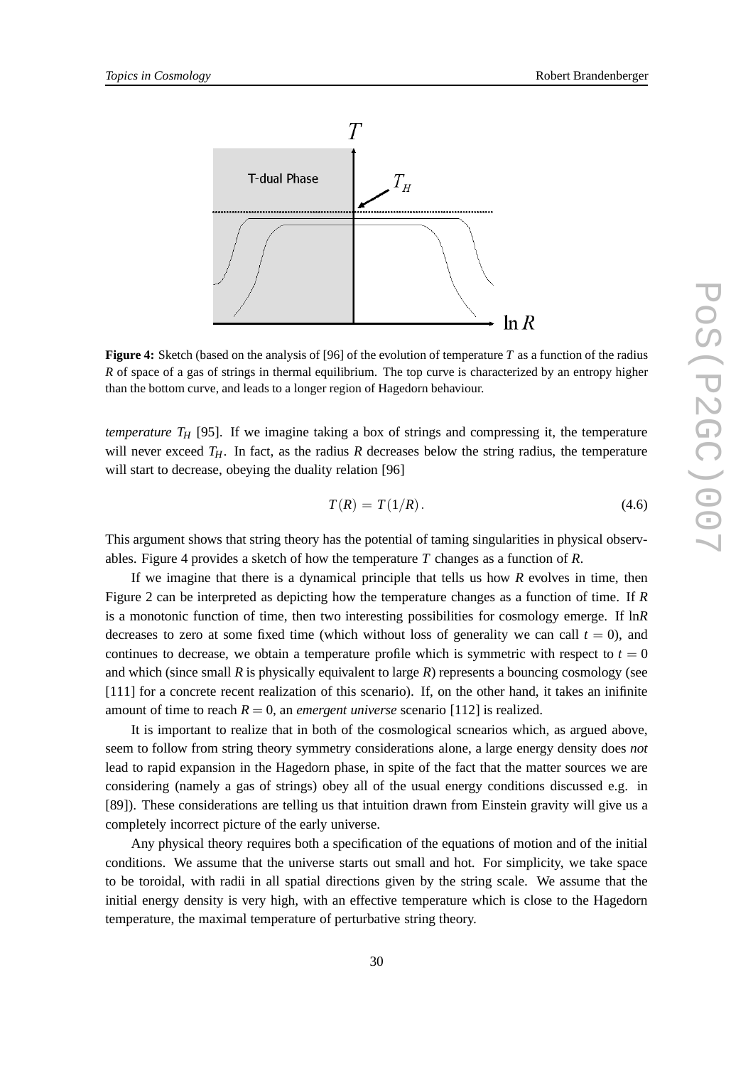**Figure 4:** Sketch (based on the analysis of [96] of the evolution of temperature $T$ as a function of the radius $R$ of space of a gas of strings in thermal equilibrium. The top curve is characterized by an entropy higher than the bottom curve, and leads to a longer region of Hagedorn behaviour.

*temperature* $T_H$ [95]. If we imagine taking a box of strings and compressing it, the temperature will never exceed $T_H$. In fact, as the radius $R$ decreases below the string radius, the temperature will start to decrease, obeying the duality relation [96]

$$T(R) = T(1/R). \tag{4.6}$$

This argument shows that string theory has the potential of taming singularities in physical observables. Figure 4 provides a sketch of how the temperature $T$ changes as a function of $R$.

If we imagine that there is a dynamical principle that tells us how $R$ evolves in time, then Figure 2 can be interpreted as depicting how the temperature changes as a function of time. If $R$ is a monotonic function of time, then two interesting possibilities for cosmology emerge. If $\ln R$ decreases to zero at some fixed time (which without loss of generality we can call $t = 0$), and continues to decrease, we obtain a temperature profile which is symmetric with respect to $t = 0$ and which (since small $R$ is physically equivalent to large $R$) represents a bouncing cosmology (see [111] for a concrete recent realization of this scenario). If, on the other hand, it takes an inifinite amount of time to reach $R = 0$, an *emergent universe* scenario [112] is realized.

It is important to realize that in both of the cosmological scnearios which, as argued above, seem to follow from string theory symmetry considerations alone, a large energy density does *not* lead to rapid expansion in the Hagedorn phase, in spite of the fact that the matter sources we are considering (namely a gas of strings) obey all of the usual energy conditions discussed e.g. in [89]). These considerations are telling us that intuition drawn from Einstein gravity will give us a completely incorrect picture of the early universe.

Any physical theory requires both a specification of the equations of motion and of the initial conditions. We assume that the universe starts out small and hot. For simplicity, we take space to be toroidal, with radii in all spatial directions given by the string scale. We assume that the initial energy density is very high, with an effective temperature which is close to the Hagedorn temperature, the maximal temperature of perturbative string theory.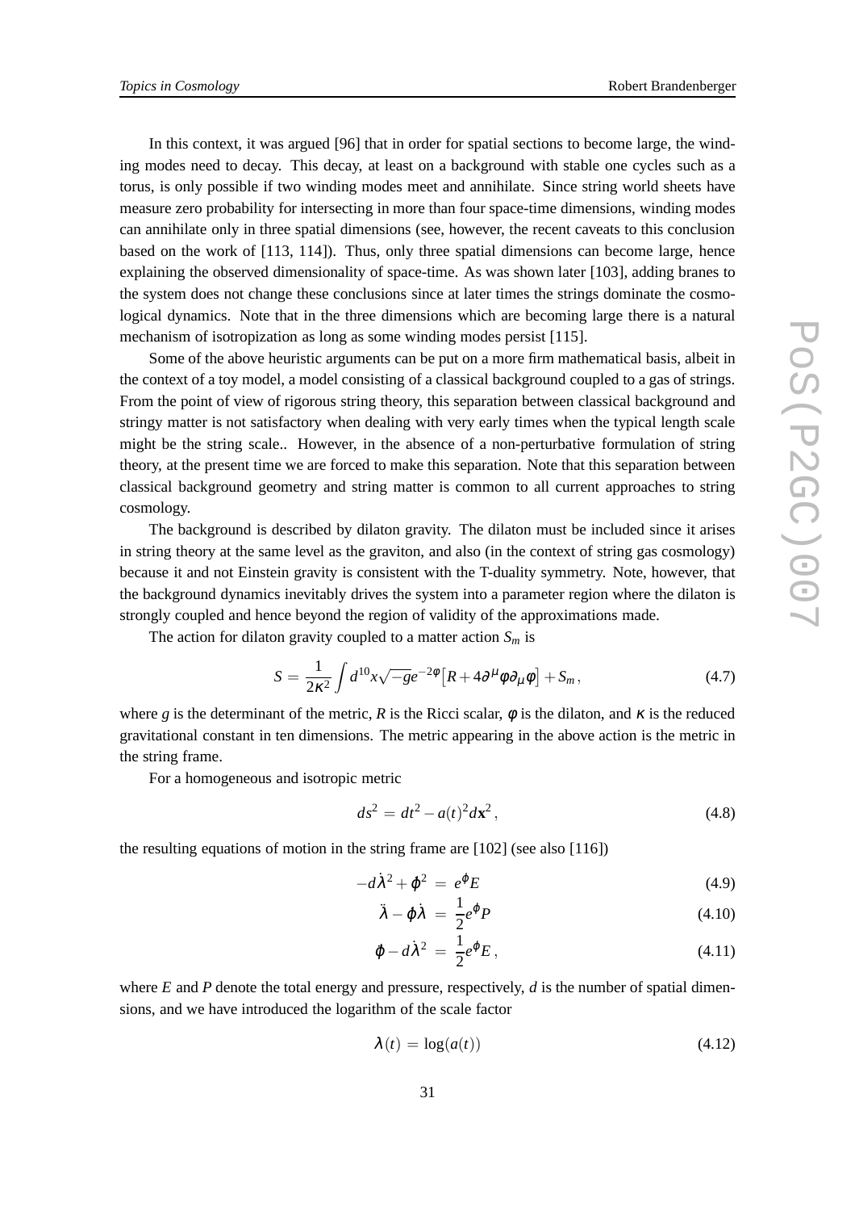In this context, it was argued [96] that in order for spatial sections to become large, the winding modes need to decay. This decay, at least on a background with stable one cycles such as a torus, is only possible if two winding modes meet and annihilate. Since string world sheets have measure zero probability for intersecting in more than four space-time dimensions, winding modes can annihilate only in three spatial dimensions (see, however, the recent caveats to this conclusion based on the work of [113, 114]). Thus, only three spatial dimensions can become large, hence explaining the observed dimensionality of space-time. As was shown later [103], adding branes to the system does not change these conclusions since at later times the strings dominate the cosmological dynamics. Note that in the three dimensions which are becoming large there is a natural mechanism of isotropization as long as some winding modes persist [115].

Some of the above heuristic arguments can be put on a more firm mathematical basis, albeit in the context of a toy model, a model consisting of a classical background coupled to a gas of strings. From the point of view of rigorous string theory, this separation between classical background and stringy matter is not satisfactory when dealing with very early times when the typical length scale might be the string scale.. However, in the absence of a non-perturbative formulation of string theory, at the present time we are forced to make this separation. Note that this separation between classical background geometry and string matter is common to all current approaches to string cosmology.

The background is described by dilaton gravity. The dilaton must be included since it arises in string theory at the same level as the graviton, and also (in the context of string gas cosmology) because it and not Einstein gravity is consistent with the T-duality symmetry. Note, however, that the background dynamics inevitably drives the system into a parameter region where the dilaton is strongly coupled and hence beyond the region of validity of the approximations made.

The action for dilaton gravity coupled to a matter action $S_m$ is

$$S = \frac{1}{2\kappa^2}\int d^{10}x\sqrt{-g}e^{-2\phi}\left[R + 4\partial^\mu\phi\partial_\mu\phi\right] + S_m\,, \tag{4.7}$$

where $g$ is the determinant of the metric, $R$ is the Ricci scalar, $\phi$ is the dilaton, and $\kappa$ is the reduced gravitational constant in ten dimensions. The metric appearing in the above action is the metric in the string frame.

For a homogeneous and isotropic metric

$$ds^2 = dt^2 - a(t)^2 d\mathbf{x}^2\,, \tag{4.8}$$

the resulting equations of motion in the string frame are [102] (see also [116])

$$-d\dot{\lambda}^2 + \dot{\varphi}^2 = e^{\varphi}E \tag{4.9}$$

$$\ddot{\lambda} - \dot{\varphi}\dot{\lambda} = \frac{1}{2}e^{\varphi}P \tag{4.10}$$

$$\ddot{\varphi} - d\dot{\lambda}^2 = \frac{1}{2}e^{\varphi}E\,, \tag{4.11}$$

where $E$ and $P$ denote the total energy and pressure, respectively, $d$ is the number of spatial dimensions, and we have introduced the logarithm of the scale factor

$$\lambda(t) = \log(a(t)) \tag{4.12}$$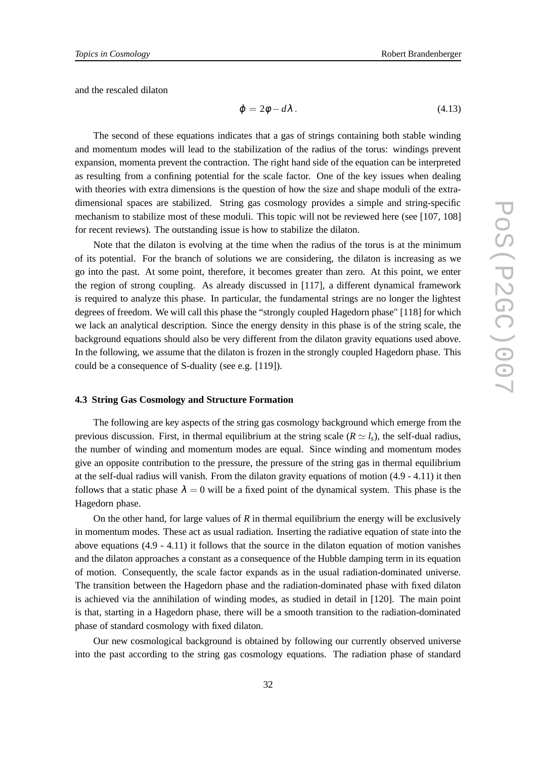and the rescaled dilaton

$$\varphi = 2\phi - d\lambda \,. \tag{4.13}$$

The second of these equations indicates that a gas of strings containing both stable winding and momentum modes will lead to the stabilization of the radius of the torus: windings prevent expansion, momenta prevent the contraction. The right hand side of the equation can be interpreted as resulting from a confining potential for the scale factor. One of the key issues when dealing with theories with extra dimensions is the question of how the size and shape moduli of the extra-dimensional spaces are stabilized. String gas cosmology provides a simple and string-specific mechanism to stabilize most of these moduli. This topic will not be reviewed here (see [107, 108] for recent reviews). The outstanding issue is how to stabilize the dilaton.

Note that the dilaton is evolving at the time when the radius of the torus is at the minimum of its potential. For the branch of solutions we are considering, the dilaton is increasing as we go into the past. At some point, therefore, it becomes greater than zero. At this point, we enter the region of strong coupling. As already discussed in [117], a different dynamical framework is required to analyze this phase. In particular, the fundamental strings are no longer the lightest degrees of freedom. We will call this phase the "strongly coupled Hagedorn phase" [118] for which we lack an analytical description. Since the energy density in this phase is of the string scale, the background equations should also be very different from the dilaton gravity equations used above. In the following, we assume that the dilaton is frozen in the strongly coupled Hagedorn phase. This could be a consequence of S-duality (see e.g. [119]).

### 4.3 String Gas Cosmology and Structure Formation

The following are key aspects of the string gas cosmology background which emerge from the previous discussion. First, in thermal equilibrium at the string scale ($R \simeq l_s$), the self-dual radius, the number of winding and momentum modes are equal. Since winding and momentum modes give an opposite contribution to the pressure, the pressure of the string gas in thermal equilibrium at the self-dual radius will vanish. From the dilaton gravity equations of motion (4.9 - 4.11) it then follows that a static phase $\lambda = 0$ will be a fixed point of the dynamical system. This phase is the Hagedorn phase.

On the other hand, for large values of $R$ in thermal equilibrium the energy will be exclusively in momentum modes. These act as usual radiation. Inserting the radiative equation of state into the above equations (4.9 - 4.11) it follows that the source in the dilaton equation of motion vanishes and the dilaton approaches a constant as a consequence of the Hubble damping term in its equation of motion. Consequently, the scale factor expands as in the usual radiation-dominated universe. The transition between the Hagedorn phase and the radiation-dominated phase with fixed dilaton is achieved via the annihilation of winding modes, as studied in detail in [120]. The main point is that, starting in a Hagedorn phase, there will be a smooth transition to the radiation-dominated phase of standard cosmology with fixed dilaton.

Our new cosmological background is obtained by following our currently observed universe into the past according to the string gas cosmology equations. The radiation phase of standard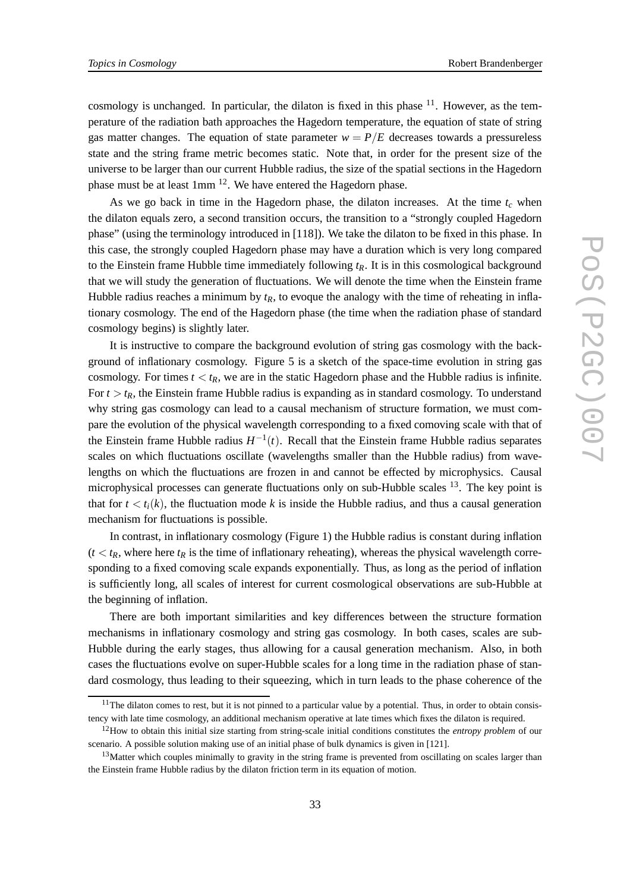cosmology is unchanged. In particular, the dilaton is fixed in this phase [11]. However, as the temperature of the radiation bath approaches the Hagedorn temperature, the equation of state of string gas matter changes. The equation of state parameter $w = P/E$ decreases towards a pressureless state and the string frame metric becomes static. Note that, in order for the present size of the universe to be larger than our current Hubble radius, the size of the spatial sections in the Hagedorn phase must be at least 1mm [12]. We have entered the Hagedorn phase.

As we go back in time in the Hagedorn phase, the dilaton increases. At the time $t_c$ when the dilaton equals zero, a second transition occurs, the transition to a "strongly coupled Hagedorn phase" (using the terminology introduced in [118]). We take the dilaton to be fixed in this phase. In this case, the strongly coupled Hagedorn phase may have a duration which is very long compared to the Einstein frame Hubble time immediately following $t_R$. It is in this cosmological background that we will study the generation of fluctuations. We will denote the time when the Einstein frame Hubble radius reaches a minimum by $t_R$, to evoque the analogy with the time of reheating in inflationary cosmology. The end of the Hagedorn phase (the time when the radiation phase of standard cosmology begins) is slightly later.

It is instructive to compare the background evolution of string gas cosmology with the background of inflationary cosmology. Figure 5 is a sketch of the space-time evolution in string gas cosmology. For times $t < t_R$, we are in the static Hagedorn phase and the Hubble radius is infinite. For $t > t_R$, the Einstein frame Hubble radius is expanding as in standard cosmology. To understand why string gas cosmology can lead to a causal mechanism of structure formation, we must compare the evolution of the physical wavelength corresponding to a fixed comoving scale with that of the Einstein frame Hubble radius $H^{-1}(t)$. Recall that the Einstein frame Hubble radius separates scales on which fluctuations oscillate (wavelengths smaller than the Hubble radius) from wavelengths on which the fluctuations are frozen in and cannot be effected by microphysics. Causal microphysical processes can generate fluctuations only on sub-Hubble scales [13]. The key point is that for $t < t_i(k)$, the fluctuation mode $k$ is inside the Hubble radius, and thus a causal generation mechanism for fluctuations is possible.

In contrast, in inflationary cosmology (Figure 1) the Hubble radius is constant during inflation ($t < t_R$, where here $t_R$ is the time of inflationary reheating), whereas the physical wavelength corresponding to a fixed comoving scale expands exponentially. Thus, as long as the period of inflation is sufficiently long, all scales of interest for current cosmological observations are sub-Hubble at the beginning of inflation.

There are both important similarities and key differences between the structure formation mechanisms in inflationary cosmology and string gas cosmology. In both cases, scales are sub-Hubble during the early stages, thus allowing for a causal generation mechanism. Also, in both cases the fluctuations evolve on super-Hubble scales for a long time in the radiation phase of standard cosmology, thus leading to their squeezing, which in turn leads to the phase coherence of the

---

[11] The dilaton comes to rest, but it is not pinned to a particular value by a potential. Thus, in order to obtain consistency with late time cosmology, an additional mechanism operative at late times which fixes the dilaton is required.

[12] How to obtain this initial size starting from string-scale initial conditions constitutes the *entropy problem* of our scenario. A possible solution making use of an initial phase of bulk dynamics is given in [121].

[13] Matter which couples minimally to gravity in the string frame is prevented from oscillating on scales larger than the Einstein frame Hubble radius by the dilaton friction term in its equation of motion.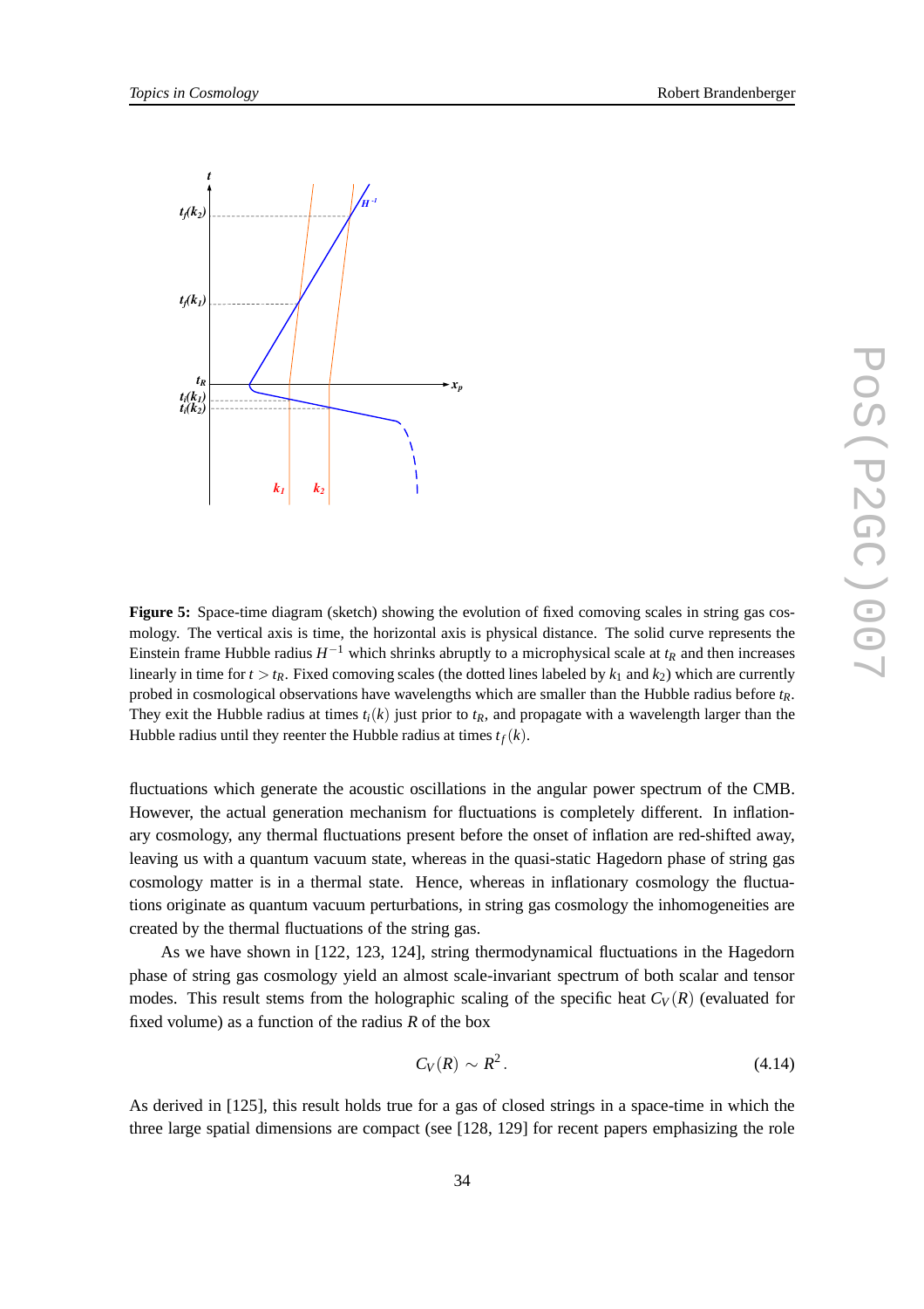**Figure 5:** Space-time diagram (sketch) showing the evolution of fixed comoving scales in string gas cosmology. The vertical axis is time, the horizontal axis is physical distance. The solid curve represents the Einstein frame Hubble radius $H^{-1}$ which shrinks abruptly to a microphysical scale at $t_R$ and then increases linearly in time for $t > t_R$. Fixed comoving scales (the dotted lines labeled by $k_1$ and $k_2$) which are currently probed in cosmological observations have wavelengths which are smaller than the Hubble radius before $t_R$. They exit the Hubble radius at times $t_i(k)$ just prior to $t_R$, and propagate with a wavelength larger than the Hubble radius until they reenter the Hubble radius at times $t_f(k)$.

fluctuations which generate the acoustic oscillations in the angular power spectrum of the CMB. However, the actual generation mechanism for fluctuations is completely different. In inflationary cosmology, any thermal fluctuations present before the onset of inflation are red-shifted away, leaving us with a quantum vacuum state, whereas in the quasi-static Hagedorn phase of string gas cosmology matter is in a thermal state. Hence, whereas in inflationary cosmology the fluctuations originate as quantum vacuum perturbations, in string gas cosmology the inhomogeneities are created by the thermal fluctuations of the string gas.

As we have shown in [122, 123, 124], string thermodynamical fluctuations in the Hagedorn phase of string gas cosmology yield an almost scale-invariant spectrum of both scalar and tensor modes. This result stems from the holographic scaling of the specific heat $C_V(R)$ (evaluated for fixed volume) as a function of the radius $R$ of the box

$$C_V(R) \sim R^2 . \tag{4.14}$$

As derived in [125], this result holds true for a gas of closed strings in a space-time in which the three large spatial dimensions are compact (see [128, 129] for recent papers emphasizing the role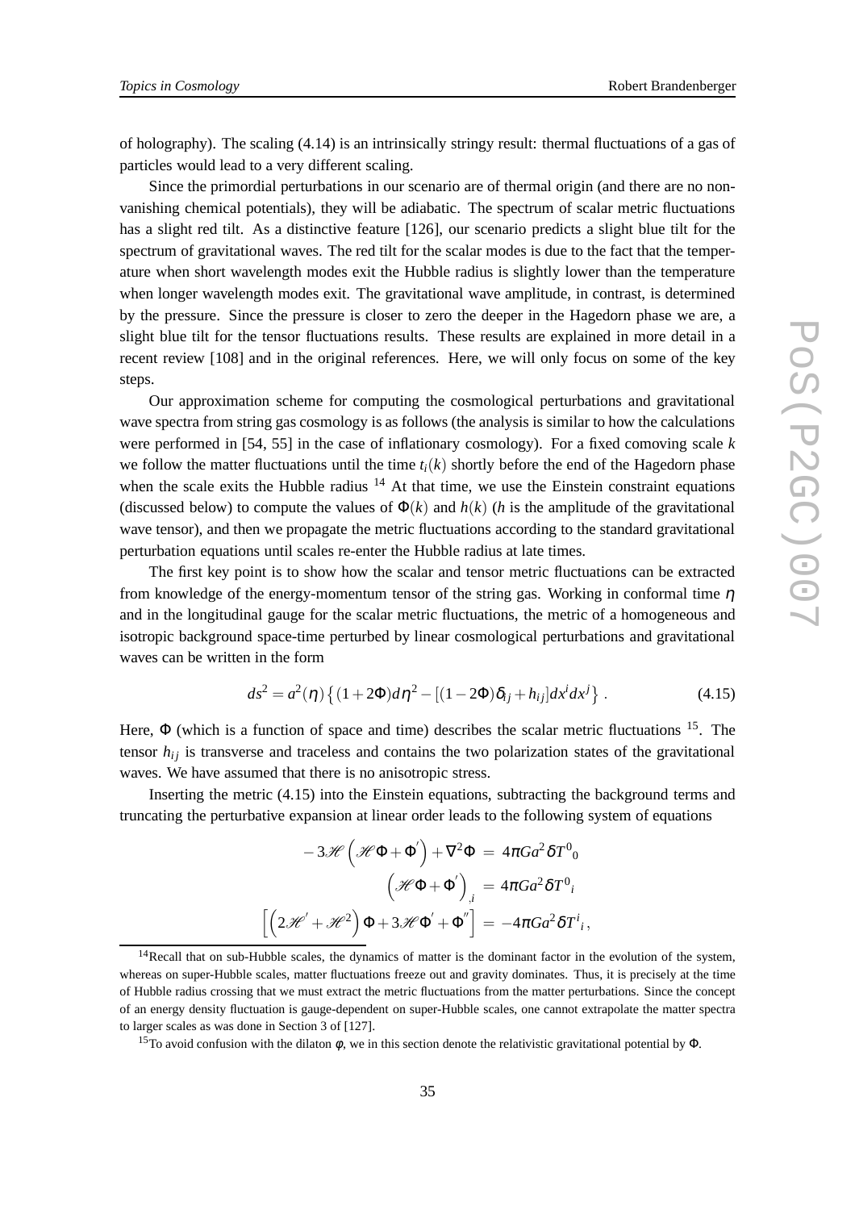of holography). The scaling (4.14) is an intrinsically stringy result: thermal fluctuations of a gas of particles would lead to a very different scaling.

Since the primordial perturbations in our scenario are of thermal origin (and there are no non-vanishing chemical potentials), they will be adiabatic. The spectrum of scalar metric fluctuations has a slight red tilt. As a distinctive feature [126], our scenario predicts a slight blue tilt for the spectrum of gravitational waves. The red tilt for the scalar modes is due to the fact that the temperature when short wavelength modes exit the Hubble radius is slightly lower than the temperature when longer wavelength modes exit. The gravitational wave amplitude, in contrast, is determined by the pressure. Since the pressure is closer to zero the deeper in the Hagedorn phase we are, a slight blue tilt for the tensor fluctuations results. These results are explained in more detail in a recent review [108] and in the original references. Here, we will only focus on some of the key steps.

Our approximation scheme for computing the cosmological perturbations and gravitational wave spectra from string gas cosmology is as follows (the analysis is similar to how the calculations were performed in [54, 55] in the case of inflationary cosmology). For a fixed comoving scale $k$ we follow the matter fluctuations until the time $t_i(k)$ shortly before the end of the Hagedorn phase when the scale exits the Hubble radius [14] At that time, we use the Einstein constraint equations (discussed below) to compute the values of $\Phi(k)$ and $h(k)$ ($h$ is the amplitude of the gravitational wave tensor), and then we propagate the metric fluctuations according to the standard gravitational perturbation equations until scales re-enter the Hubble radius at late times.

The first key point is to show how the scalar and tensor metric fluctuations can be extracted from knowledge of the energy-momentum tensor of the string gas. Working in conformal time $\eta$ and in the longitudinal gauge for the scalar metric fluctuations, the metric of a homogeneous and isotropic background space-time perturbed by linear cosmological perturbations and gravitational waves can be written in the form

$$ds^2 = a^2(\eta)\left\{(1+2\Phi)d\eta^2 - [(1-2\Phi)\delta_{ij} + h_{ij}]dx^i dx^j\right\} . \tag{4.15}$$

Here, $\Phi$ (which is a function of space and time) describes the scalar metric fluctuations [15]. The tensor $h_{ij}$ is transverse and traceless and contains the two polarization states of the gravitational waves. We have assumed that there is no anisotropic stress.

Inserting the metric (4.15) into the Einstein equations, subtracting the background terms and truncating the perturbative expansion at linear order leads to the following system of equations

$$\begin{aligned}
-3\mathcal{H}\left(\mathcal{H}\Phi + \Phi'\right) + \nabla^2\Phi \;&=\; 4\pi G a^2 \delta T^0{}_0 \\
\left(\mathcal{H}\Phi + \Phi'\right)_{,i} \;&=\; 4\pi G a^2 \delta T^0{}_i \\
\left[\left(2\mathcal{H}' + \mathcal{H}^2\right)\Phi + 3\mathcal{H}\Phi' + \Phi''\right] \;&=\; -4\pi G a^2 \delta T^i{}_i ,
\end{aligned}$$

[14] Recall that on sub-Hubble scales, the dynamics of matter is the dominant factor in the evolution of the system, whereas on super-Hubble scales, matter fluctuations freeze out and gravity dominates. Thus, it is precisely at the time of Hubble radius crossing that we must extract the metric fluctuations from the matter perturbations. Since the concept of an energy density fluctuation is gauge-dependent on super-Hubble scales, one cannot extrapolate the matter spectra to larger scales as was done in Section 3 of [127].

[15] To avoid confusion with the dilaton $\phi$, we in this section denote the relativistic gravitational potential by $\Phi$.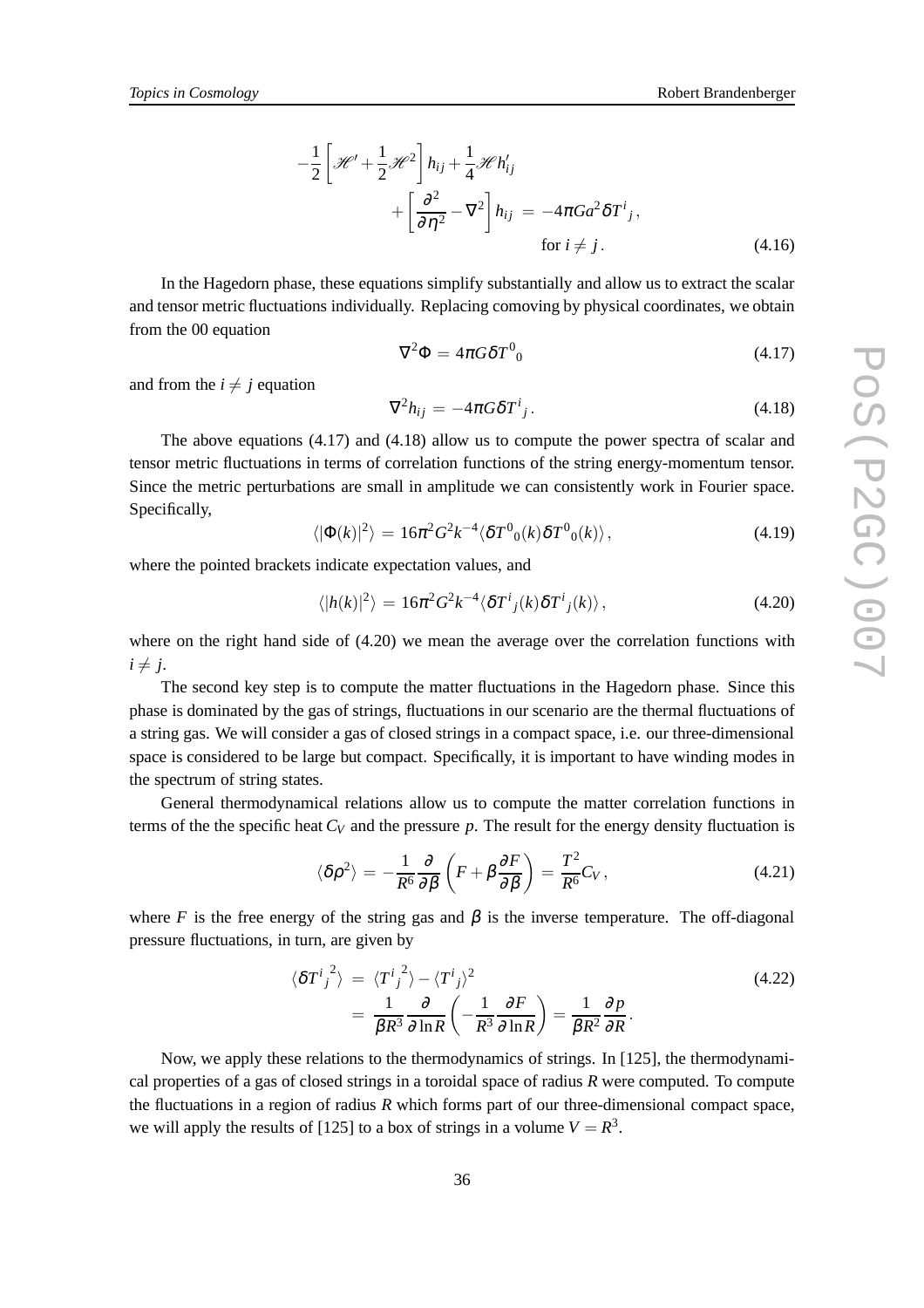$$
\begin{aligned}
-\frac{1}{2}\left[\mathscr{H}' + \frac{1}{2}\mathscr{H}^2\right] h_{ij} + \frac{1}{4}\mathscr{H} h'_{ij} \\
+ \left[\frac{\partial^2}{\partial \eta^2} - \nabla^2\right] h_{ij} \; &= \; -4\pi G a^2 \delta T^i{}_j \, , \\
&\text{for } i \neq j \, .
\end{aligned} \tag{4.16}
$$

In the Hagedorn phase, these equations simplify substantially and allow us to extract the scalar and tensor metric fluctuations individually. Replacing comoving by physical coordinates, we obtain from the 00 equation

$$
\nabla^2 \Phi \, = \, 4\pi G \delta T^0{}_0 \tag{4.17}
$$

and from the $i \neq j$ equation

$$
\nabla^2 h_{ij} \, = \, -4\pi G \delta T^i{}_j \, . \tag{4.18}
$$

The above equations (4.17) and (4.18) allow us to compute the power spectra of scalar and tensor metric fluctuations in terms of correlation functions of the string energy-momentum tensor. Since the metric perturbations are small in amplitude we can consistently work in Fourier space. Specifically,

$$
\langle |\Phi(k)|^2 \rangle \, = \, 16\pi^2 G^2 k^{-4} \langle \delta T^0{}_0(k) \delta T^0{}_0(k) \rangle \, , \tag{4.19}
$$

where the pointed brackets indicate expectation values, and

$$
\langle |h(k)|^2 \rangle \, = \, 16\pi^2 G^2 k^{-4} \langle \delta T^i{}_j(k) \delta T^i{}_j(k) \rangle \, , \tag{4.20}
$$

where on the right hand side of (4.20) we mean the average over the correlation functions with $i \neq j$.

The second key step is to compute the matter fluctuations in the Hagedorn phase. Since this phase is dominated by the gas of strings, fluctuations in our scenario are the thermal fluctuations of a string gas. We will consider a gas of closed strings in a compact space, i.e. our three-dimensional space is considered to be large but compact. Specifically, it is important to have winding modes in the spectrum of string states.

General thermodynamical relations allow us to compute the matter correlation functions in terms of the the specific heat $C_V$ and the pressure $p$. The result for the energy density fluctuation is

$$
\langle \delta \rho^2 \rangle \, = \, -\frac{1}{R^6} \frac{\partial}{\partial \beta} \left( F + \beta \frac{\partial F}{\partial \beta} \right) \, = \, \frac{T^2}{R^6} C_V \, , \tag{4.21}
$$

where $F$ is the free energy of the string gas and $\beta$ is the inverse temperature. The off-diagonal pressure fluctuations, in turn, are given by

$$
\begin{aligned}
\langle \delta {T^i{}_j}^2 \rangle \; &= \; \langle {T^i{}_j}^2 \rangle - \langle T^i{}_j \rangle^2 \\
&= \; \frac{1}{\beta R^3} \frac{\partial}{\partial \ln R} \left( -\frac{1}{R^3} \frac{\partial F}{\partial \ln R} \right) = \frac{1}{\beta R^2} \frac{\partial p}{\partial R} \, .
\end{aligned} \tag{4.22}
$$

Now, we apply these relations to the thermodynamics of strings. In [125], the thermodynamical properties of a gas of closed strings in a toroidal space of radius $R$ were computed. To compute the fluctuations in a region of radius $R$ which forms part of our three-dimensional compact space, we will apply the results of [125] to a box of strings in a volume $V = R^3$.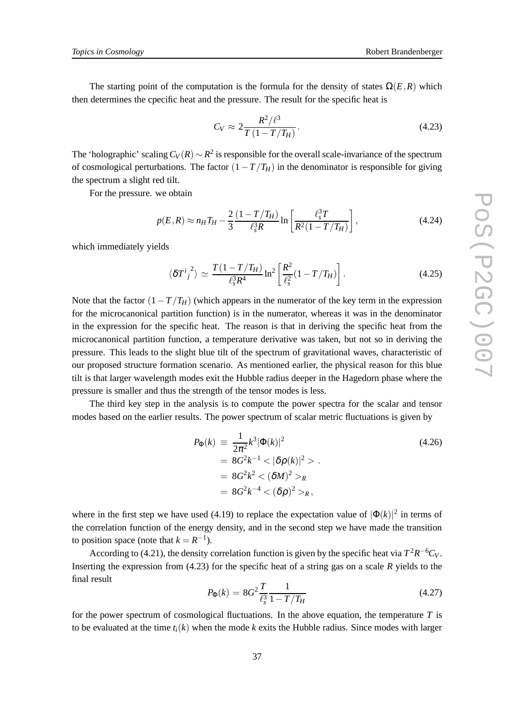The starting point of the computation is the formula for the density of states $\Omega(E,R)$ which then determines the cpecific heat and the pressure. The result for the specific heat is

$$C_V \approx 2\frac{R^2/\ell^3}{T\,(1-T/T_H)}\,. \tag{4.23}$$

The 'holographic' scaling $C_V(R) \sim R^2$ is responsible for the overall scale-invariance of the spectrum of cosmological perturbations. The factor $(1-T/T_H)$ in the denominator is responsible for giving the spectrum a slight red tilt.

For the pressure. we obtain

$$p(E,R) \approx n_H T_H - \frac{2}{3}\frac{(1-T/T_H)}{\ell_s^3 R}\ln\left[\frac{\ell_s^3 T}{R^2(1-T/T_H)}\right], \tag{4.24}$$

which immediately yields

$$\langle \delta {T^i}_j{}^2 \rangle \simeq \frac{T(1-T/T_H)}{\ell_s^3 R^4}\ln^2\left[\frac{R^2}{\ell_s^2}(1-T/T_H)\right]. \tag{4.25}$$

Note that the factor $(1-T/T_H)$ (which appears in the numerator of the key term in the expression for the microcanonical partition function) is in the numerator, whereas it was in the denominator in the expression for the specific heat. The reason is that in deriving the specific heat from the microcanonical partition function, a temperature derivative was taken, but not so in deriving the pressure. This leads to the slight blue tilt of the spectrum of gravitational waves, characteristic of our proposed structure formation scenario. As mentioned earlier, the physical reason for this blue tilt is that larger wavelength modes exit the Hubble radius deeper in the Hagedorn phase where the pressure is smaller and thus the strength of the tensor modes is less.

The third key step in the analysis is to compute the power spectra for the scalar and tensor modes based on the earlier results. The power spectrum of scalar metric fluctuations is given by

$$\begin{aligned} P_\Phi(k) &\equiv \frac{1}{2\pi^2}k^3|\Phi(k)|^2 \\ &= 8G^2k^{-1} < |\delta\rho(k)|^2 > . \\ &= 8G^2k^2 < (\delta M)^2 >_R \\ &= 8G^2k^{-4} < (\delta\rho)^2 >_R , \end{aligned} \tag{4.26}$$

where in the first step we have used (4.19) to replace the expectation value of $|\Phi(k)|^2$ in terms of the correlation function of the energy density, and in the second step we have made the transition to position space (note that $k = R^{-1}$).

According to (4.21), the density correlation function is given by the specific heat via $T^2R^{-6}C_V$. Inserting the expression from (4.23) for the specific heat of a string gas on a scale $R$ yields to the final result

$$P_\Phi(k) = 8G^2\frac{T}{\ell_s^3}\frac{1}{1-T/T_H} \tag{4.27}$$

for the power spectrum of cosmological fluctuations. In the above equation, the temperature $T$ is to be evaluated at the time $t_i(k)$ when the mode $k$ exits the Hubble radius. Since modes with larger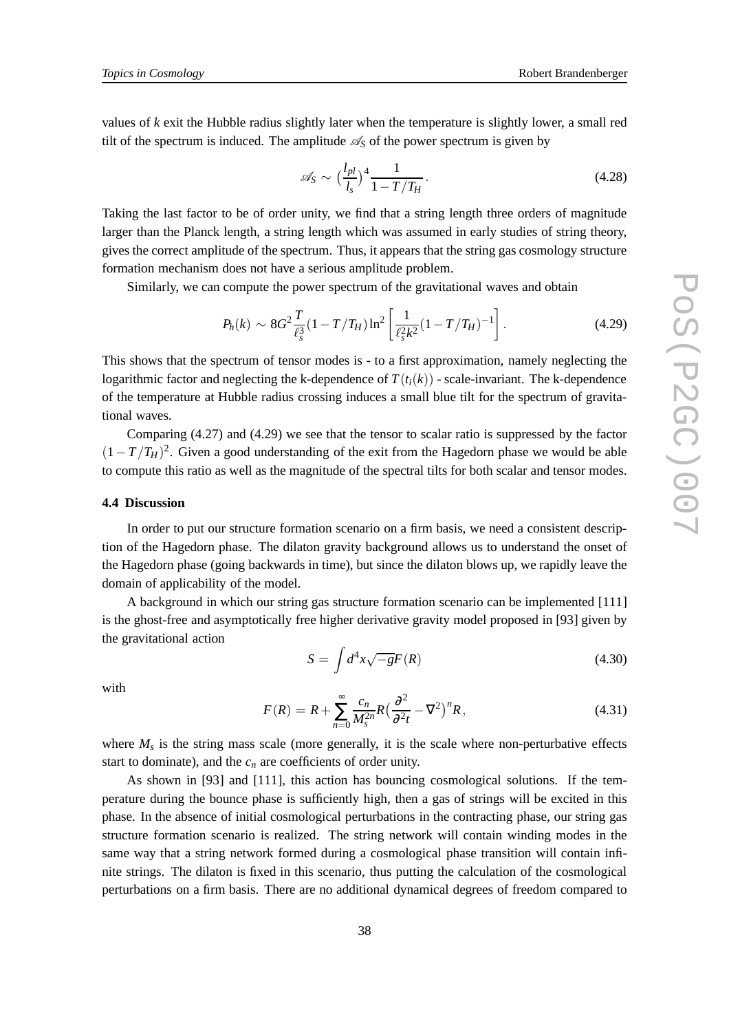values of $k$ exit the Hubble radius slightly later when the temperature is slightly lower, a small red tilt of the spectrum is induced. The amplitude $\mathscr{A}_S$ of the power spectrum is given by

$$\mathscr{A}_S \sim \left(\frac{l_{pl}}{l_s}\right)^4 \frac{1}{1 - T/T_H}. \tag{4.28}$$

Taking the last factor to be of order unity, we find that a string length three orders of magnitude larger than the Planck length, a string length which was assumed in early studies of string theory, gives the correct amplitude of the spectrum. Thus, it appears that the string gas cosmology structure formation mechanism does not have a serious amplitude problem.

Similarly, we can compute the power spectrum of the gravitational waves and obtain

$$P_h(k) \sim 8G^2 \frac{T}{\ell_s^3}(1 - T/T_H) \ln^2\left[\frac{1}{\ell_s^2 k^2}(1 - T/T_H)^{-1}\right]. \tag{4.29}$$

This shows that the spectrum of tensor modes is - to a first approximation, namely neglecting the logarithmic factor and neglecting the k-dependence of $T(t_i(k))$ - scale-invariant. The k-dependence of the temperature at Hubble radius crossing induces a small blue tilt for the spectrum of gravitational waves.

Comparing (4.27) and (4.29) we see that the tensor to scalar ratio is suppressed by the factor $(1 - T/T_H)^2$. Given a good understanding of the exit from the Hagedorn phase we would be able to compute this ratio as well as the magnitude of the spectral tilts for both scalar and tensor modes.

### 4.4 Discussion

In order to put our structure formation scenario on a firm basis, we need a consistent description of the Hagedorn phase. The dilaton gravity background allows us to understand the onset of the Hagedorn phase (going backwards in time), but since the dilaton blows up, we rapidly leave the domain of applicability of the model.

A background in which our string gas structure formation scenario can be implemented [111] is the ghost-free and asymptotically free higher derivative gravity model proposed in [93] given by the gravitational action

$$S = \int d^4x \sqrt{-g} F(R) \tag{4.30}$$

with

$$F(R) = R + \sum_{n=0}^{\infty} \frac{c_n}{M_s^{2n}} R \left(\frac{\partial^2}{\partial^2 t} - \nabla^2\right)^n R, \tag{4.31}$$

where $M_s$ is the string mass scale (more generally, it is the scale where non-perturbative effects start to dominate), and the $c_n$ are coefficients of order unity.

As shown in [93] and [111], this action has bouncing cosmological solutions. If the temperature during the bounce phase is sufficiently high, then a gas of strings will be excited in this phase. In the absence of initial cosmological perturbations in the contracting phase, our string gas structure formation scenario is realized. The string network will contain winding modes in the same way that a string network formed during a cosmological phase transition will contain infinite strings. The dilaton is fixed in this scenario, thus putting the calculation of the cosmological perturbations on a firm basis. There are no additional dynamical degrees of freedom compared to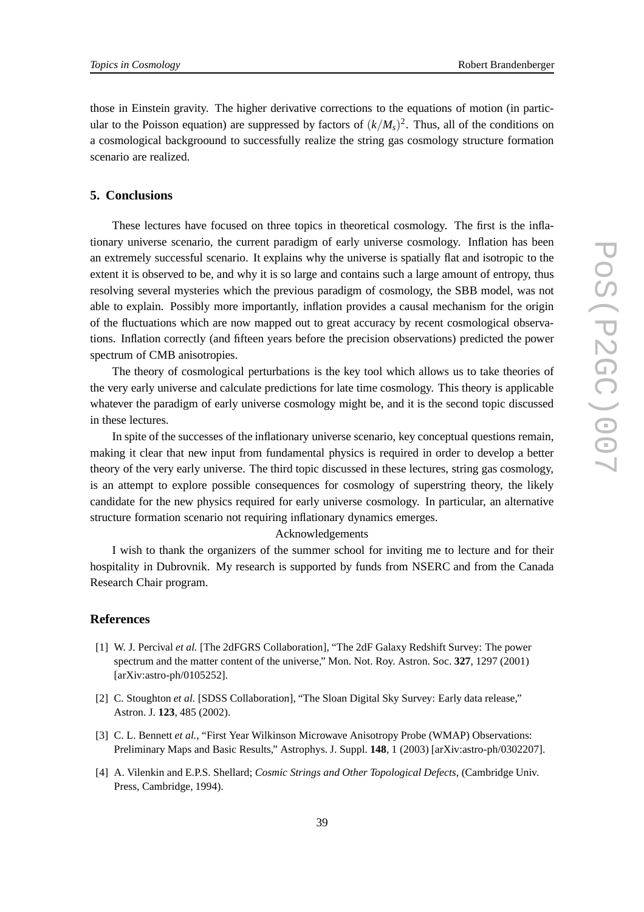those in Einstein gravity. The higher derivative corrections to the equations of motion (in particular to the Poisson equation) are suppressed by factors of $(k/M_s)^2$. Thus, all of the conditions on a cosmological backgroound to successfully realize the string gas cosmology structure formation scenario are realized.

## 5. Conclusions

These lectures have focused on three topics in theoretical cosmology. The first is the inflationary universe scenario, the current paradigm of early universe cosmology. Inflation has been an extremely successful scenario. It explains why the universe is spatially flat and isotropic to the extent it is observed to be, and why it is so large and contains such a large amount of entropy, thus resolving several mysteries which the previous paradigm of cosmology, the SBB model, was not able to explain. Possibly more importantly, inflation provides a causal mechanism for the origin of the fluctuations which are now mapped out to great accuracy by recent cosmological observations. Inflation correctly (and fifteen years before the precision observations) predicted the power spectrum of CMB anisotropies.

The theory of cosmological perturbations is the key tool which allows us to take theories of the very early universe and calculate predictions for late time cosmology. This theory is applicable whatever the paradigm of early universe cosmology might be, and it is the second topic discussed in these lectures.

In spite of the successes of the inflationary universe scenario, key conceptual questions remain, making it clear that new input from fundamental physics is required in order to develop a better theory of the very early universe. The third topic discussed in these lectures, string gas cosmology, is an attempt to explore possible consequences for cosmology of superstring theory, the likely candidate for the new physics required for early universe cosmology. In particular, an alternative structure formation scenario not requiring inflationary dynamics emerges.

Acknowledgements

I wish to thank the organizers of the summer school for inviting me to lecture and for their hospitality in Dubrovnik. My research is supported by funds from NSERC and from the Canada Research Chair program.

## References

[1] W. J. Percival *et al.* [The 2dFGRS Collaboration], "The 2dF Galaxy Redshift Survey: The power spectrum and the matter content of the universe," Mon. Not. Roy. Astron. Soc. **327**, 1297 (2001) [arXiv:astro-ph/0105252].

[2] C. Stoughton *et al.* [SDSS Collaboration], "The Sloan Digital Sky Survey: Early data release," Astron. J. **123**, 485 (2002).

[3] C. L. Bennett *et al.*, "First Year Wilkinson Microwave Anisotropy Probe (WMAP) Observations: Preliminary Maps and Basic Results," Astrophys. J. Suppl. **148**, 1 (2003) [arXiv:astro-ph/0302207].

[4] A. Vilenkin and E.P.S. Shellard; *Cosmic Strings and Other Topological Defects*, (Cambridge Univ. Press, Cambridge, 1994).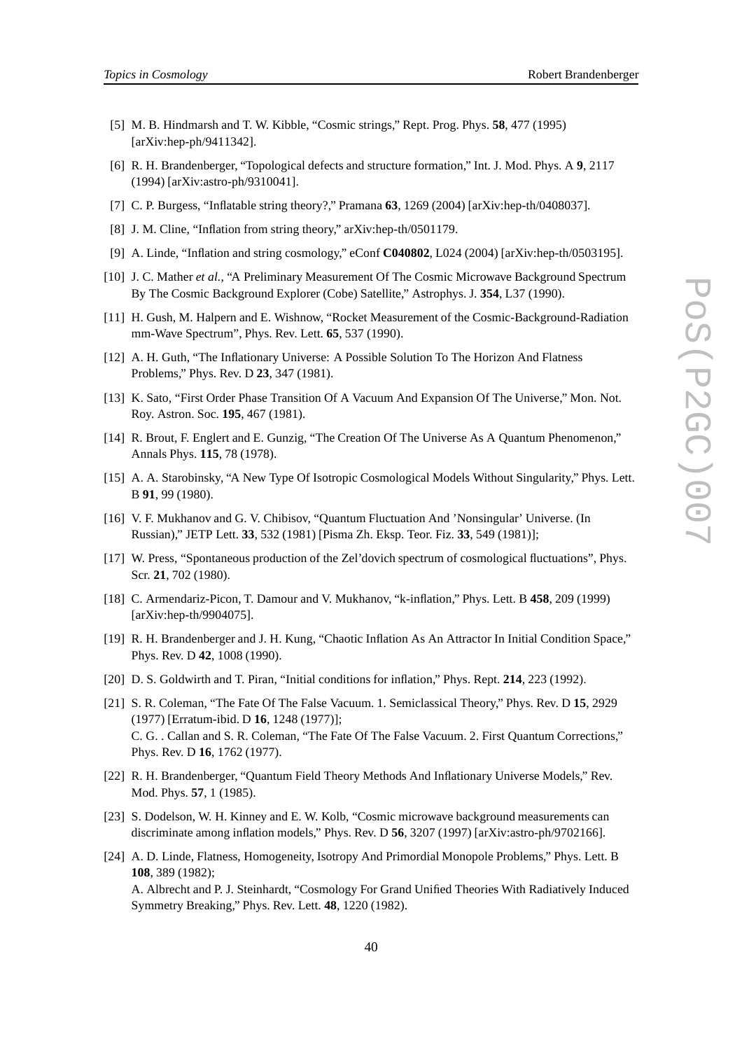[5] M. B. Hindmarsh and T. W. Kibble, "Cosmic strings," Rept. Prog. Phys. **58**, 477 (1995) [arXiv:hep-ph/9411342].

[6] R. H. Brandenberger, "Topological defects and structure formation," Int. J. Mod. Phys. A **9**, 2117 (1994) [arXiv:astro-ph/9310041].

[7] C. P. Burgess, "Inflatable string theory?," Pramana **63**, 1269 (2004) [arXiv:hep-th/0408037].

[8] J. M. Cline, "Inflation from string theory," arXiv:hep-th/0501179.

[9] A. Linde, "Inflation and string cosmology," eConf **C040802**, L024 (2004) [arXiv:hep-th/0503195].

[10] J. C. Mather *et al.*, "A Preliminary Measurement Of The Cosmic Microwave Background Spectrum By The Cosmic Background Explorer (Cobe) Satellite," Astrophys. J. **354**, L37 (1990).

[11] H. Gush, M. Halpern and E. Wishnow, "Rocket Measurement of the Cosmic-Background-Radiation mm-Wave Spectrum", Phys. Rev. Lett. **65**, 537 (1990).

[12] A. H. Guth, "The Inflationary Universe: A Possible Solution To The Horizon And Flatness Problems," Phys. Rev. D **23**, 347 (1981).

[13] K. Sato, "First Order Phase Transition Of A Vacuum And Expansion Of The Universe," Mon. Not. Roy. Astron. Soc. **195**, 467 (1981).

[14] R. Brout, F. Englert and E. Gunzig, "The Creation Of The Universe As A Quantum Phenomenon," Annals Phys. **115**, 78 (1978).

[15] A. A. Starobinsky, "A New Type Of Isotropic Cosmological Models Without Singularity," Phys. Lett. B **91**, 99 (1980).

[16] V. F. Mukhanov and G. V. Chibisov, "Quantum Fluctuation And 'Nonsingular' Universe. (In Russian)," JETP Lett. **33**, 532 (1981) [Pisma Zh. Eksp. Teor. Fiz. **33**, 549 (1981)];

[17] W. Press, "Spontaneous production of the Zel'dovich spectrum of cosmological fluctuations", Phys. Scr. **21**, 702 (1980).

[18] C. Armendariz-Picon, T. Damour and V. Mukhanov, "k-inflation," Phys. Lett. B **458**, 209 (1999) [arXiv:hep-th/9904075].

[19] R. H. Brandenberger and J. H. Kung, "Chaotic Inflation As An Attractor In Initial Condition Space," Phys. Rev. D **42**, 1008 (1990).

[20] D. S. Goldwirth and T. Piran, "Initial conditions for inflation," Phys. Rept. **214**, 223 (1992).

[21] S. R. Coleman, "The Fate Of The False Vacuum. 1. Semiclassical Theory," Phys. Rev. D **15**, 2929 (1977) [Erratum-ibid. D **16**, 1248 (1977)];
C. G. . Callan and S. R. Coleman, "The Fate Of The False Vacuum. 2. First Quantum Corrections," Phys. Rev. D **16**, 1762 (1977).

[22] R. H. Brandenberger, "Quantum Field Theory Methods And Inflationary Universe Models," Rev. Mod. Phys. **57**, 1 (1985).

[23] S. Dodelson, W. H. Kinney and E. W. Kolb, "Cosmic microwave background measurements can discriminate among inflation models," Phys. Rev. D **56**, 3207 (1997) [arXiv:astro-ph/9702166].

[24] A. D. Linde, Flatness, Homogeneity, Isotropy And Primordial Monopole Problems," Phys. Lett. B **108**, 389 (1982);
A. Albrecht and P. J. Steinhardt, "Cosmology For Grand Unified Theories With Radiatively Induced Symmetry Breaking," Phys. Rev. Lett. **48**, 1220 (1982).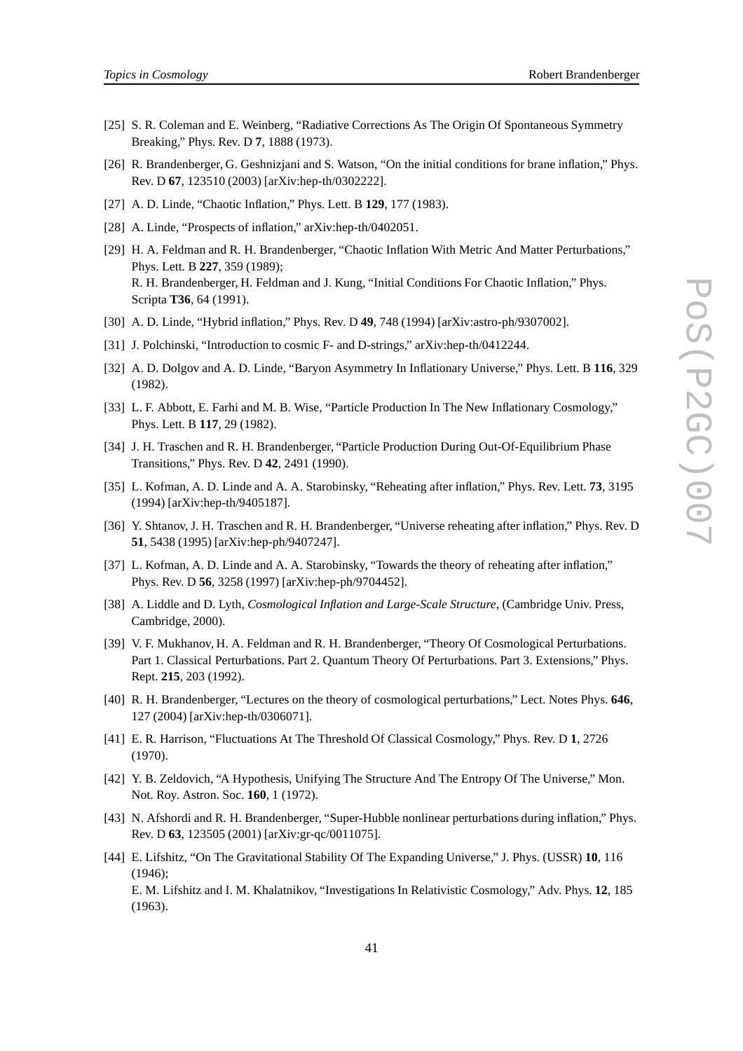[25] S. R. Coleman and E. Weinberg, “Radiative Corrections As The Origin Of Spontaneous Symmetry Breaking,” Phys. Rev. D **7**, 1888 (1973).

[26] R. Brandenberger, G. Geshnizjani and S. Watson, “On the initial conditions for brane inflation,” Phys. Rev. D **67**, 123510 (2003) [arXiv:hep-th/0302222].

[27] A. D. Linde, “Chaotic Inflation,” Phys. Lett. B **129**, 177 (1983).

[28] A. Linde, “Prospects of inflation,” arXiv:hep-th/0402051.

[29] H. A. Feldman and R. H. Brandenberger, “Chaotic Inflation With Metric And Matter Perturbations,” Phys. Lett. B **227**, 359 (1989);
R. H. Brandenberger, H. Feldman and J. Kung, “Initial Conditions For Chaotic Inflation,” Phys. Scripta **T36**, 64 (1991).

[30] A. D. Linde, “Hybrid inflation,” Phys. Rev. D **49**, 748 (1994) [arXiv:astro-ph/9307002].

[31] J. Polchinski, “Introduction to cosmic F- and D-strings,” arXiv:hep-th/0412244.

[32] A. D. Dolgov and A. D. Linde, “Baryon Asymmetry In Inflationary Universe,” Phys. Lett. B **116**, 329 (1982).

[33] L. F. Abbott, E. Farhi and M. B. Wise, “Particle Production In The New Inflationary Cosmology,” Phys. Lett. B **117**, 29 (1982).

[34] J. H. Traschen and R. H. Brandenberger, “Particle Production During Out-Of-Equilibrium Phase Transitions,” Phys. Rev. D **42**, 2491 (1990).

[35] L. Kofman, A. D. Linde and A. A. Starobinsky, “Reheating after inflation,” Phys. Rev. Lett. **73**, 3195 (1994) [arXiv:hep-th/9405187].

[36] Y. Shtanov, J. H. Traschen and R. H. Brandenberger, “Universe reheating after inflation,” Phys. Rev. D **51**, 5438 (1995) [arXiv:hep-ph/9407247].

[37] L. Kofman, A. D. Linde and A. A. Starobinsky, “Towards the theory of reheating after inflation,” Phys. Rev. D **56**, 3258 (1997) [arXiv:hep-ph/9704452].

[38] A. Liddle and D. Lyth, *Cosmological Inflation and Large-Scale Structure*, (Cambridge Univ. Press, Cambridge, 2000).

[39] V. F. Mukhanov, H. A. Feldman and R. H. Brandenberger, “Theory Of Cosmological Perturbations. Part 1. Classical Perturbations. Part 2. Quantum Theory Of Perturbations. Part 3. Extensions,” Phys. Rept. **215**, 203 (1992).

[40] R. H. Brandenberger, “Lectures on the theory of cosmological perturbations,” Lect. Notes Phys. **646**, 127 (2004) [arXiv:hep-th/0306071].

[41] E. R. Harrison, “Fluctuations At The Threshold Of Classical Cosmology,” Phys. Rev. D **1**, 2726 (1970).

[42] Y. B. Zeldovich, “A Hypothesis, Unifying The Structure And The Entropy Of The Universe,” Mon. Not. Roy. Astron. Soc. **160**, 1 (1972).

[43] N. Afshordi and R. H. Brandenberger, “Super-Hubble nonlinear perturbations during inflation,” Phys. Rev. D **63**, 123505 (2001) [arXiv:gr-qc/0011075].

[44] E. Lifshitz, “On The Gravitational Stability Of The Expanding Universe,” J. Phys. (USSR) **10**, 116 (1946);
E. M. Lifshitz and I. M. Khalatnikov, “Investigations In Relativistic Cosmology,” Adv. Phys. **12**, 185 (1963).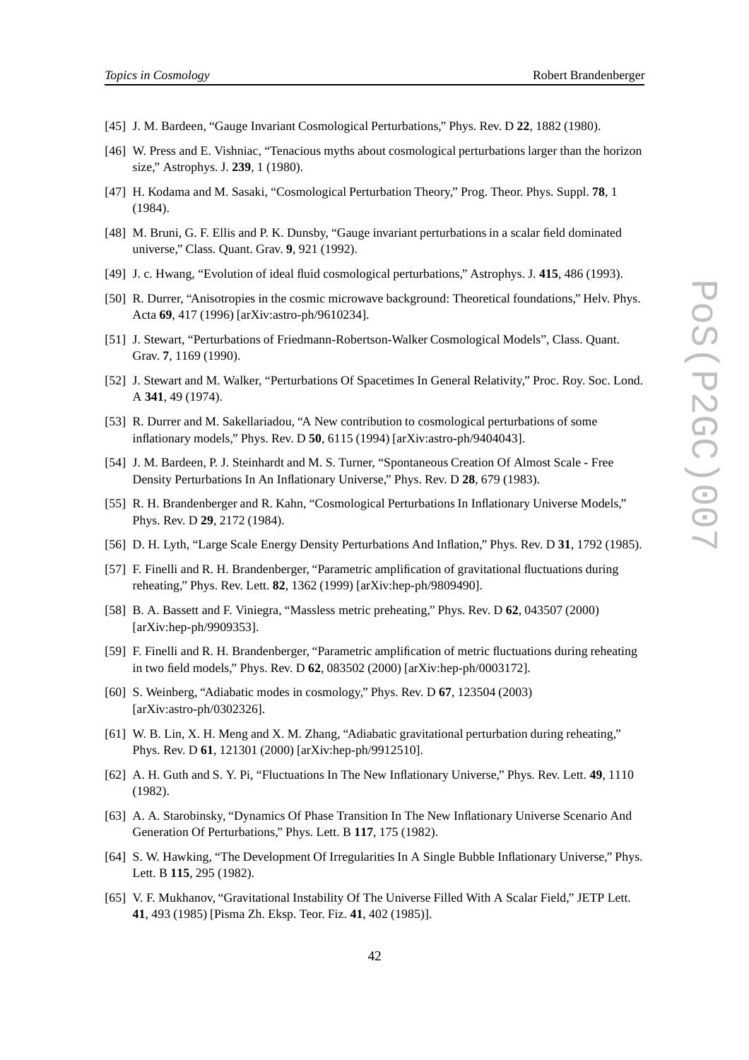[45] J. M. Bardeen, “Gauge Invariant Cosmological Perturbations,” Phys. Rev. D **22**, 1882 (1980).

[46] W. Press and E. Vishniac, “Tenacious myths about cosmological perturbations larger than the horizon size,” Astrophys. J. **239**, 1 (1980).

[47] H. Kodama and M. Sasaki, “Cosmological Perturbation Theory,” Prog. Theor. Phys. Suppl. **78**, 1 (1984).

[48] M. Bruni, G. F. Ellis and P. K. Dunsby, “Gauge invariant perturbations in a scalar field dominated universe,” Class. Quant. Grav. **9**, 921 (1992).

[49] J. c. Hwang, “Evolution of ideal fluid cosmological perturbations,” Astrophys. J. **415**, 486 (1993).

[50] R. Durrer, “Anisotropies in the cosmic microwave background: Theoretical foundations,” Helv. Phys. Acta **69**, 417 (1996) [arXiv:astro-ph/9610234].

[51] J. Stewart, “Perturbations of Friedmann-Robertson-Walker Cosmological Models”, Class. Quant. Grav. **7**, 1169 (1990).

[52] J. Stewart and M. Walker, “Perturbations Of Spacetimes In General Relativity,” Proc. Roy. Soc. Lond. A **341**, 49 (1974).

[53] R. Durrer and M. Sakellariadou, “A New contribution to cosmological perturbations of some inflationary models,” Phys. Rev. D **50**, 6115 (1994) [arXiv:astro-ph/9404043].

[54] J. M. Bardeen, P. J. Steinhardt and M. S. Turner, “Spontaneous Creation Of Almost Scale - Free Density Perturbations In An Inflationary Universe,” Phys. Rev. D **28**, 679 (1983).

[55] R. H. Brandenberger and R. Kahn, “Cosmological Perturbations In Inflationary Universe Models,” Phys. Rev. D **29**, 2172 (1984).

[56] D. H. Lyth, “Large Scale Energy Density Perturbations And Inflation,” Phys. Rev. D **31**, 1792 (1985).

[57] F. Finelli and R. H. Brandenberger, “Parametric amplification of gravitational fluctuations during reheating,” Phys. Rev. Lett. **82**, 1362 (1999) [arXiv:hep-ph/9809490].

[58] B. A. Bassett and F. Viniegra, “Massless metric preheating,” Phys. Rev. D **62**, 043507 (2000) [arXiv:hep-ph/9909353].

[59] F. Finelli and R. H. Brandenberger, “Parametric amplification of metric fluctuations during reheating in two field models,” Phys. Rev. D **62**, 083502 (2000) [arXiv:hep-ph/0003172].

[60] S. Weinberg, “Adiabatic modes in cosmology,” Phys. Rev. D **67**, 123504 (2003) [arXiv:astro-ph/0302326].

[61] W. B. Lin, X. H. Meng and X. M. Zhang, “Adiabatic gravitational perturbation during reheating,” Phys. Rev. D **61**, 121301 (2000) [arXiv:hep-ph/9912510].

[62] A. H. Guth and S. Y. Pi, “Fluctuations In The New Inflationary Universe,” Phys. Rev. Lett. **49**, 1110 (1982).

[63] A. A. Starobinsky, “Dynamics Of Phase Transition In The New Inflationary Universe Scenario And Generation Of Perturbations,” Phys. Lett. B **117**, 175 (1982).

[64] S. W. Hawking, “The Development Of Irregularities In A Single Bubble Inflationary Universe,” Phys. Lett. B **115**, 295 (1982).

[65] V. F. Mukhanov, “Gravitational Instability Of The Universe Filled With A Scalar Field,” JETP Lett. **41**, 493 (1985) [Pisma Zh. Eksp. Teor. Fiz. **41**, 402 (1985)].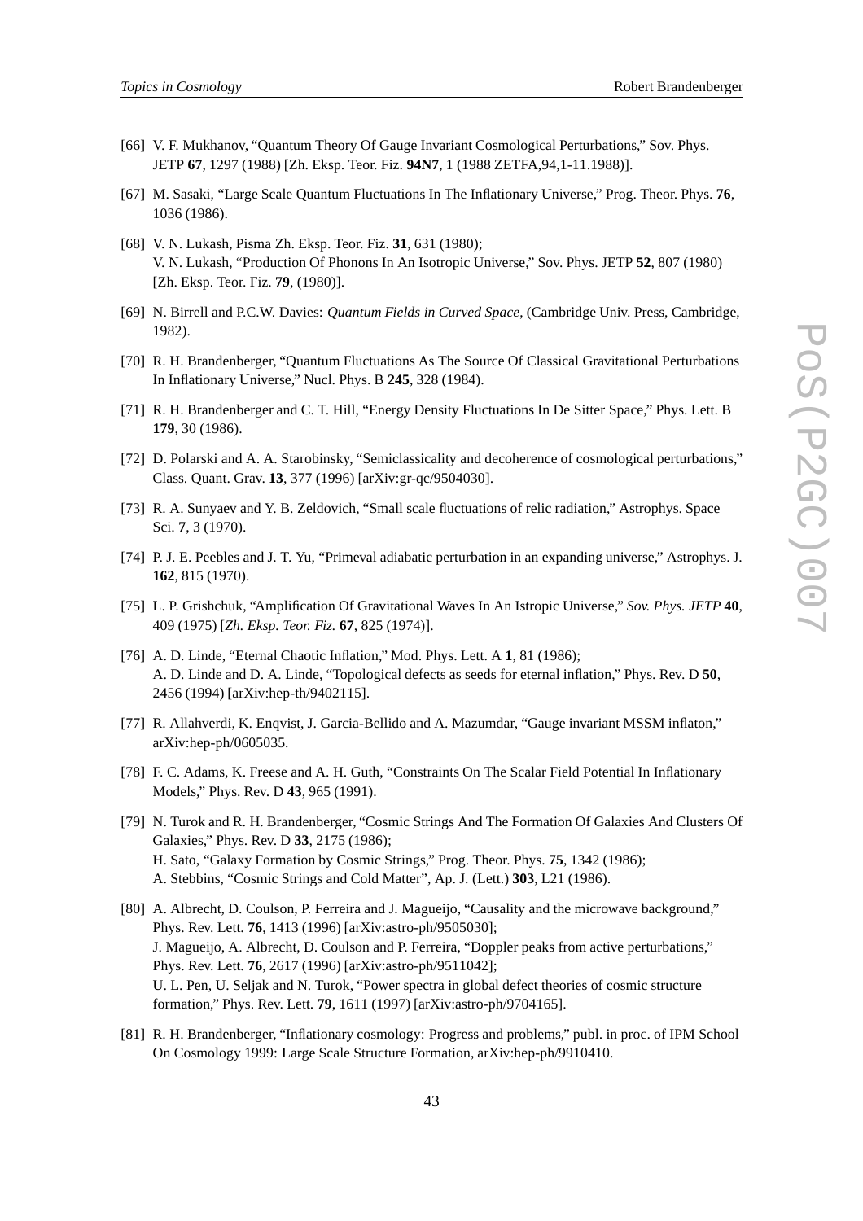[66] V. F. Mukhanov, "Quantum Theory Of Gauge Invariant Cosmological Perturbations," Sov. Phys. JETP **67**, 1297 (1988) [Zh. Eksp. Teor. Fiz. **94N7**, 1 (1988 ZETFA,94,1-11.1988)].

[67] M. Sasaki, "Large Scale Quantum Fluctuations In The Inflationary Universe," Prog. Theor. Phys. **76**, 1036 (1986).

[68] V. N. Lukash, Pisma Zh. Eksp. Teor. Fiz. **31**, 631 (1980);
V. N. Lukash, "Production Of Phonons In An Isotropic Universe," Sov. Phys. JETP **52**, 807 (1980) [Zh. Eksp. Teor. Fiz. **79**, (1980)].

[69] N. Birrell and P.C.W. Davies: *Quantum Fields in Curved Space*, (Cambridge Univ. Press, Cambridge, 1982).

[70] R. H. Brandenberger, "Quantum Fluctuations As The Source Of Classical Gravitational Perturbations In Inflationary Universe," Nucl. Phys. B **245**, 328 (1984).

[71] R. H. Brandenberger and C. T. Hill, "Energy Density Fluctuations In De Sitter Space," Phys. Lett. B **179**, 30 (1986).

[72] D. Polarski and A. A. Starobinsky, "Semiclassicality and decoherence of cosmological perturbations," Class. Quant. Grav. **13**, 377 (1996) [arXiv:gr-qc/9504030].

[73] R. A. Sunyaev and Y. B. Zeldovich, "Small scale fluctuations of relic radiation," Astrophys. Space Sci. **7**, 3 (1970).

[74] P. J. E. Peebles and J. T. Yu, "Primeval adiabatic perturbation in an expanding universe," Astrophys. J. **162**, 815 (1970).

[75] L. P. Grishchuk, "Amplification Of Gravitational Waves In An Istropic Universe," *Sov. Phys. JETP* **40**, 409 (1975) [*Zh. Eksp. Teor. Fiz.* **67**, 825 (1974)].

[76] A. D. Linde, "Eternal Chaotic Inflation," Mod. Phys. Lett. A **1**, 81 (1986);
A. D. Linde and D. A. Linde, "Topological defects as seeds for eternal inflation," Phys. Rev. D **50**, 2456 (1994) [arXiv:hep-th/9402115].

[77] R. Allahverdi, K. Enqvist, J. Garcia-Bellido and A. Mazumdar, "Gauge invariant MSSM inflaton," arXiv:hep-ph/0605035.

[78] F. C. Adams, K. Freese and A. H. Guth, "Constraints On The Scalar Field Potential In Inflationary Models," Phys. Rev. D **43**, 965 (1991).

[79] N. Turok and R. H. Brandenberger, "Cosmic Strings And The Formation Of Galaxies And Clusters Of Galaxies," Phys. Rev. D **33**, 2175 (1986);
H. Sato, "Galaxy Formation by Cosmic Strings," Prog. Theor. Phys. **75**, 1342 (1986);
A. Stebbins, "Cosmic Strings and Cold Matter", Ap. J. (Lett.) **303**, L21 (1986).

[80] A. Albrecht, D. Coulson, P. Ferreira and J. Magueijo, "Causality and the microwave background," Phys. Rev. Lett. **76**, 1413 (1996) [arXiv:astro-ph/9505030];
J. Magueijo, A. Albrecht, D. Coulson and P. Ferreira, "Doppler peaks from active perturbations," Phys. Rev. Lett. **76**, 2617 (1996) [arXiv:astro-ph/9511042];
U. L. Pen, U. Seljak and N. Turok, "Power spectra in global defect theories of cosmic structure formation," Phys. Rev. Lett. **79**, 1611 (1997) [arXiv:astro-ph/9704165].

[81] R. H. Brandenberger, "Inflationary cosmology: Progress and problems," publ. in proc. of IPM School On Cosmology 1999: Large Scale Structure Formation, arXiv:hep-ph/9910410.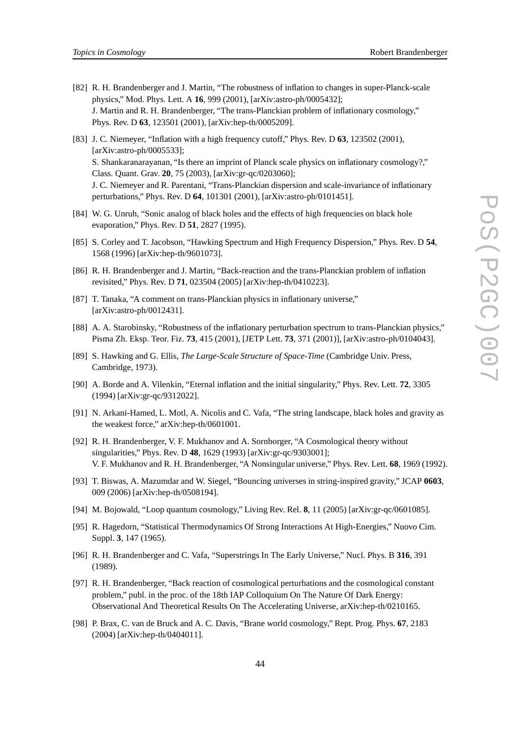[82] R. H. Brandenberger and J. Martin, "The robustness of inflation to changes in super-Planck-scale physics," Mod. Phys. Lett. A **16**, 999 (2001), [arXiv:astro-ph/0005432];
J. Martin and R. H. Brandenberger, "The trans-Planckian problem of inflationary cosmology," Phys. Rev. D **63**, 123501 (2001), [arXiv:hep-th/0005209].

[83] J. C. Niemeyer, "Inflation with a high frequency cutoff," Phys. Rev. D **63**, 123502 (2001), [arXiv:astro-ph/0005533];
S. Shankaranarayanan, "Is there an imprint of Planck scale physics on inflationary cosmology?," Class. Quant. Grav. **20**, 75 (2003), [arXiv:gr-qc/0203060];
J. C. Niemeyer and R. Parentani, "Trans-Planckian dispersion and scale-invariance of inflationary perturbations," Phys. Rev. D **64**, 101301 (2001), [arXiv:astro-ph/0101451].

[84] W. G. Unruh, "Sonic analog of black holes and the effects of high frequencies on black hole evaporation," Phys. Rev. D **51**, 2827 (1995).

[85] S. Corley and T. Jacobson, "Hawking Spectrum and High Frequency Dispersion," Phys. Rev. D **54**, 1568 (1996) [arXiv:hep-th/9601073].

[86] R. H. Brandenberger and J. Martin, "Back-reaction and the trans-Planckian problem of inflation revisited," Phys. Rev. D **71**, 023504 (2005) [arXiv:hep-th/0410223].

[87] T. Tanaka, "A comment on trans-Planckian physics in inflationary universe," [arXiv:astro-ph/0012431].

[88] A. A. Starobinsky, "Robustness of the inflationary perturbation spectrum to trans-Planckian physics," Pisma Zh. Eksp. Teor. Fiz. **73**, 415 (2001), [JETP Lett. **73**, 371 (2001)], [arXiv:astro-ph/0104043].

[89] S. Hawking and G. Ellis, *The Large-Scale Structure of Space-Time* (Cambridge Univ. Press, Cambridge, 1973).

[90] A. Borde and A. Vilenkin, "Eternal inflation and the initial singularity," Phys. Rev. Lett. **72**, 3305 (1994) [arXiv:gr-qc/9312022].

[91] N. Arkani-Hamed, L. Motl, A. Nicolis and C. Vafa, "The string landscape, black holes and gravity as the weakest force," arXiv:hep-th/0601001.

[92] R. H. Brandenberger, V. F. Mukhanov and A. Sornborger, "A Cosmological theory without singularities," Phys. Rev. D **48**, 1629 (1993) [arXiv:gr-qc/9303001];
V. F. Mukhanov and R. H. Brandenberger, "A Nonsingular universe," Phys. Rev. Lett. **68**, 1969 (1992).

[93] T. Biswas, A. Mazumdar and W. Siegel, "Bouncing universes in string-inspired gravity," JCAP **0603**, 009 (2006) [arXiv:hep-th/0508194].

[94] M. Bojowald, "Loop quantum cosmology," Living Rev. Rel. **8**, 11 (2005) [arXiv:gr-qc/0601085].

[95] R. Hagedorn, "Statistical Thermodynamics Of Strong Interactions At High-Energies," Nuovo Cim. Suppl. **3**, 147 (1965).

[96] R. H. Brandenberger and C. Vafa, "Superstrings In The Early Universe," Nucl. Phys. B **316**, 391 (1989).

[97] R. H. Brandenberger, "Back reaction of cosmological perturbations and the cosmological constant problem," publ. in the proc. of the 18th IAP Colloquium On The Nature Of Dark Energy: Observational And Theoretical Results On The Accelerating Universe, arXiv:hep-th/0210165.

[98] P. Brax, C. van de Bruck and A. C. Davis, "Brane world cosmology," Rept. Prog. Phys. **67**, 2183 (2004) [arXiv:hep-th/0404011].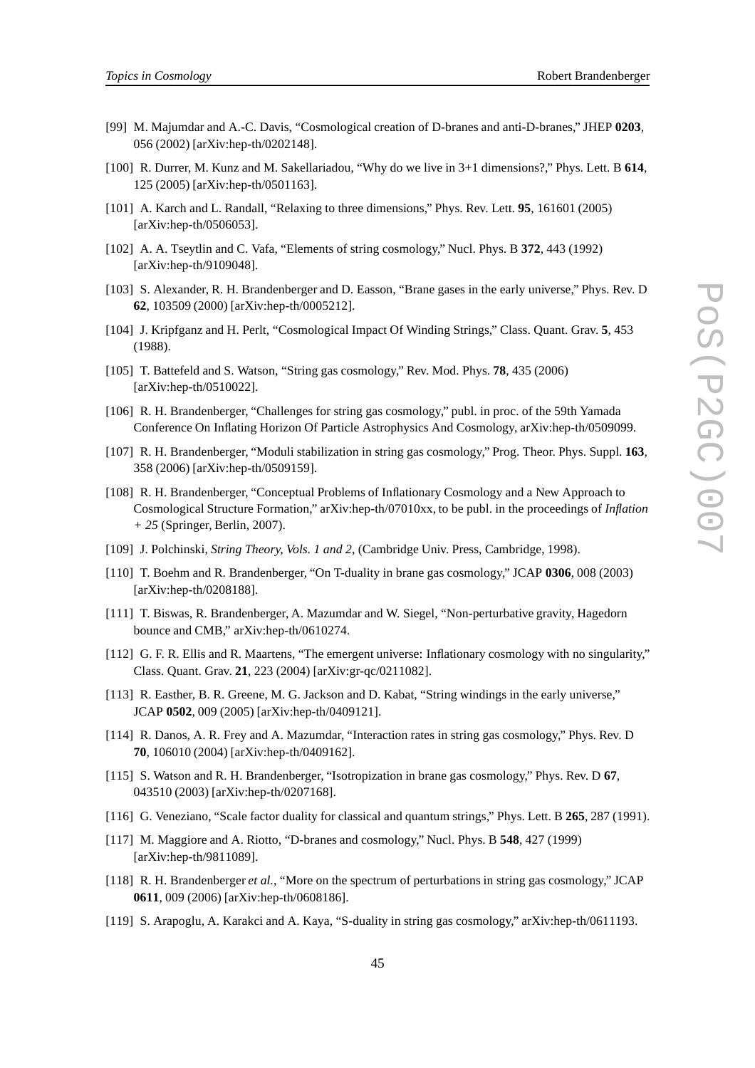[99] M. Majumdar and A.-C. Davis, "Cosmological creation of D-branes and anti-D-branes," JHEP **0203**, 056 (2002) [arXiv:hep-th/0202148].

[100] R. Durrer, M. Kunz and M. Sakellariadou, "Why do we live in 3+1 dimensions?," Phys. Lett. B **614**, 125 (2005) [arXiv:hep-th/0501163].

[101] A. Karch and L. Randall, "Relaxing to three dimensions," Phys. Rev. Lett. **95**, 161601 (2005) [arXiv:hep-th/0506053].

[102] A. A. Tseytlin and C. Vafa, "Elements of string cosmology," Nucl. Phys. B **372**, 443 (1992) [arXiv:hep-th/9109048].

[103] S. Alexander, R. H. Brandenberger and D. Easson, "Brane gases in the early universe," Phys. Rev. D **62**, 103509 (2000) [arXiv:hep-th/0005212].

[104] J. Kripfganz and H. Perlt, "Cosmological Impact Of Winding Strings," Class. Quant. Grav. **5**, 453 (1988).

[105] T. Battefeld and S. Watson, "String gas cosmology," Rev. Mod. Phys. **78**, 435 (2006) [arXiv:hep-th/0510022].

[106] R. H. Brandenberger, "Challenges for string gas cosmology," publ. in proc. of the 59th Yamada Conference On Inflating Horizon Of Particle Astrophysics And Cosmology, arXiv:hep-th/0509099.

[107] R. H. Brandenberger, "Moduli stabilization in string gas cosmology," Prog. Theor. Phys. Suppl. **163**, 358 (2006) [arXiv:hep-th/0509159].

[108] R. H. Brandenberger, "Conceptual Problems of Inflationary Cosmology and a New Approach to Cosmological Structure Formation," arXiv:hep-th/07010xx, to be publ. in the proceedings of *Inflation + 25* (Springer, Berlin, 2007).

[109] J. Polchinski, *String Theory, Vols. 1 and 2*, (Cambridge Univ. Press, Cambridge, 1998).

[110] T. Boehm and R. Brandenberger, "On T-duality in brane gas cosmology," JCAP **0306**, 008 (2003) [arXiv:hep-th/0208188].

[111] T. Biswas, R. Brandenberger, A. Mazumdar and W. Siegel, "Non-perturbative gravity, Hagedorn bounce and CMB," arXiv:hep-th/0610274.

[112] G. F. R. Ellis and R. Maartens, "The emergent universe: Inflationary cosmology with no singularity," Class. Quant. Grav. **21**, 223 (2004) [arXiv:gr-qc/0211082].

[113] R. Easther, B. R. Greene, M. G. Jackson and D. Kabat, "String windings in the early universe," JCAP **0502**, 009 (2005) [arXiv:hep-th/0409121].

[114] R. Danos, A. R. Frey and A. Mazumdar, "Interaction rates in string gas cosmology," Phys. Rev. D **70**, 106010 (2004) [arXiv:hep-th/0409162].

[115] S. Watson and R. H. Brandenberger, "Isotropization in brane gas cosmology," Phys. Rev. D **67**, 043510 (2003) [arXiv:hep-th/0207168].

[116] G. Veneziano, "Scale factor duality for classical and quantum strings," Phys. Lett. B **265**, 287 (1991).

[117] M. Maggiore and A. Riotto, "D-branes and cosmology," Nucl. Phys. B **548**, 427 (1999) [arXiv:hep-th/9811089].

[118] R. H. Brandenberger *et al.*, "More on the spectrum of perturbations in string gas cosmology," JCAP **0611**, 009 (2006) [arXiv:hep-th/0608186].

[119] S. Arapoglu, A. Karakci and A. Kaya, "S-duality in string gas cosmology," arXiv:hep-th/0611193.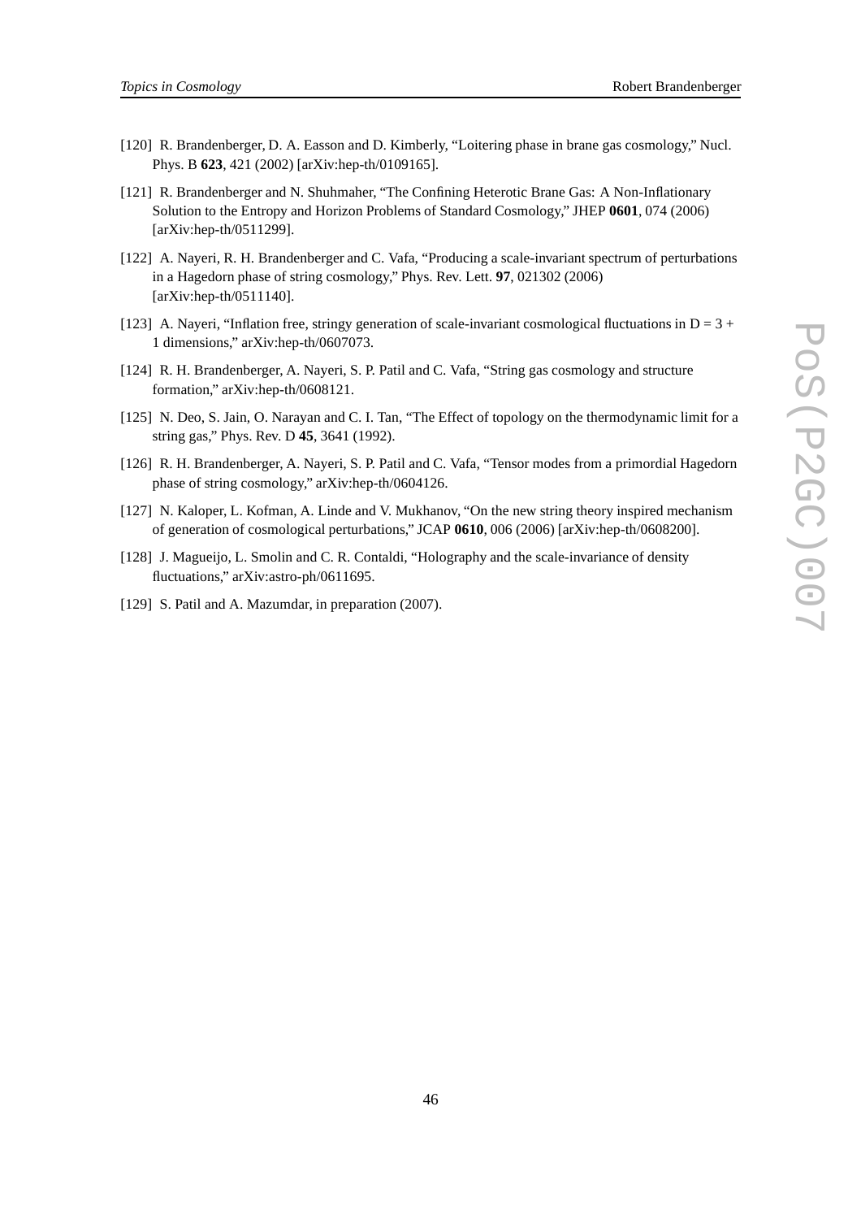[120] R. Brandenberger, D. A. Easson and D. Kimberly, "Loitering phase in brane gas cosmology," Nucl. Phys. B **623**, 421 (2002) [arXiv:hep-th/0109165].

[121] R. Brandenberger and N. Shuhmaher, "The Confining Heterotic Brane Gas: A Non-Inflationary Solution to the Entropy and Horizon Problems of Standard Cosmology," JHEP **0601**, 074 (2006) [arXiv:hep-th/0511299].

[122] A. Nayeri, R. H. Brandenberger and C. Vafa, "Producing a scale-invariant spectrum of perturbations in a Hagedorn phase of string cosmology," Phys. Rev. Lett. **97**, 021302 (2006) [arXiv:hep-th/0511140].

[123] A. Nayeri, "Inflation free, stringy generation of scale-invariant cosmological fluctuations in D = 3 + 1 dimensions," arXiv:hep-th/0607073.

[124] R. H. Brandenberger, A. Nayeri, S. P. Patil and C. Vafa, "String gas cosmology and structure formation," arXiv:hep-th/0608121.

[125] N. Deo, S. Jain, O. Narayan and C. I. Tan, "The Effect of topology on the thermodynamic limit for a string gas," Phys. Rev. D **45**, 3641 (1992).

[126] R. H. Brandenberger, A. Nayeri, S. P. Patil and C. Vafa, "Tensor modes from a primordial Hagedorn phase of string cosmology," arXiv:hep-th/0604126.

[127] N. Kaloper, L. Kofman, A. Linde and V. Mukhanov, "On the new string theory inspired mechanism of generation of cosmological perturbations," JCAP **0610**, 006 (2006) [arXiv:hep-th/0608200].

[128] J. Magueijo, L. Smolin and C. R. Contaldi, "Holography and the scale-invariance of density fluctuations," arXiv:astro-ph/0611695.

[129] S. Patil and A. Mazumdar, in preparation (2007).